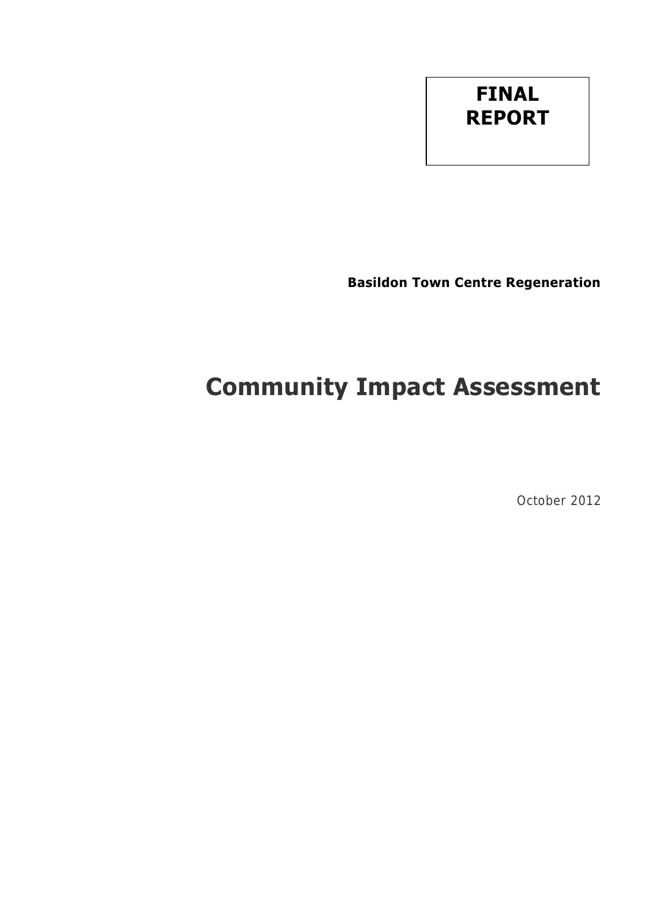**FINAL REPORT**

**Basildon Town Centre Regeneration**

# Community Impact Assessment

October 2012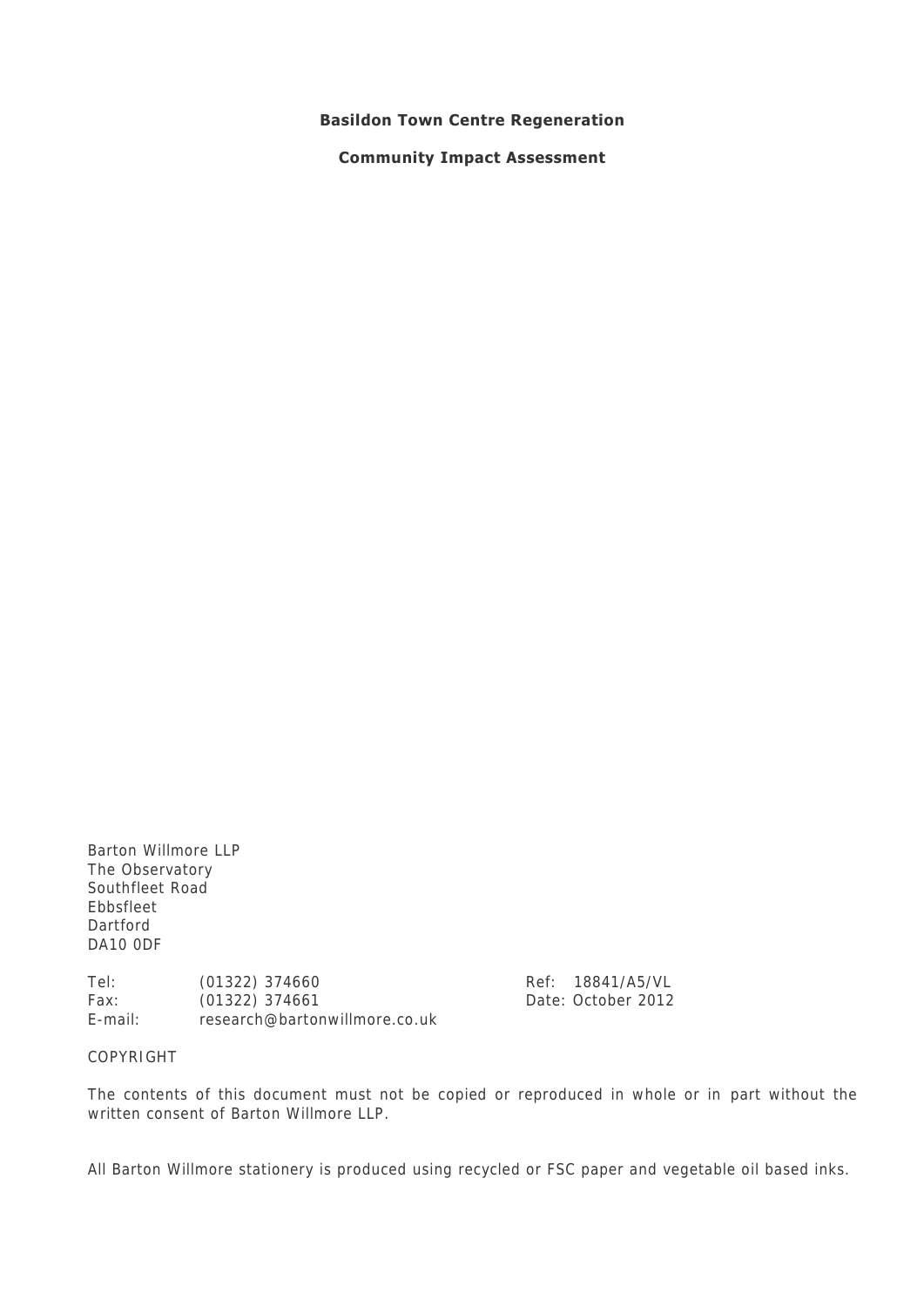**Basildon Town Centre Regeneration**

**Community Impact Assessment**

Barton Willmore LLP
The Observatory
Southfleet Road
Ebbsfleet
Dartford
DA10 0DF

Tel: (01322) 374660
Fax: (01322) 374661
E-mail: research@bartonwillmore.co.uk

Ref: 18841/A5/VL
Date: October 2012

COPYRIGHT

The contents of this document must not be copied or reproduced in whole or in part without the written consent of Barton Willmore LLP.

All Barton Willmore stationery is produced using recycled or FSC paper and vegetable oil based inks.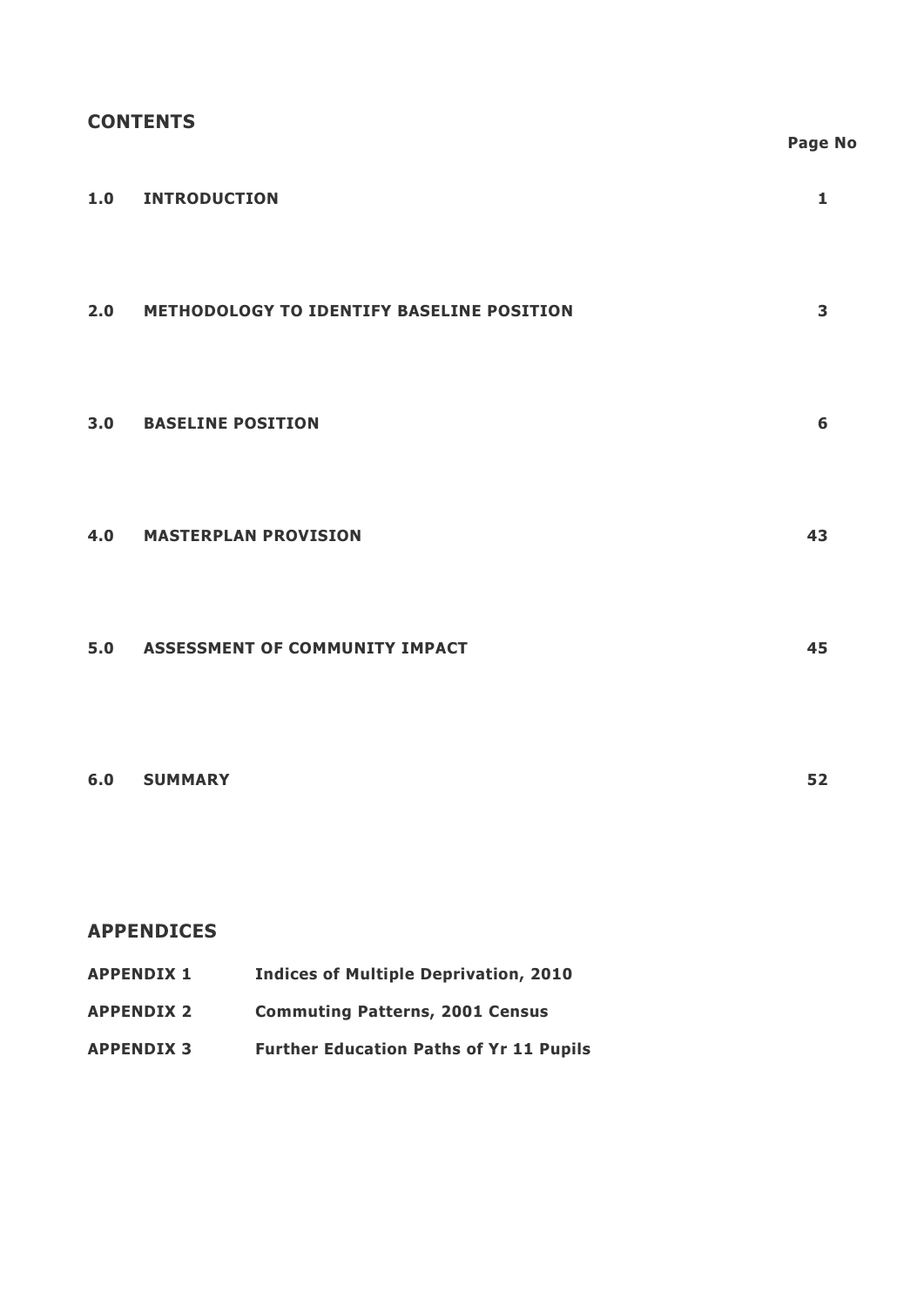## CONTENTS

| | | Page No |
|---|---|---|
| **1.0** | **INTRODUCTION** | **1** |
| **2.0** | **METHODOLOGY TO IDENTIFY BASELINE POSITION** | **3** |
| **3.0** | **BASELINE POSITION** | **6** |
| **4.0** | **MASTERPLAN PROVISION** | **43** |
| **5.0** | **ASSESSMENT OF COMMUNITY IMPACT** | **45** |
| **6.0** | **SUMMARY** | **52** |

## APPENDICES

| | |
|---|---|
| **APPENDIX 1** | **Indices of Multiple Deprivation, 2010** |
| **APPENDIX 2** | **Commuting Patterns, 2001 Census** |
| **APPENDIX 3** | **Further Education Paths of Yr 11 Pupils** |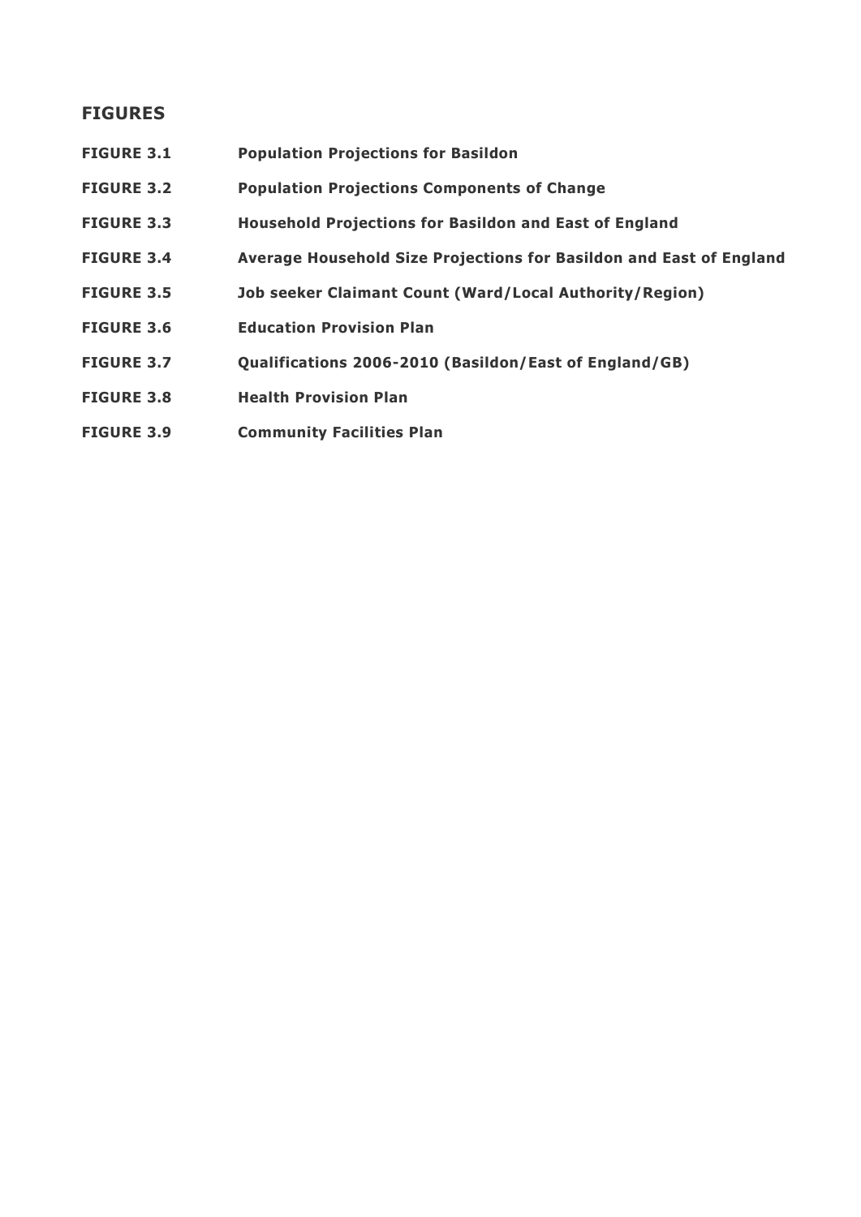## FIGURES

| | |
|---|---|
| **FIGURE 3.1** | **Population Projections for Basildon** |
| **FIGURE 3.2** | **Population Projections Components of Change** |
| **FIGURE 3.3** | **Household Projections for Basildon and East of England** |
| **FIGURE 3.4** | **Average Household Size Projections for Basildon and East of England** |
| **FIGURE 3.5** | **Job seeker Claimant Count (Ward/Local Authority/Region)** |
| **FIGURE 3.6** | **Education Provision Plan** |
| **FIGURE 3.7** | **Qualifications 2006-2010 (Basildon/East of England/GB)** |
| **FIGURE 3.8** | **Health Provision Plan** |
| **FIGURE 3.9** | **Community Facilities Plan** |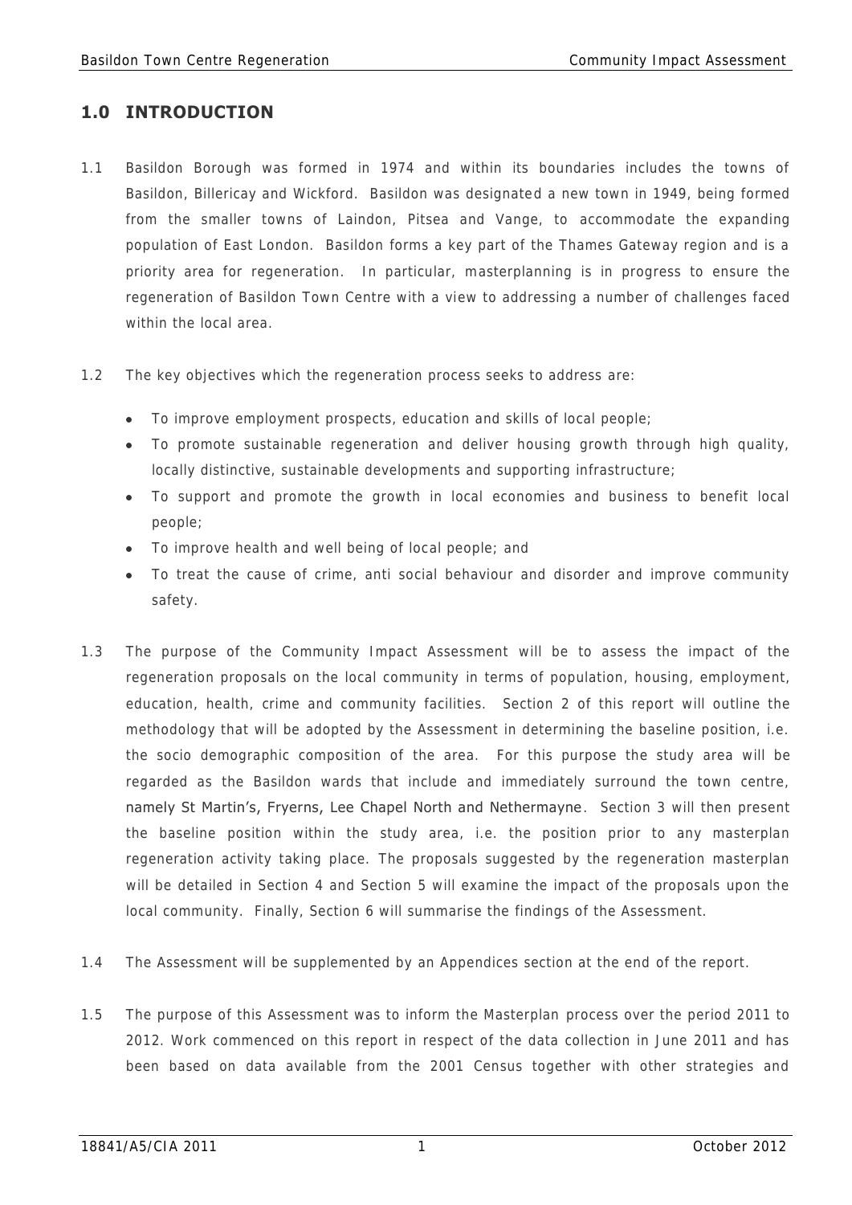## 1.0 INTRODUCTION

1.1 Basildon Borough was formed in 1974 and within its boundaries includes the towns of Basildon, Billericay and Wickford. Basildon was designated a new town in 1949, being formed from the smaller towns of Laindon, Pitsea and Vange, to accommodate the expanding population of East London. Basildon forms a key part of the Thames Gateway region and is a priority area for regeneration. In particular, masterplanning is in progress to ensure the regeneration of Basildon Town Centre with a view to addressing a number of challenges faced within the local area.

1.2 The key objectives which the regeneration process seeks to address are:

- To improve employment prospects, education and skills of local people;
- To promote sustainable regeneration and deliver housing growth through high quality, locally distinctive, sustainable developments and supporting infrastructure;
- To support and promote the growth in local economies and business to benefit local people;
- To improve health and well being of local people; and
- To treat the cause of crime, anti social behaviour and disorder and improve community safety.

1.3 The purpose of the Community Impact Assessment will be to assess the impact of the regeneration proposals on the local community in terms of population, housing, employment, education, health, crime and community facilities. Section 2 of this report will outline the methodology that will be adopted by the Assessment in determining the baseline position, i.e. the socio demographic composition of the area. For this purpose the study area will be regarded as the Basildon wards that include and immediately surround the town centre, namely St Martin's, Fryerns, Lee Chapel North and Nethermayne. Section 3 will then present the baseline position within the study area, i.e. the position prior to any masterplan regeneration activity taking place. The proposals suggested by the regeneration masterplan will be detailed in Section 4 and Section 5 will examine the impact of the proposals upon the local community. Finally, Section 6 will summarise the findings of the Assessment.

1.4 The Assessment will be supplemented by an Appendices section at the end of the report.

1.5 The purpose of this Assessment was to inform the Masterplan process over the period 2011 to 2012. Work commenced on this report in respect of the data collection in June 2011 and has been based on data available from the 2001 Census together with other strategies and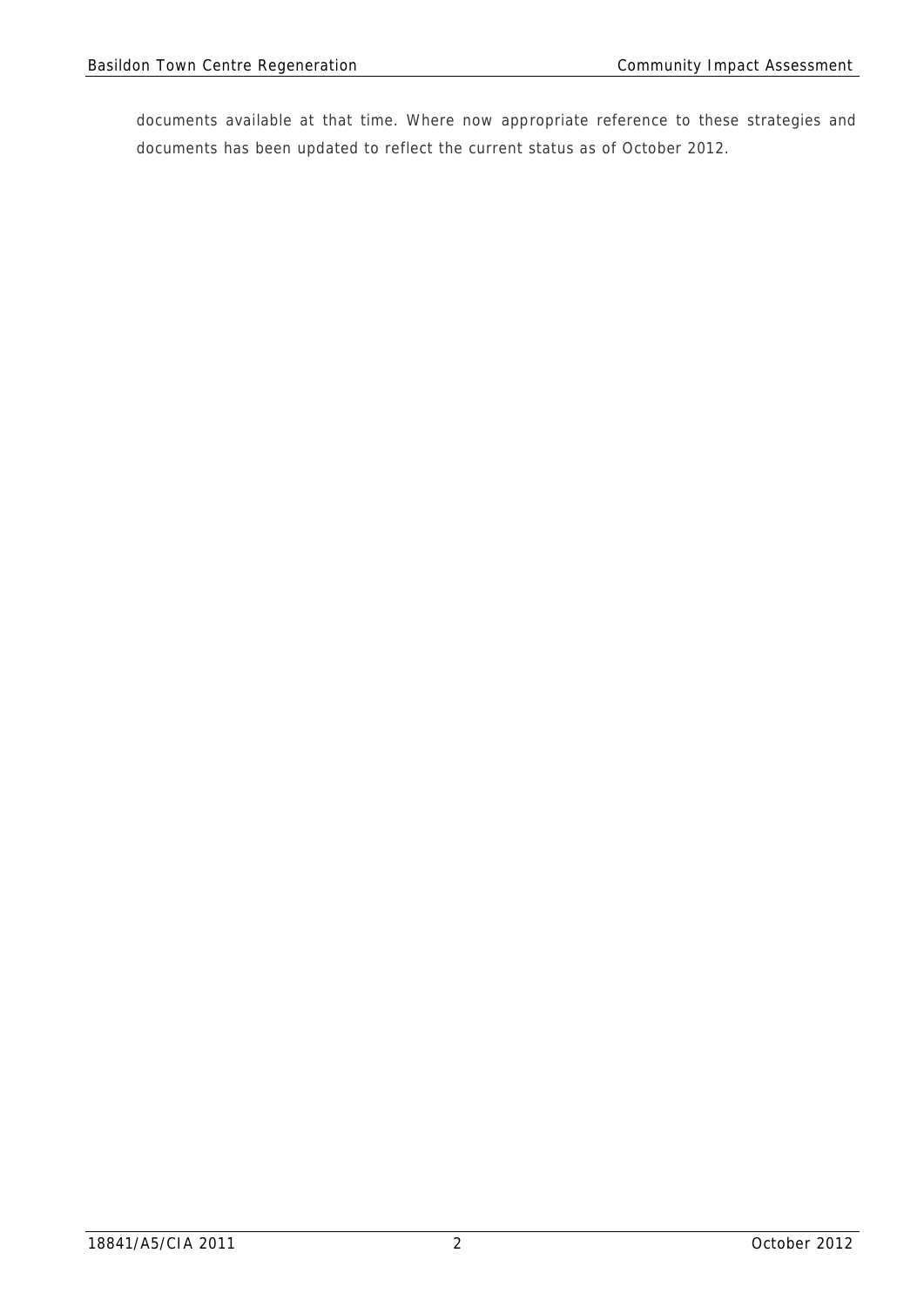documents available at that time. Where now appropriate reference to these strategies and documents has been updated to reflect the current status as of October 2012.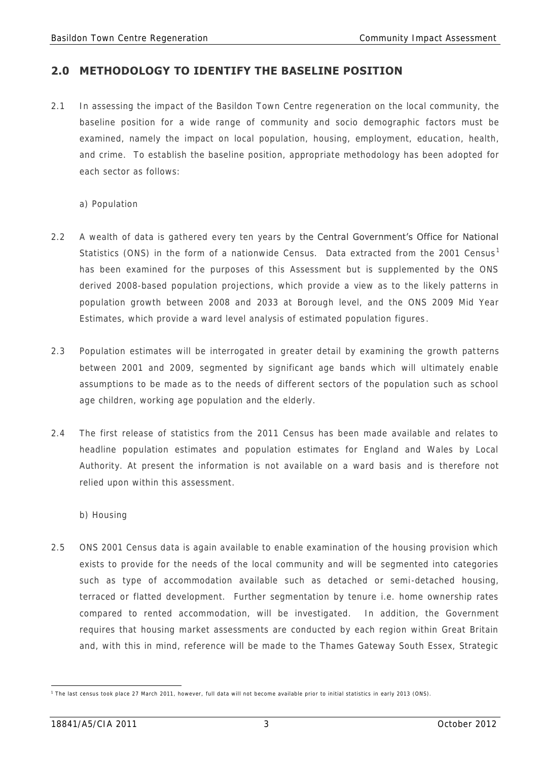## 2.0 METHODOLOGY TO IDENTIFY THE BASELINE POSITION

2.1 In assessing the impact of the Basildon Town Centre regeneration on the local community, the baseline position for a wide range of community and socio demographic factors must be examined, namely the impact on local population, housing, employment, education, health, and crime. To establish the baseline position, appropriate methodology has been adopted for each sector as follows:

a) Population

2.2 A wealth of data is gathered every ten years by the Central Government's Office for National Statistics (ONS) in the form of a nationwide Census. Data extracted from the 2001 Census[1] has been examined for the purposes of this Assessment but is supplemented by the ONS derived 2008-based population projections, which provide a view as to the likely patterns in population growth between 2008 and 2033 at Borough level, and the ONS 2009 Mid Year Estimates, which provide a ward level analysis of estimated population figures.

2.3 Population estimates will be interrogated in greater detail by examining the growth patterns between 2001 and 2009, segmented by significant age bands which will ultimately enable assumptions to be made as to the needs of different sectors of the population such as school age children, working age population and the elderly.

2.4 The first release of statistics from the 2011 Census has been made available and relates to headline population estimates and population estimates for England and Wales by Local Authority. At present the information is not available on a ward basis and is therefore not relied upon within this assessment.

b) Housing

2.5 ONS 2001 Census data is again available to enable examination of the housing provision which exists to provide for the needs of the local community and will be segmented into categories such as type of accommodation available such as detached or semi-detached housing, terraced or flatted development. Further segmentation by tenure i.e. home ownership rates compared to rented accommodation, will be investigated. In addition, the Government requires that housing market assessments are conducted by each region within Great Britain and, with this in mind, reference will be made to the Thames Gateway South Essex, Strategic

---

[1] The last census took place 27 March 2011, however, full data will not become available prior to initial statistics in early 2013 (ONS).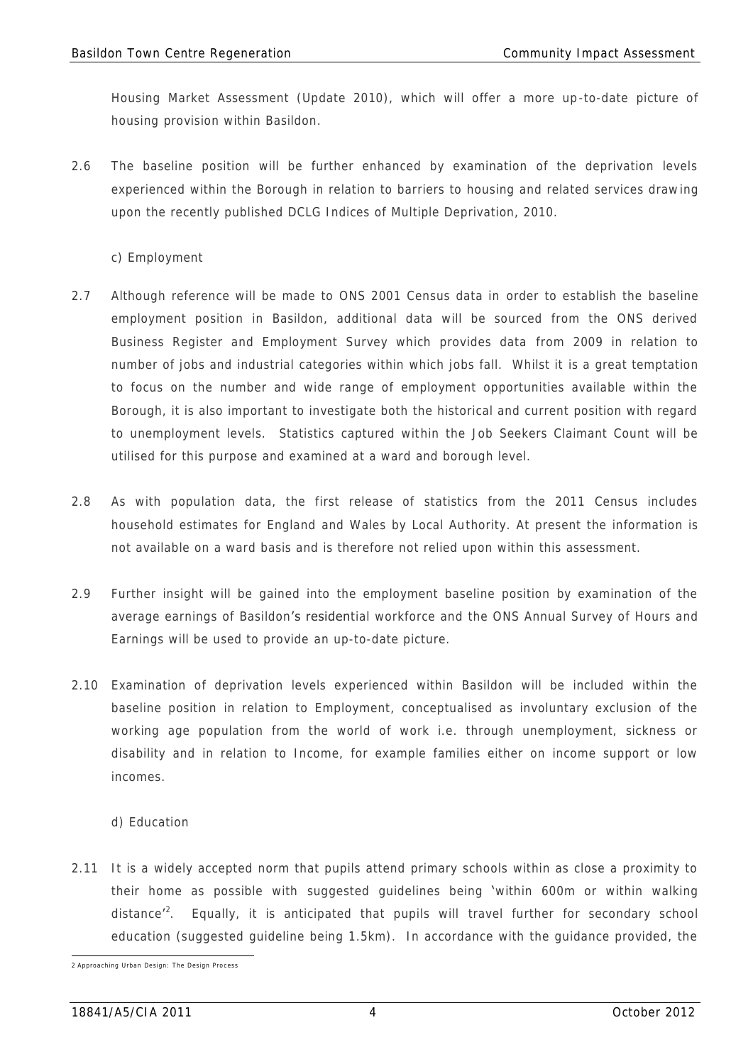Housing Market Assessment (Update 2010), which will offer a more up-to-date picture of housing provision within Basildon.

2.6 The baseline position will be further enhanced by examination of the deprivation levels experienced within the Borough in relation to barriers to housing and related services drawing upon the recently published DCLG Indices of Multiple Deprivation, 2010.

c) Employment

2.7 Although reference will be made to ONS 2001 Census data in order to establish the baseline employment position in Basildon, additional data will be sourced from the ONS derived Business Register and Employment Survey which provides data from 2009 in relation to number of jobs and industrial categories within which jobs fall. Whilst it is a great temptation to focus on the number and wide range of employment opportunities available within the Borough, it is also important to investigate both the historical and current position with regard to unemployment levels. Statistics captured within the Job Seekers Claimant Count will be utilised for this purpose and examined at a ward and borough level.

2.8 As with population data, the first release of statistics from the 2011 Census includes household estimates for England and Wales by Local Authority. At present the information is not available on a ward basis and is therefore not relied upon within this assessment.

2.9 Further insight will be gained into the employment baseline position by examination of the average earnings of Basildon's residential workforce and the ONS Annual Survey of Hours and Earnings will be used to provide an up-to-date picture.

2.10 Examination of deprivation levels experienced within Basildon will be included within the baseline position in relation to Employment, conceptualised as involuntary exclusion of the working age population from the world of work i.e. through unemployment, sickness or disability and in relation to Income, for example families either on income support or low incomes.

d) Education

2.11 It is a widely accepted norm that pupils attend primary schools within as close a proximity to their home as possible with suggested guidelines being 'within 600m or within walking distance'[2]. Equally, it is anticipated that pupils will travel further for secondary school education (suggested guideline being 1.5km). In accordance with the guidance provided, the

[2] Approaching Urban Design: The Design Process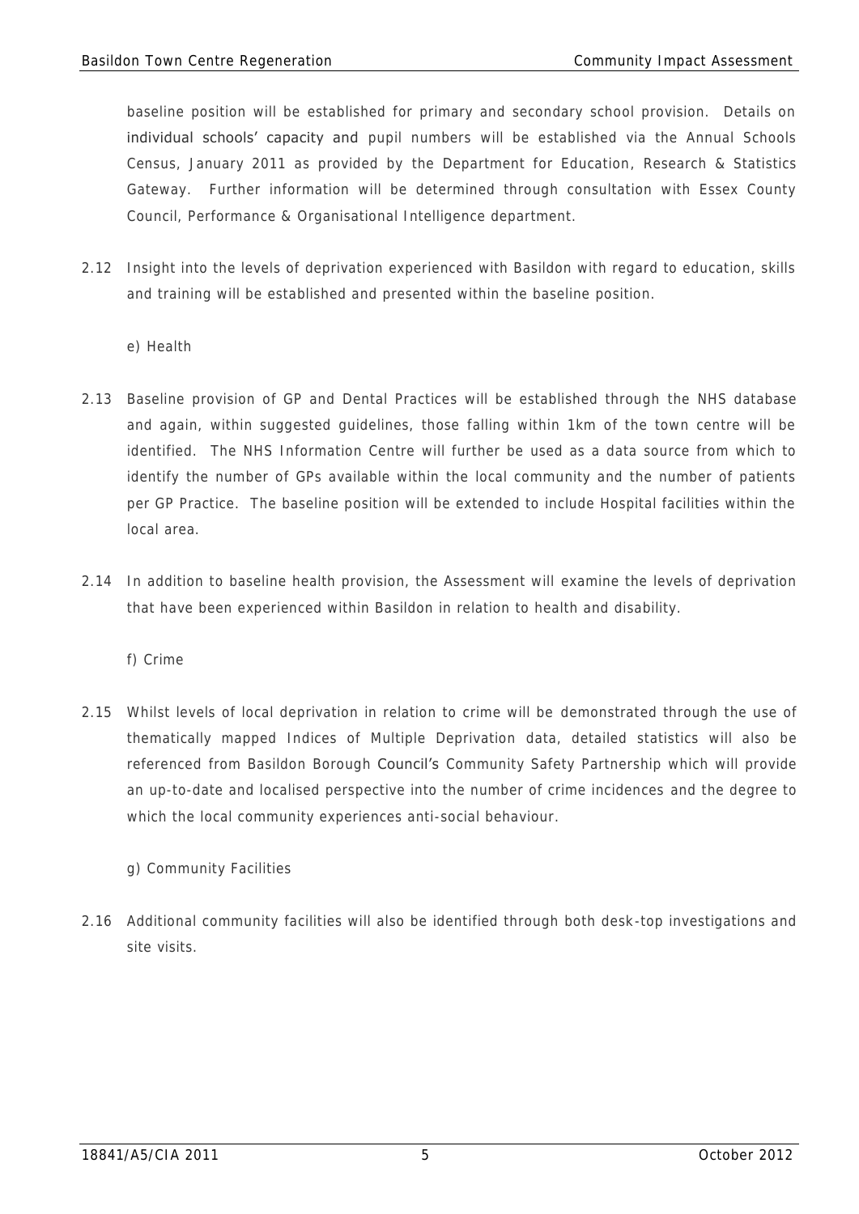baseline position will be established for primary and secondary school provision. Details on individual schools' capacity and pupil numbers will be established via the Annual Schools Census, January 2011 as provided by the Department for Education, Research & Statistics Gateway. Further information will be determined through consultation with Essex County Council, Performance & Organisational Intelligence department.

2.12 Insight into the levels of deprivation experienced with Basildon with regard to education, skills and training will be established and presented within the baseline position.

e) Health

2.13 Baseline provision of GP and Dental Practices will be established through the NHS database and again, within suggested guidelines, those falling within 1km of the town centre will be identified. The NHS Information Centre will further be used as a data source from which to identify the number of GPs available within the local community and the number of patients per GP Practice. The baseline position will be extended to include Hospital facilities within the local area.

2.14 In addition to baseline health provision, the Assessment will examine the levels of deprivation that have been experienced within Basildon in relation to health and disability.

f) Crime

2.15 Whilst levels of local deprivation in relation to crime will be demonstrated through the use of thematically mapped Indices of Multiple Deprivation data, detailed statistics will also be referenced from Basildon Borough Council's Community Safety Partnership which will provide an up-to-date and localised perspective into the number of crime incidences and the degree to which the local community experiences anti-social behaviour.

g) Community Facilities

2.16 Additional community facilities will also be identified through both desk-top investigations and site visits.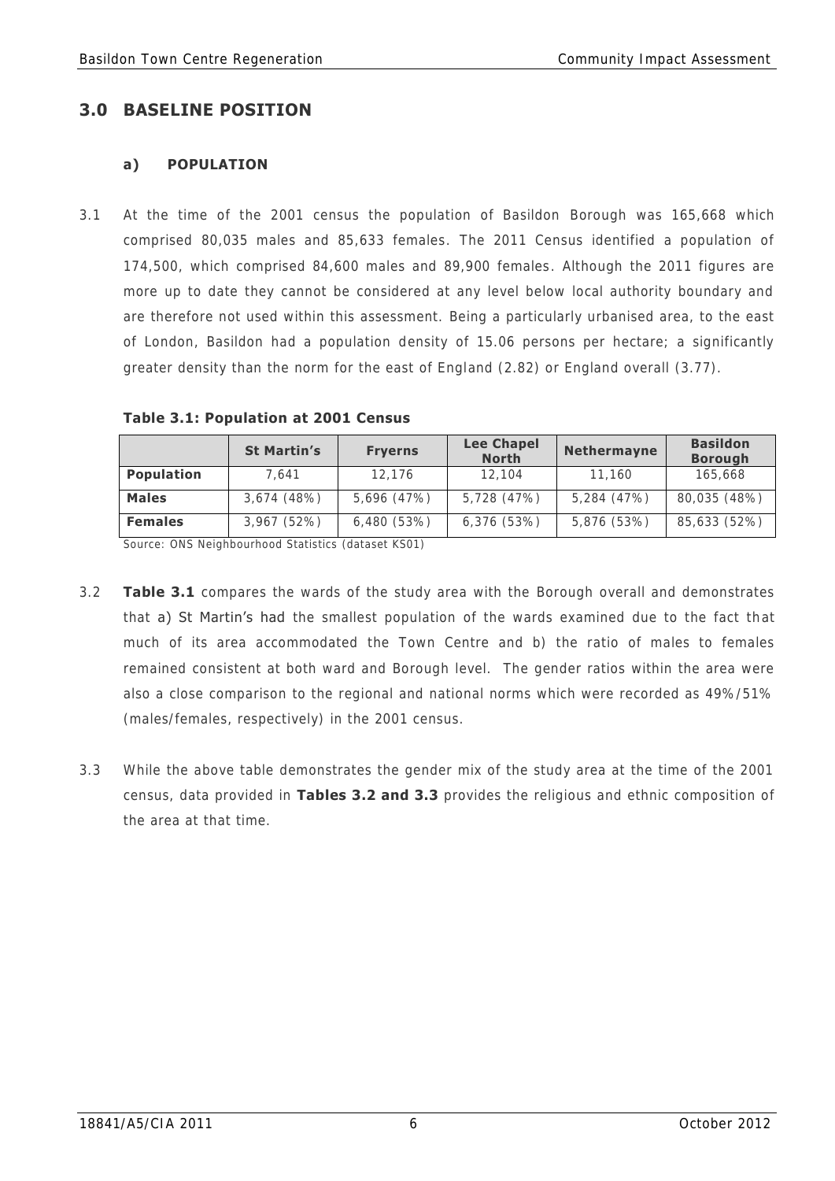## 3.0 BASELINE POSITION

### a) POPULATION

3.1 At the time of the 2001 census the population of Basildon Borough was 165,668 which comprised 80,035 males and 85,633 females. The 2011 Census identified a population of 174,500, which comprised 84,600 males and 89,900 females. Although the 2011 figures are more up to date they cannot be considered at any level below local authority boundary and are therefore not used within this assessment. Being a particularly urbanised area, to the east of London, Basildon had a population density of 15.06 persons per hectare; a significantly greater density than the norm for the east of England (2.82) or England overall (3.77).

**Table 3.1: Population at 2001 Census**

| | St Martin's | Fryerns | Lee Chapel North | Nethermayne | Basildon Borough |
|---|---|---|---|---|---|
| **Population** | 7,641 | 12,176 | 12,104 | 11,160 | 165,668 |
| **Males** | 3,674 (48%) | 5,696 (47%) | 5,728 (47%) | 5,284 (47%) | 80,035 (48%) |
| **Females** | 3,967 (52%) | 6,480 (53%) | 6,376 (53%) | 5,876 (53%) | 85,633 (52%) |

Source: ONS Neighbourhood Statistics (dataset KS01)

3.2 **Table 3.1** compares the wards of the study area with the Borough overall and demonstrates that a) St Martin's had the smallest population of the wards examined due to the fact that much of its area accommodated the Town Centre and b) the ratio of males to females remained consistent at both ward and Borough level. The gender ratios within the area were also a close comparison to the regional and national norms which were recorded as 49%/51% (males/females, respectively) in the 2001 census.

3.3 While the above table demonstrates the gender mix of the study area at the time of the 2001 census, data provided in **Tables 3.2 and 3.3** provides the religious and ethnic composition of the area at that time.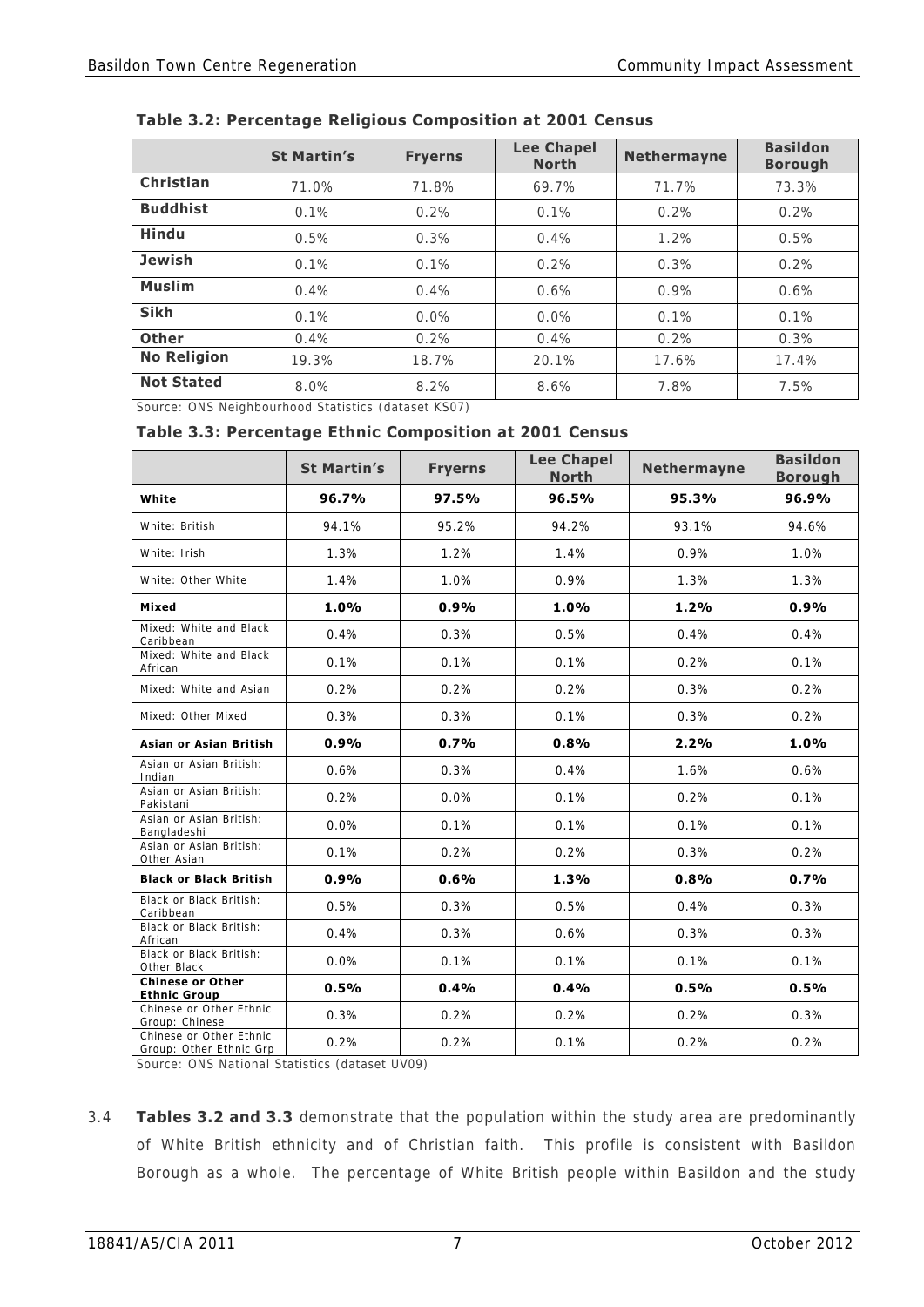**Table 3.2: Percentage Religious Composition at 2001 Census**

| | St Martin's | Fryerns | Lee Chapel North | Nethermayne | Basildon Borough |
|---|---|---|---|---|---|
| **Christian** | 71.0% | 71.8% | 69.7% | 71.7% | 73.3% |
| **Buddhist** | 0.1% | 0.2% | 0.1% | 0.2% | 0.2% |
| **Hindu** | 0.5% | 0.3% | 0.4% | 1.2% | 0.5% |
| **Jewish** | 0.1% | 0.1% | 0.2% | 0.3% | 0.2% |
| **Muslim** | 0.4% | 0.4% | 0.6% | 0.9% | 0.6% |
| **Sikh** | 0.1% | 0.0% | 0.0% | 0.1% | 0.1% |
| **Other** | 0.4% | 0.2% | 0.4% | 0.2% | 0.3% |
| **No Religion** | 19.3% | 18.7% | 20.1% | 17.6% | 17.4% |
| **Not Stated** | 8.0% | 8.2% | 8.6% | 7.8% | 7.5% |

Source: ONS Neighbourhood Statistics (dataset KS07)

**Table 3.3: Percentage Ethnic Composition at 2001 Census**

| | St Martin's | Fryerns | Lee Chapel North | Nethermayne | Basildon Borough |
|---|---|---|---|---|---|
| **White** | **96.7%** | **97.5%** | **96.5%** | **95.3%** | **96.9%** |
| White: British | 94.1% | 95.2% | 94.2% | 93.1% | 94.6% |
| White: Irish | 1.3% | 1.2% | 1.4% | 0.9% | 1.0% |
| White: Other White | 1.4% | 1.0% | 0.9% | 1.3% | 1.3% |
| **Mixed** | **1.0%** | **0.9%** | **1.0%** | **1.2%** | **0.9%** |
| Mixed: White and Black Caribbean | 0.4% | 0.3% | 0.5% | 0.4% | 0.4% |
| Mixed: White and Black African | 0.1% | 0.1% | 0.1% | 0.2% | 0.1% |
| Mixed: White and Asian | 0.2% | 0.2% | 0.2% | 0.3% | 0.2% |
| Mixed: Other Mixed | 0.3% | 0.3% | 0.1% | 0.3% | 0.2% |
| **Asian or Asian British** | **0.9%** | **0.7%** | **0.8%** | **2.2%** | **1.0%** |
| Asian or Asian British: Indian | 0.6% | 0.3% | 0.4% | 1.6% | 0.6% |
| Asian or Asian British: Pakistani | 0.2% | 0.0% | 0.1% | 0.2% | 0.1% |
| Asian or Asian British: Bangladeshi | 0.0% | 0.1% | 0.1% | 0.1% | 0.1% |
| Asian or Asian British: Other Asian | 0.1% | 0.2% | 0.2% | 0.3% | 0.2% |
| **Black or Black British** | **0.9%** | **0.6%** | **1.3%** | **0.8%** | **0.7%** |
| Black or Black British: Caribbean | 0.5% | 0.3% | 0.5% | 0.4% | 0.3% |
| Black or Black British: African | 0.4% | 0.3% | 0.6% | 0.3% | 0.3% |
| Black or Black British: Other Black | 0.0% | 0.1% | 0.1% | 0.1% | 0.1% |
| **Chinese or Other Ethnic Group** | **0.5%** | **0.4%** | **0.4%** | **0.5%** | **0.5%** |
| Chinese or Other Ethnic Group: Chinese | 0.3% | 0.2% | 0.2% | 0.2% | 0.3% |
| Chinese or Other Ethnic Group: Other Ethnic Grp | 0.2% | 0.2% | 0.1% | 0.2% | 0.2% |

Source: ONS National Statistics (dataset UV09)

3.4 **Tables 3.2 and 3.3** demonstrate that the population within the study area are predominantly of White British ethnicity and of Christian faith. This profile is consistent with Basildon Borough as a whole. The percentage of White British people within Basildon and the study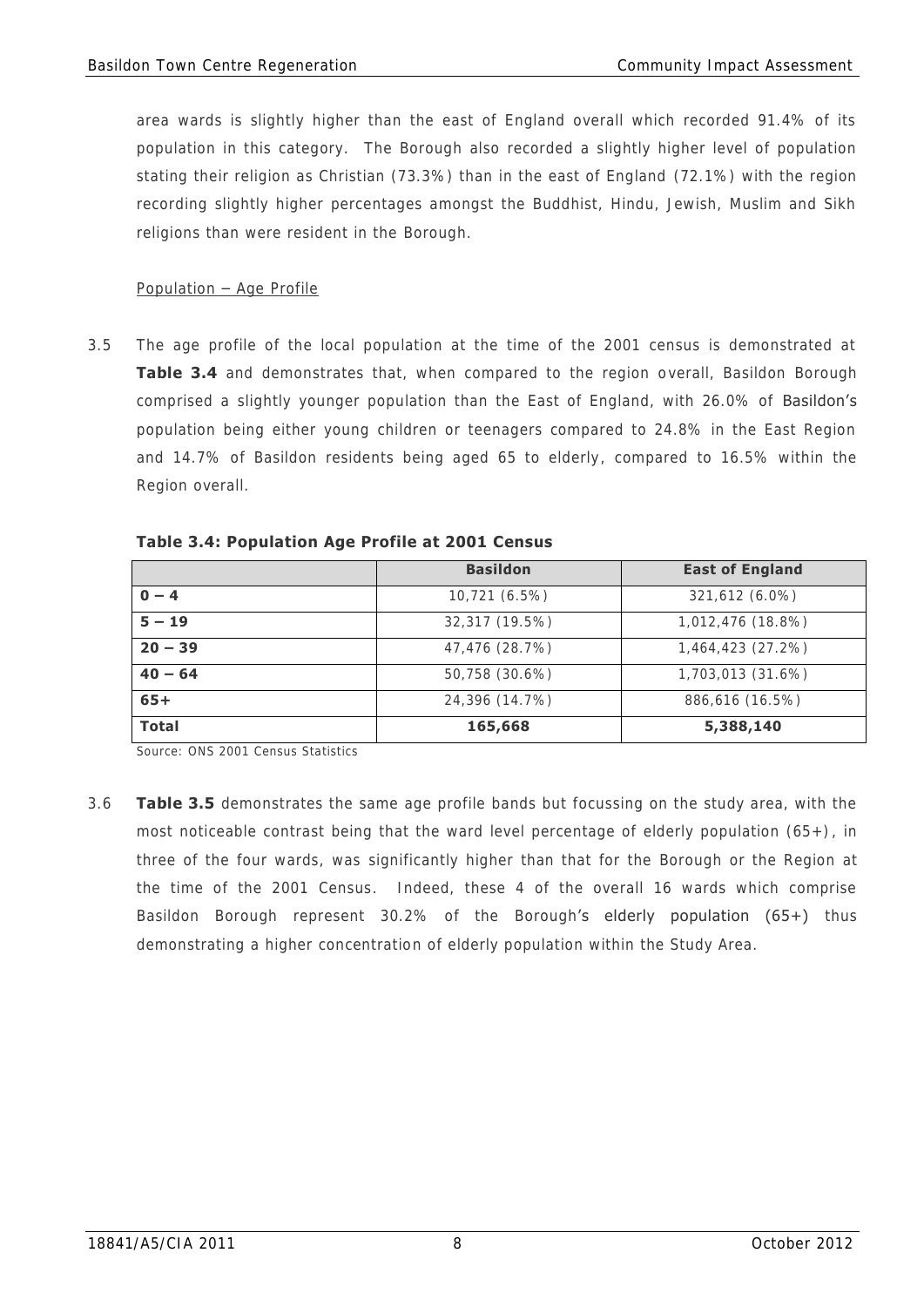area wards is slightly higher than the east of England overall which recorded 91.4% of its population in this category. The Borough also recorded a slightly higher level of population stating their religion as Christian (73.3%) than in the east of England (72.1%) with the region recording slightly higher percentages amongst the Buddhist, Hindu, Jewish, Muslim and Sikh religions than were resident in the Borough.

Population – Age Profile

3.5 The age profile of the local population at the time of the 2001 census is demonstrated at **Table 3.4** and demonstrates that, when compared to the region overall, Basildon Borough comprised a slightly younger population than the East of England, with 26.0% of Basildon's population being either young children or teenagers compared to 24.8% in the East Region and 14.7% of Basildon residents being aged 65 to elderly, compared to 16.5% within the Region overall.

**Table 3.4: Population Age Profile at 2001 Census**

| | Basildon | East of England |
|---|---|---|
| **0 – 4** | 10,721 (6.5%) | 321,612 (6.0%) |
| **5 – 19** | 32,317 (19.5%) | 1,012,476 (18.8%) |
| **20 – 39** | 47,476 (28.7%) | 1,464,423 (27.2%) |
| **40 – 64** | 50,758 (30.6%) | 1,703,013 (31.6%) |
| **65+** | 24,396 (14.7%) | 886,616 (16.5%) |
| **Total** | **165,668** | **5,388,140** |

Source: ONS 2001 Census Statistics

3.6 **Table 3.5** demonstrates the same age profile bands but focussing on the study area, with the most noticeable contrast being that the ward level percentage of elderly population (65+), in three of the four wards, was significantly higher than that for the Borough or the Region at the time of the 2001 Census. Indeed, these 4 of the overall 16 wards which comprise Basildon Borough represent 30.2% of the Borough's elderly population (65+) thus demonstrating a higher concentration of elderly population within the Study Area.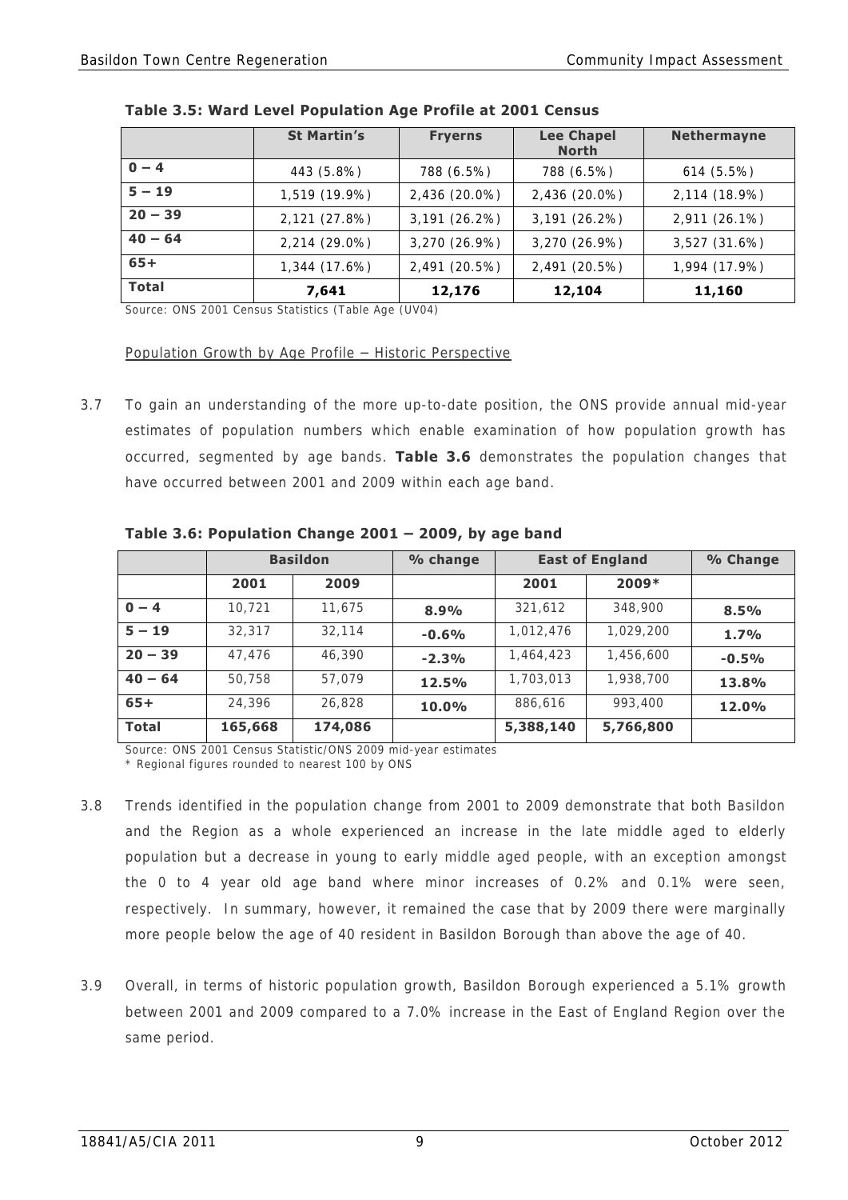**Table 3.5: Ward Level Population Age Profile at 2001 Census**

| | St Martin's | Fryerns | Lee Chapel North | Nethermayne |
|---|---|---|---|---|
| **0 – 4** | 443 (5.8%) | 788 (6.5%) | 788 (6.5%) | 614 (5.5%) |
| **5 – 19** | 1,519 (19.9%) | 2,436 (20.0%) | 2,436 (20.0%) | 2,114 (18.9%) |
| **20 – 39** | 2,121 (27.8%) | 3,191 (26.2%) | 3,191 (26.2%) | 2,911 (26.1%) |
| **40 – 64** | 2,214 (29.0%) | 3,270 (26.9%) | 3,270 (26.9%) | 3,527 (31.6%) |
| **65+** | 1,344 (17.6%) | 2,491 (20.5%) | 2,491 (20.5%) | 1,994 (17.9%) |
| **Total** | **7,641** | **12,176** | **12,104** | **11,160** |

Source: ONS 2001 Census Statistics (Table Age (UV04)

Population Growth by Age Profile – Historic Perspective

3.7 To gain an understanding of the more up-to-date position, the ONS provide annual mid-year estimates of population numbers which enable examination of how population growth has occurred, segmented by age bands. **Table 3.6** demonstrates the population changes that have occurred between 2001 and 2009 within each age band.

**Table 3.6: Population Change 2001 – 2009, by age band**

| | Basildon | | % change | East of England | | % Change |
|---|---|---|---|---|---|---|
| | **2001** | **2009** | | **2001** | **2009*** | |
| **0 – 4** | 10,721 | 11,675 | **8.9%** | 321,612 | 348,900 | **8.5%** |
| **5 – 19** | 32,317 | 32,114 | **-0.6%** | 1,012,476 | 1,029,200 | **1.7%** |
| **20 – 39** | 47,476 | 46,390 | **-2.3%** | 1,464,423 | 1,456,600 | **-0.5%** |
| **40 – 64** | 50,758 | 57,079 | **12.5%** | 1,703,013 | 1,938,700 | **13.8%** |
| **65+** | 24,396 | 26,828 | **10.0%** | 886,616 | 993,400 | **12.0%** |
| **Total** | **165,668** | **174,086** | | **5,388,140** | **5,766,800** | |

Source: ONS 2001 Census Statistic/ONS 2009 mid-year estimates
* Regional figures rounded to nearest 100 by ONS

3.8 Trends identified in the population change from 2001 to 2009 demonstrate that both Basildon and the Region as a whole experienced an increase in the late middle aged to elderly population but a decrease in young to early middle aged people, with an exception amongst the 0 to 4 year old age band where minor increases of 0.2% and 0.1% were seen, respectively. In summary, however, it remained the case that by 2009 there were marginally more people below the age of 40 resident in Basildon Borough than above the age of 40.

3.9 Overall, in terms of historic population growth, Basildon Borough experienced a 5.1% growth between 2001 and 2009 compared to a 7.0% increase in the East of England Region over the same period.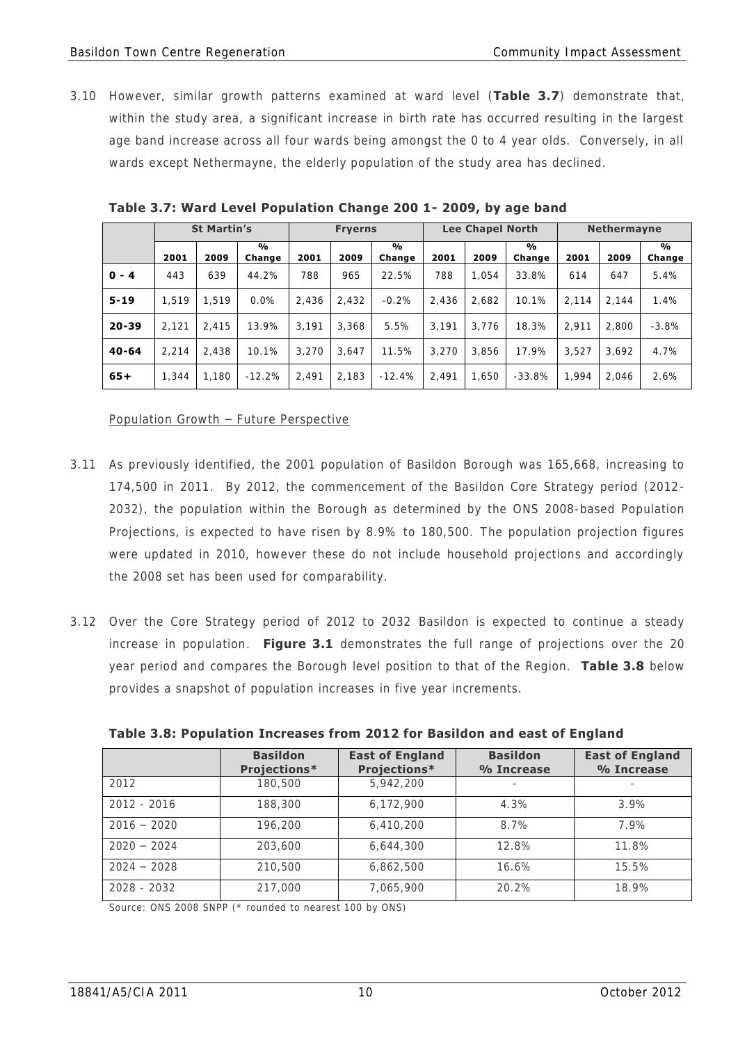3.10 However, similar growth patterns examined at ward level (**Table 3.7**) demonstrate that, within the study area, a significant increase in birth rate has occurred resulting in the largest age band increase across all four wards being amongst the 0 to 4 year olds. Conversely, in all wards except Nethermayne, the elderly population of the study area has declined.

**Table 3.7: Ward Level Population Change 200 1- 2009, by age band**

| | St Martin's | | | Fryerns | | | Lee Chapel North | | | Nethermayne | | |
|---|---|---|---|---|---|---|---|---|---|---|---|---|
| | 2001 | 2009 | % Change | 2001 | 2009 | % Change | 2001 | 2009 | % Change | 2001 | 2009 | % Change |
| **0 - 4** | 443 | 639 | 44.2% | 788 | 965 | 22.5% | 788 | 1,054 | 33.8% | 614 | 647 | 5.4% |
| **5-19** | 1,519 | 1,519 | 0.0% | 2,436 | 2,432 | -0.2% | 2,436 | 2,682 | 10.1% | 2,114 | 2,144 | 1.4% |
| **20-39** | 2,121 | 2,415 | 13.9% | 3,191 | 3,368 | 5.5% | 3,191 | 3,776 | 18.3% | 2,911 | 2,800 | -3.8% |
| **40-64** | 2,214 | 2,438 | 10.1% | 3,270 | 3,647 | 11.5% | 3,270 | 3,856 | 17.9% | 3,527 | 3,692 | 4.7% |
| **65+** | 1,344 | 1,180 | -12.2% | 2,491 | 2,183 | -12.4% | 2,491 | 1,650 | -33.8% | 1,994 | 2,046 | 2.6% |

Population Growth – Future Perspective

3.11 As previously identified, the 2001 population of Basildon Borough was 165,668, increasing to 174,500 in 2011. By 2012, the commencement of the Basildon Core Strategy period (2012-2032), the population within the Borough as determined by the ONS 2008-based Population Projections, is expected to have risen by 8.9% to 180,500. The population projection figures were updated in 2010, however these do not include household projections and accordingly the 2008 set has been used for comparability.

3.12 Over the Core Strategy period of 2012 to 2032 Basildon is expected to continue a steady increase in population. **Figure 3.1** demonstrates the full range of projections over the 20 year period and compares the Borough level position to that of the Region. **Table 3.8** below provides a snapshot of population increases in five year increments.

**Table 3.8: Population Increases from 2012 for Basildon and east of England**

| | Basildon Projections* | East of England Projections* | Basildon % Increase | East of England % Increase |
|---|---|---|---|---|
| 2012 | 180,500 | 5,942,200 | - | - |
| 2012 - 2016 | 188,300 | 6,172,900 | 4.3% | 3.9% |
| 2016 – 2020 | 196,200 | 6,410,200 | 8.7% | 7.9% |
| 2020 – 2024 | 203,600 | 6,644,300 | 12.8% | 11.8% |
| 2024 – 2028 | 210,500 | 6,862,500 | 16.6% | 15.5% |
| 2028 - 2032 | 217,000 | 7,065,900 | 20.2% | 18.9% |

Source: ONS 2008 SNPP (* rounded to nearest 100 by ONS)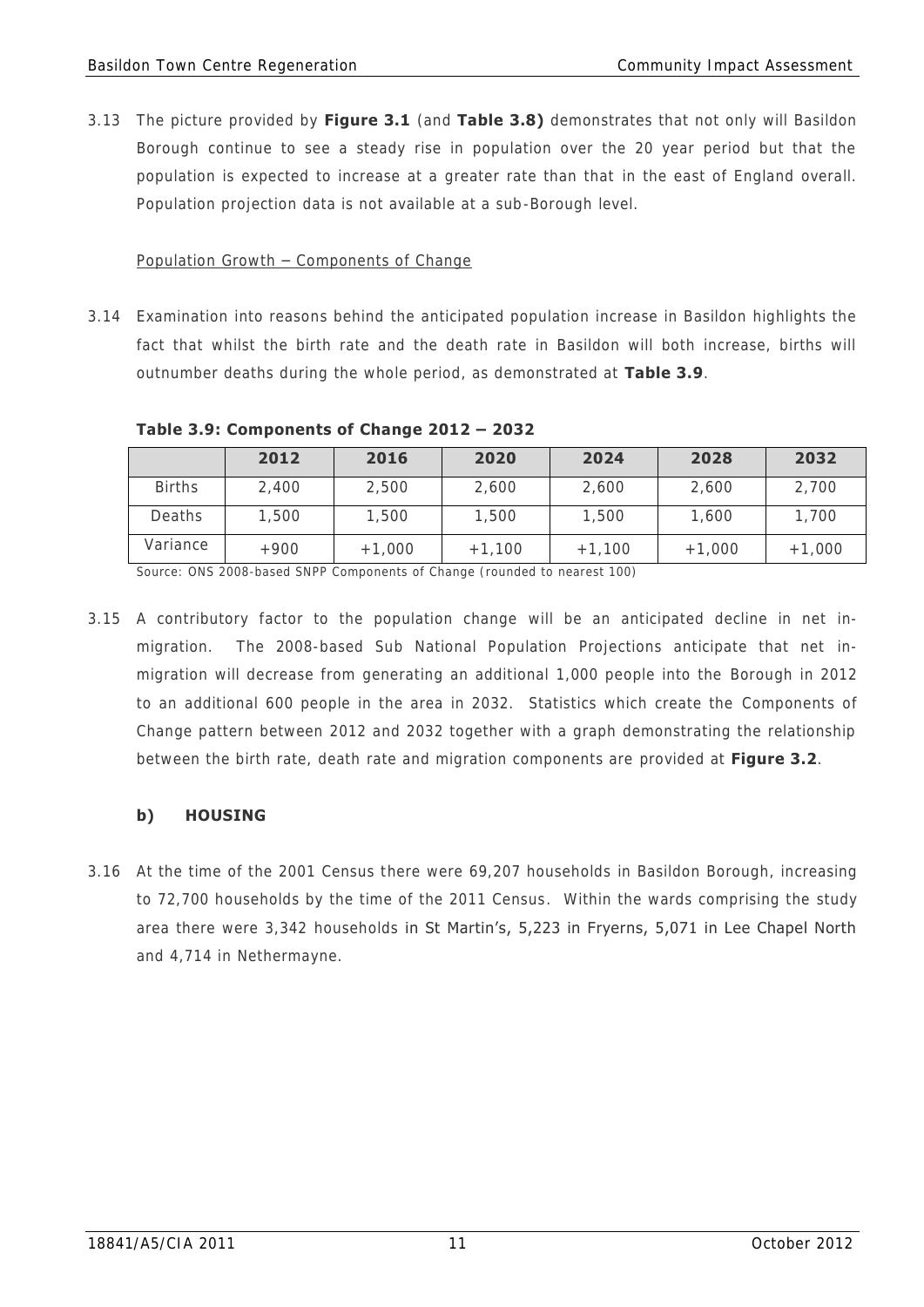3.13 The picture provided by **Figure 3.1** (and **Table 3.8)** demonstrates that not only will Basildon Borough continue to see a steady rise in population over the 20 year period but that the population is expected to increase at a greater rate than that in the east of England overall. Population projection data is not available at a sub-Borough level.

Population Growth – Components of Change

3.14 Examination into reasons behind the anticipated population increase in Basildon highlights the fact that whilst the birth rate and the death rate in Basildon will both increase, births will outnumber deaths during the whole period, as demonstrated at **Table 3.9**.

**Table 3.9: Components of Change 2012 – 2032**

| | 2012 | 2016 | 2020 | 2024 | 2028 | 2032 |
|---|---|---|---|---|---|---|
| Births | 2,400 | 2,500 | 2,600 | 2,600 | 2,600 | 2,700 |
| Deaths | 1,500 | 1,500 | 1,500 | 1,500 | 1,600 | 1,700 |
| Variance | +900 | +1,000 | +1,100 | +1,100 | +1,000 | +1,000 |

Source: ONS 2008-based SNPP Components of Change (rounded to nearest 100)

3.15 A contributory factor to the population change will be an anticipated decline in net in-migration. The 2008-based Sub National Population Projections anticipate that net in-migration will decrease from generating an additional 1,000 people into the Borough in 2012 to an additional 600 people in the area in 2032. Statistics which create the Components of Change pattern between 2012 and 2032 together with a graph demonstrating the relationship between the birth rate, death rate and migration components are provided at **Figure 3.2**.

### b) HOUSING

3.16 At the time of the 2001 Census there were 69,207 households in Basildon Borough, increasing to 72,700 households by the time of the 2011 Census. Within the wards comprising the study area there were 3,342 households in St Martin's, 5,223 in Fryerns, 5,071 in Lee Chapel North and 4,714 in Nethermayne.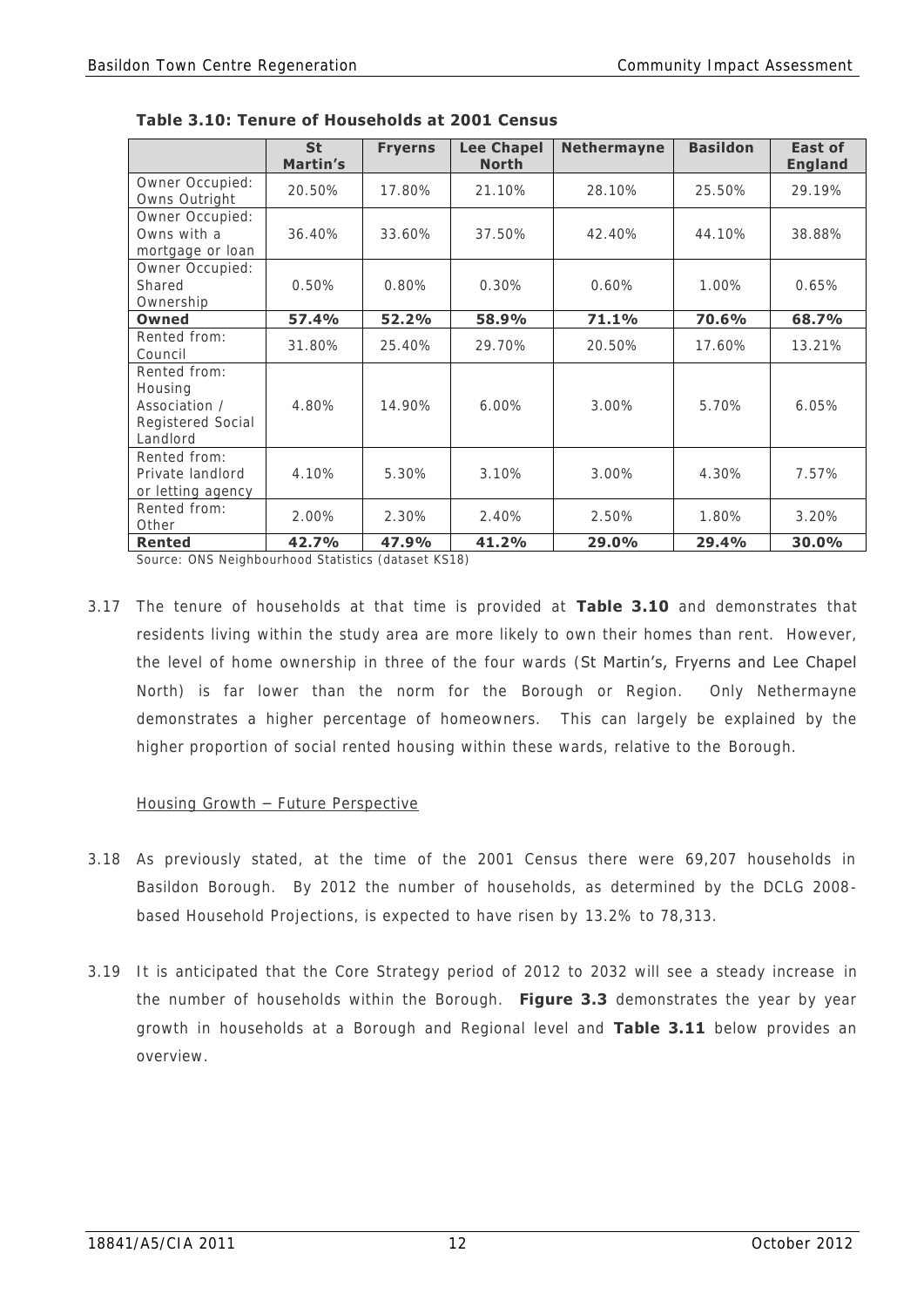**Table 3.10: Tenure of Households at 2001 Census**

| | St Martin's | Fryerns | Lee Chapel North | Nethermayne | Basildon | East of England |
|---|---|---|---|---|---|---|
| Owner Occupied: Owns Outright | 20.50% | 17.80% | 21.10% | 28.10% | 25.50% | 29.19% |
| Owner Occupied: Owns with a mortgage or loan | 36.40% | 33.60% | 37.50% | 42.40% | 44.10% | 38.88% |
| Owner Occupied: Shared Ownership | 0.50% | 0.80% | 0.30% | 0.60% | 1.00% | 0.65% |
| **Owned** | **57.4%** | **52.2%** | **58.9%** | **71.1%** | **70.6%** | **68.7%** |
| Rented from: Council | 31.80% | 25.40% | 29.70% | 20.50% | 17.60% | 13.21% |
| Rented from: Housing Association / Registered Social Landlord | 4.80% | 14.90% | 6.00% | 3.00% | 5.70% | 6.05% |
| Rented from: Private landlord or letting agency | 4.10% | 5.30% | 3.10% | 3.00% | 4.30% | 7.57% |
| Rented from: Other | 2.00% | 2.30% | 2.40% | 2.50% | 1.80% | 3.20% |
| **Rented** | **42.7%** | **47.9%** | **41.2%** | **29.0%** | **29.4%** | **30.0%** |

Source: ONS Neighbourhood Statistics (dataset KS18)

3.17 The tenure of households at that time is provided at **Table 3.10** and demonstrates that residents living within the study area are more likely to own their homes than rent. However, the level of home ownership in three of the four wards (St Martin's, Fryerns and Lee Chapel North) is far lower than the norm for the Borough or Region. Only Nethermayne demonstrates a higher percentage of homeowners. This can largely be explained by the higher proportion of social rented housing within these wards, relative to the Borough.

Housing Growth – Future Perspective

3.18 As previously stated, at the time of the 2001 Census there were 69,207 households in Basildon Borough. By 2012 the number of households, as determined by the DCLG 2008-based Household Projections, is expected to have risen by 13.2% to 78,313.

3.19 It is anticipated that the Core Strategy period of 2012 to 2032 will see a steady increase in the number of households within the Borough. **Figure 3.3** demonstrates the year by year growth in households at a Borough and Regional level and **Table 3.11** below provides an overview.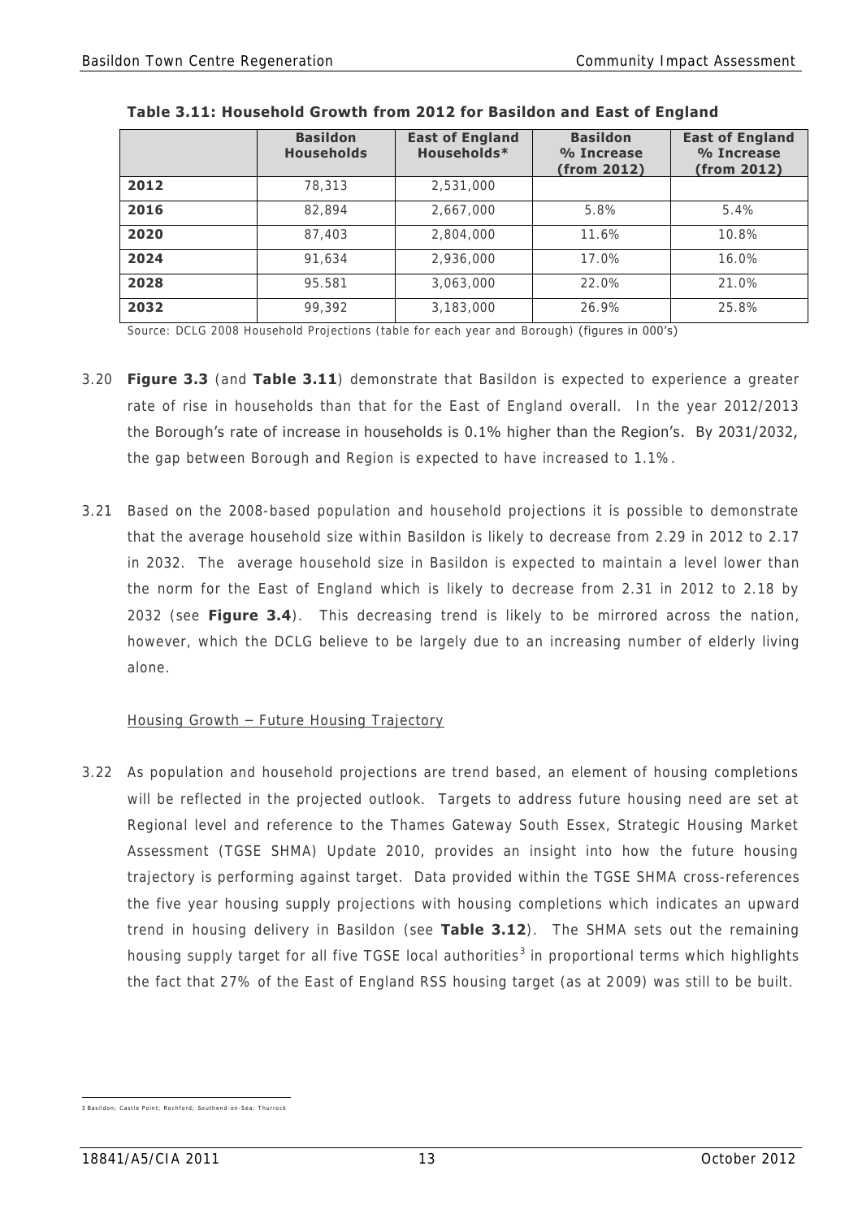**Table 3.11: Household Growth from 2012 for Basildon and East of England**

| | Basildon Households | East of England Households* | Basildon % Increase (from 2012) | East of England % Increase (from 2012) |
|---|---|---|---|---|
| **2012** | 78,313 | 2,531,000 | | |
| **2016** | 82,894 | 2,667,000 | 5.8% | 5.4% |
| **2020** | 87,403 | 2,804,000 | 11.6% | 10.8% |
| **2024** | 91,634 | 2,936,000 | 17.0% | 16.0% |
| **2028** | 95.581 | 3,063,000 | 22.0% | 21.0% |
| **2032** | 99,392 | 3,183,000 | 26.9% | 25.8% |

Source: DCLG 2008 Household Projections (table for each year and Borough) (figures in 000's)

3.20 **Figure 3.3** (and **Table 3.11**) demonstrate that Basildon is expected to experience a greater rate of rise in households than that for the East of England overall. In the year 2012/2013 the Borough's rate of increase in households is 0.1% higher than the Region's. By 2031/2032, the gap between Borough and Region is expected to have increased to 1.1%.

3.21 Based on the 2008-based population and household projections it is possible to demonstrate that the average household size within Basildon is likely to decrease from 2.29 in 2012 to 2.17 in 2032. The average household size in Basildon is expected to maintain a level lower than the norm for the East of England which is likely to decrease from 2.31 in 2012 to 2.18 by 2032 (see **Figure 3.4**). This decreasing trend is likely to be mirrored across the nation, however, which the DCLG believe to be largely due to an increasing number of elderly living alone.

Housing Growth – Future Housing Trajectory

3.22 As population and household projections are trend based, an element of housing completions will be reflected in the projected outlook. Targets to address future housing need are set at Regional level and reference to the Thames Gateway South Essex, Strategic Housing Market Assessment (TGSE SHMA) Update 2010, provides an insight into how the future housing trajectory is performing against target. Data provided within the TGSE SHMA cross-references the five year housing supply projections with housing completions which indicates an upward trend in housing delivery in Basildon (see **Table 3.12**). The SHMA sets out the remaining housing supply target for all five TGSE local authorities[3] in proportional terms which highlights the fact that 27% of the East of England RSS housing target (as at 2009) was still to be built.

3 Basildon; Castle Point; Rochford; Southend-on-Sea; Thurrock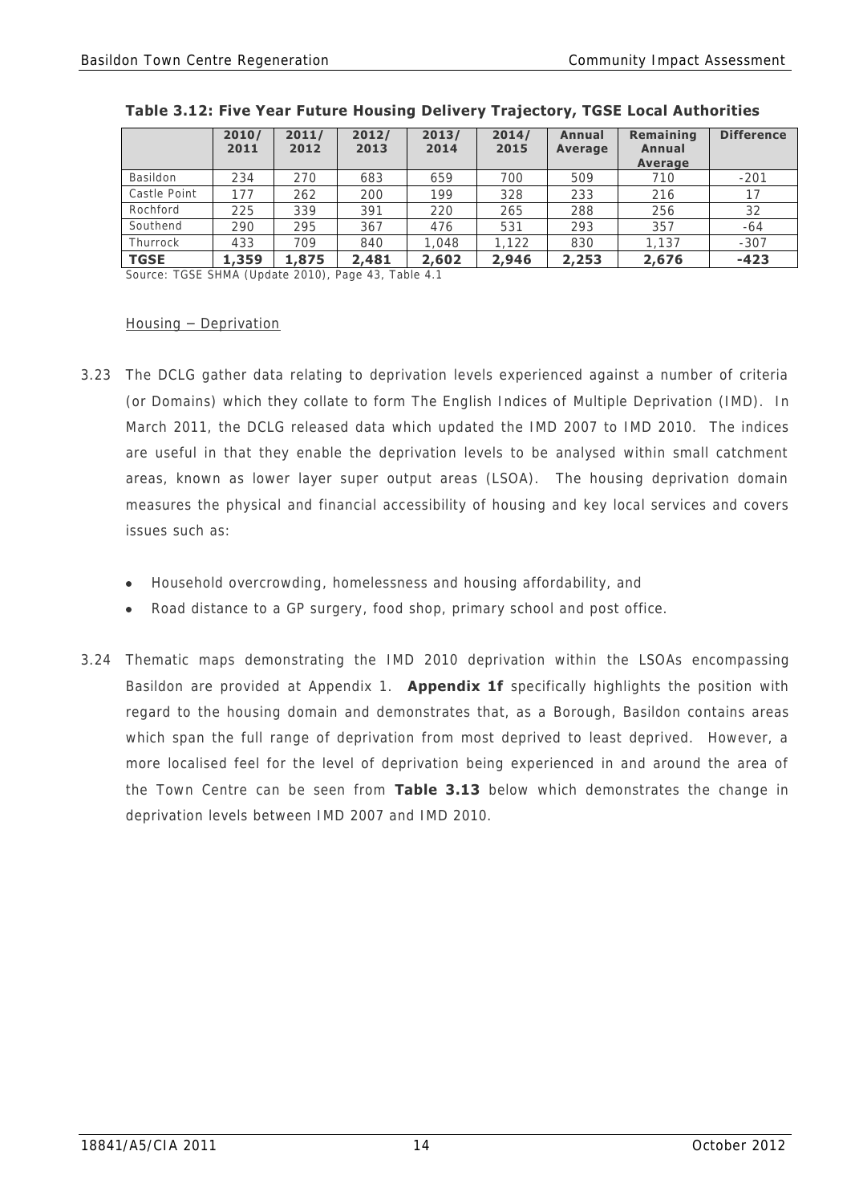**Table 3.12: Five Year Future Housing Delivery Trajectory, TGSE Local Authorities**

| | 2010/ 2011 | 2011/ 2012 | 2012/ 2013 | 2013/ 2014 | 2014/ 2015 | Annual Average | Remaining Annual Average | Difference |
|---|---|---|---|---|---|---|---|---|
| Basildon | 234 | 270 | 683 | 659 | 700 | 509 | 710 | -201 |
| Castle Point | 177 | 262 | 200 | 199 | 328 | 233 | 216 | 17 |
| Rochford | 225 | 339 | 391 | 220 | 265 | 288 | 256 | 32 |
| Southend | 290 | 295 | 367 | 476 | 531 | 293 | 357 | -64 |
| Thurrock | 433 | 709 | 840 | 1,048 | 1,122 | 830 | 1,137 | -307 |
| **TGSE** | **1,359** | **1,875** | **2,481** | **2,602** | **2,946** | **2,253** | **2,676** | **-423** |

Source: TGSE SHMA (Update 2010), Page 43, Table 4.1

Housing – Deprivation

3.23 The DCLG gather data relating to deprivation levels experienced against a number of criteria (or Domains) which they collate to form The English Indices of Multiple Deprivation (IMD). In March 2011, the DCLG released data which updated the IMD 2007 to IMD 2010. The indices are useful in that they enable the deprivation levels to be analysed within small catchment areas, known as lower layer super output areas (LSOA). The housing deprivation domain measures the physical and financial accessibility of housing and key local services and covers issues such as:

- Household overcrowding, homelessness and housing affordability, and
- Road distance to a GP surgery, food shop, primary school and post office.

3.24 Thematic maps demonstrating the IMD 2010 deprivation within the LSOAs encompassing Basildon are provided at Appendix 1. **Appendix 1f** specifically highlights the position with regard to the housing domain and demonstrates that, as a Borough, Basildon contains areas which span the full range of deprivation from most deprived to least deprived. However, a more localised feel for the level of deprivation being experienced in and around the area of the Town Centre can be seen from **Table 3.13** below which demonstrates the change in deprivation levels between IMD 2007 and IMD 2010.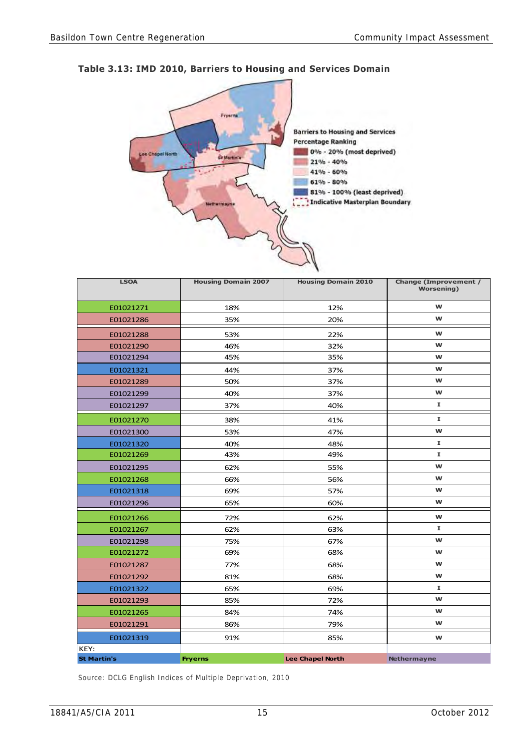**Table 3.13: IMD 2010, Barriers to Housing and Services Domain**

| LSOA | Housing Domain 2007 | Housing Domain 2010 | Change (Improvement / Worsening) |
|---|---|---|---|
| E01021271 | 18% | 12% | W |
| E01021286 | 35% | 20% | W |
| E01021288 | 53% | 22% | W |
| E01021290 | 46% | 32% | W |
| E01021294 | 45% | 35% | W |
| E01021321 | 44% | 37% | W |
| E01021289 | 50% | 37% | W |
| E01021299 | 40% | 37% | W |
| E01021297 | 37% | 40% | I |
| E01021270 | 38% | 41% | I |
| E01021300 | 53% | 47% | W |
| E01021320 | 40% | 48% | I |
| E01021269 | 43% | 49% | I |
| E01021295 | 62% | 55% | W |
| E01021268 | 66% | 56% | W |
| E01021318 | 69% | 57% | W |
| E01021296 | 65% | 60% | W |
| E01021266 | 72% | 62% | W |
| E01021267 | 62% | 63% | I |
| E01021298 | 75% | 67% | W |
| E01021272 | 69% | 68% | W |
| E01021287 | 77% | 68% | W |
| E01021292 | 81% | 68% | W |
| E01021322 | 65% | 69% | I |
| E01021293 | 85% | 72% | W |
| E01021265 | 84% | 74% | W |
| E01021291 | 86% | 79% | W |
| E01021319 | 91% | 85% | W |

KEY:

| St Martin's | Fryerns | Lee Chapel North | Nethermayne |
|---|---|---|---|

Source: DCLG English Indices of Multiple Deprivation, 2010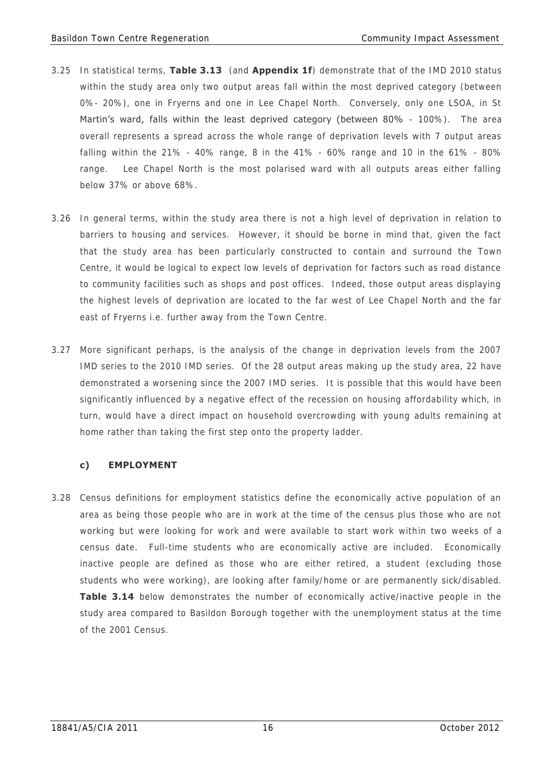3.25 In statistical terms, **Table 3.13** (and **Appendix 1f**) demonstrate that of the IMD 2010 status within the study area only two output areas fall within the most deprived category (between 0%- 20%), one in Fryerns and one in Lee Chapel North. Conversely, only one LSOA, in St Martin's ward, falls within the least deprived category (between 80% - 100%). The area overall represents a spread across the whole range of deprivation levels with 7 output areas falling within the 21% - 40% range, 8 in the 41% - 60% range and 10 in the 61% - 80% range. Lee Chapel North is the most polarised ward with all outputs areas either falling below 37% or above 68%.

3.26 In general terms, within the study area there is not a high level of deprivation in relation to barriers to housing and services. However, it should be borne in mind that, given the fact that the study area has been particularly constructed to contain and surround the Town Centre, it would be logical to expect low levels of deprivation for factors such as road distance to community facilities such as shops and post offices. Indeed, those output areas displaying the highest levels of deprivation are located to the far west of Lee Chapel North and the far east of Fryerns i.e. further away from the Town Centre.

3.27 More significant perhaps, is the analysis of the change in deprivation levels from the 2007 IMD series to the 2010 IMD series. Of the 28 output areas making up the study area, 22 have demonstrated a worsening since the 2007 IMD series. It is possible that this would have been significantly influenced by a negative effect of the recession on housing affordability which, in turn, would have a direct impact on household overcrowding with young adults remaining at home rather than taking the first step onto the property ladder.

### c) EMPLOYMENT

3.28 Census definitions for employment statistics define the economically active population of an area as being those people who are in work at the time of the census plus those who are not working but were looking for work and were available to start work within two weeks of a census date. Full-time students who are economically active are included. Economically inactive people are defined as those who are either retired, a student (excluding those students who were working), are looking after family/home or are permanently sick/disabled. **Table 3.14** below demonstrates the number of economically active/inactive people in the study area compared to Basildon Borough together with the unemployment status at the time of the 2001 Census.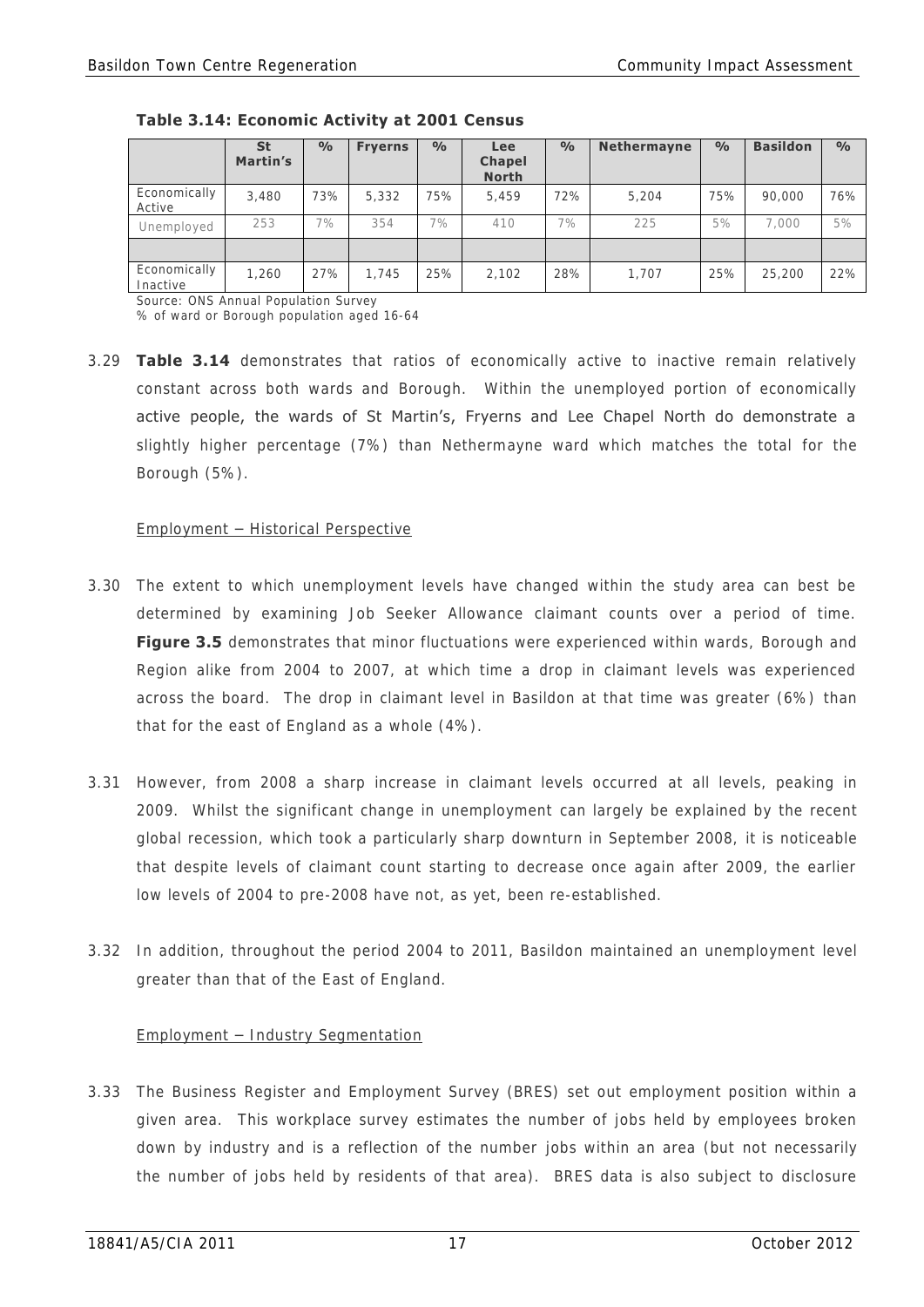**Table 3.14: Economic Activity at 2001 Census**

| | St Martin's | % | Fryerns | % | Lee Chapel North | % | Nethermayne | % | Basildon | % |
|---|---|---|---|---|---|---|---|---|---|---|
| Economically Active | 3,480 | 73% | 5,332 | 75% | 5,459 | 72% | 5,204 | 75% | 90,000 | 76% |
| Unemployed | 253 | 7% | 354 | 7% | 410 | 7% | 225 | 5% | 7,000 | 5% |
| | | | | | | | | | | |
| Economically Inactive | 1,260 | 27% | 1,745 | 25% | 2,102 | 28% | 1,707 | 25% | 25,200 | 22% |

Source: ONS Annual Population Survey
% of ward or Borough population aged 16-64

3.29 **Table 3.14** demonstrates that ratios of economically active to inactive remain relatively constant across both wards and Borough. Within the unemployed portion of economically active people, the wards of St Martin's, Fryerns and Lee Chapel North do demonstrate a slightly higher percentage (7%) than Nethermayne ward which matches the total for the Borough (5%).

Employment – Historical Perspective

3.30 The extent to which unemployment levels have changed within the study area can best be determined by examining Job Seeker Allowance claimant counts over a period of time. **Figure 3.5** demonstrates that minor fluctuations were experienced within wards, Borough and Region alike from 2004 to 2007, at which time a drop in claimant levels was experienced across the board. The drop in claimant level in Basildon at that time was greater (6%) than that for the east of England as a whole (4%).

3.31 However, from 2008 a sharp increase in claimant levels occurred at all levels, peaking in 2009. Whilst the significant change in unemployment can largely be explained by the recent global recession, which took a particularly sharp downturn in September 2008, it is noticeable that despite levels of claimant count starting to decrease once again after 2009, the earlier low levels of 2004 to pre-2008 have not, as yet, been re-established.

3.32 In addition, throughout the period 2004 to 2011, Basildon maintained an unemployment level greater than that of the East of England.

Employment – Industry Segmentation

3.33 The Business Register and Employment Survey (BRES) set out employment position within a given area. This workplace survey estimates the number of jobs held by employees broken down by industry and is a reflection of the number jobs within an area (but not necessarily the number of jobs held by residents of that area). BRES data is also subject to disclosure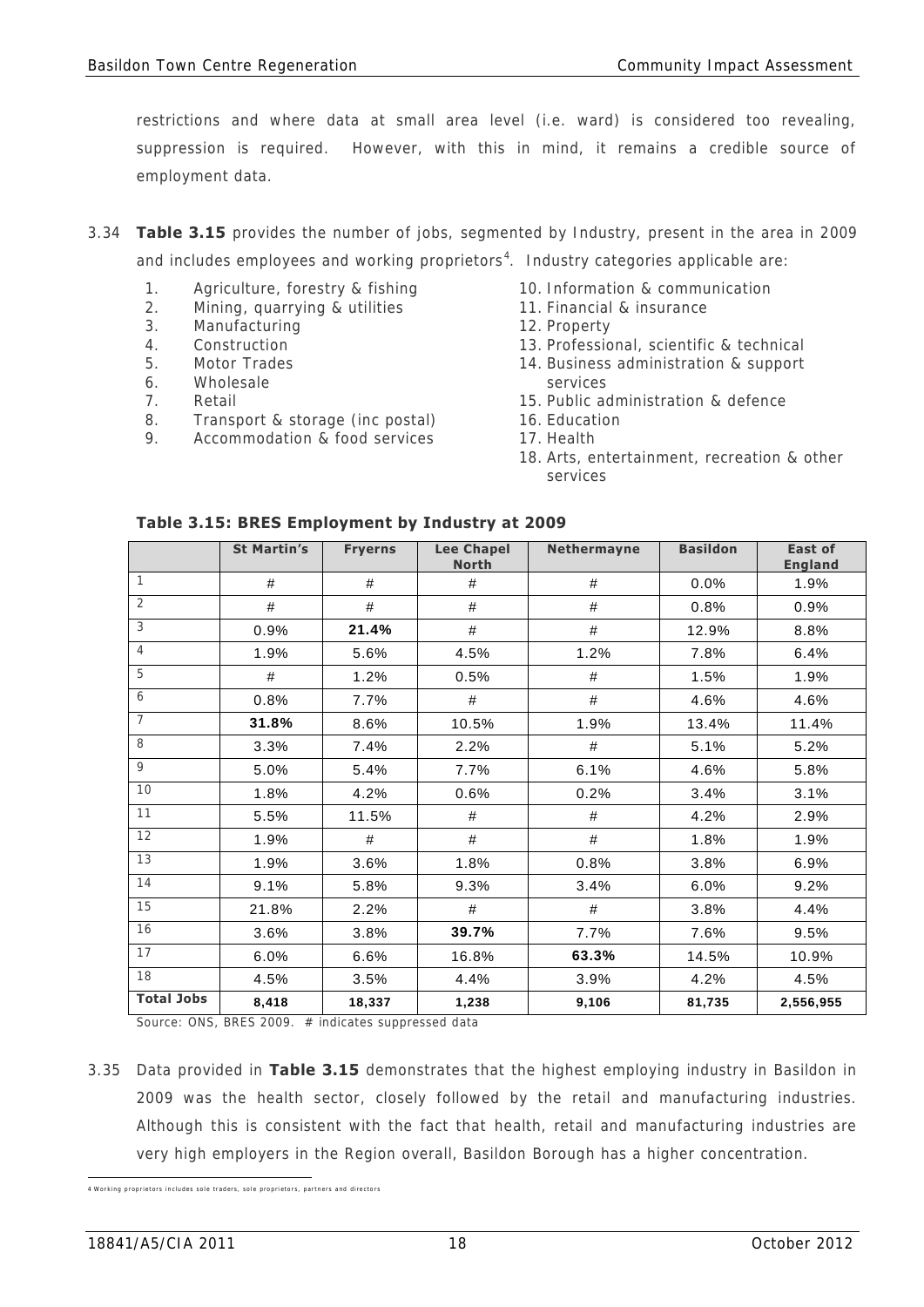restrictions and where data at small area level (i.e. ward) is considered too revealing, suppression is required. However, with this in mind, it remains a credible source of employment data.

3.34 **Table 3.15** provides the number of jobs, segmented by Industry, present in the area in 2009 and includes employees and working proprietors[4]. Industry categories applicable are:

1. Agriculture, forestry & fishing
2. Mining, quarrying & utilities
3. Manufacturing
4. Construction
5. Motor Trades
6. Wholesale
7. Retail
8. Transport & storage (inc postal)
9. Accommodation & food services
10. Information & communication
11. Financial & insurance
12. Property
13. Professional, scientific & technical
14. Business administration & support services
15. Public administration & defence
16. Education
17. Health
18. Arts, entertainment, recreation & other services

**Table 3.15: BRES Employment by Industry at 2009**

| | St Martin's | Fryerns | Lee Chapel North | Nethermayne | Basildon | East of England |
|---|---|---|---|---|---|---|
| 1 | # | # | # | # | 0.0% | 1.9% |
| 2 | # | # | # | # | 0.8% | 0.9% |
| 3 | 0.9% | **21.4%** | # | # | 12.9% | 8.8% |
| 4 | 1.9% | 5.6% | 4.5% | 1.2% | 7.8% | 6.4% |
| 5 | # | 1.2% | 0.5% | # | 1.5% | 1.9% |
| 6 | 0.8% | 7.7% | # | # | 4.6% | 4.6% |
| 7 | **31.8%** | 8.6% | 10.5% | 1.9% | 13.4% | 11.4% |
| 8 | 3.3% | 7.4% | 2.2% | # | 5.1% | 5.2% |
| 9 | 5.0% | 5.4% | 7.7% | 6.1% | 4.6% | 5.8% |
| 10 | 1.8% | 4.2% | 0.6% | 0.2% | 3.4% | 3.1% |
| 11 | 5.5% | 11.5% | # | # | 4.2% | 2.9% |
| 12 | 1.9% | # | # | # | 1.8% | 1.9% |
| 13 | 1.9% | 3.6% | 1.8% | 0.8% | 3.8% | 6.9% |
| 14 | 9.1% | 5.8% | 9.3% | 3.4% | 6.0% | 9.2% |
| 15 | 21.8% | 2.2% | # | # | 3.8% | 4.4% |
| 16 | 3.6% | 3.8% | **39.7%** | 7.7% | 7.6% | 9.5% |
| 17 | 6.0% | 6.6% | 16.8% | **63.3%** | 14.5% | 10.9% |
| 18 | 4.5% | 3.5% | 4.4% | 3.9% | 4.2% | 4.5% |
| **Total Jobs** | **8,418** | **18,337** | **1,238** | **9,106** | **81,735** | **2,556,955** |

Source: ONS, BRES 2009. # indicates suppressed data

3.35 Data provided in **Table 3.15** demonstrates that the highest employing industry in Basildon in 2009 was the health sector, closely followed by the retail and manufacturing industries. Although this is consistent with the fact that health, retail and manufacturing industries are very high employers in the Region overall, Basildon Borough has a higher concentration.

[4] Working proprietors includes sole traders, sole proprietors, partners and directors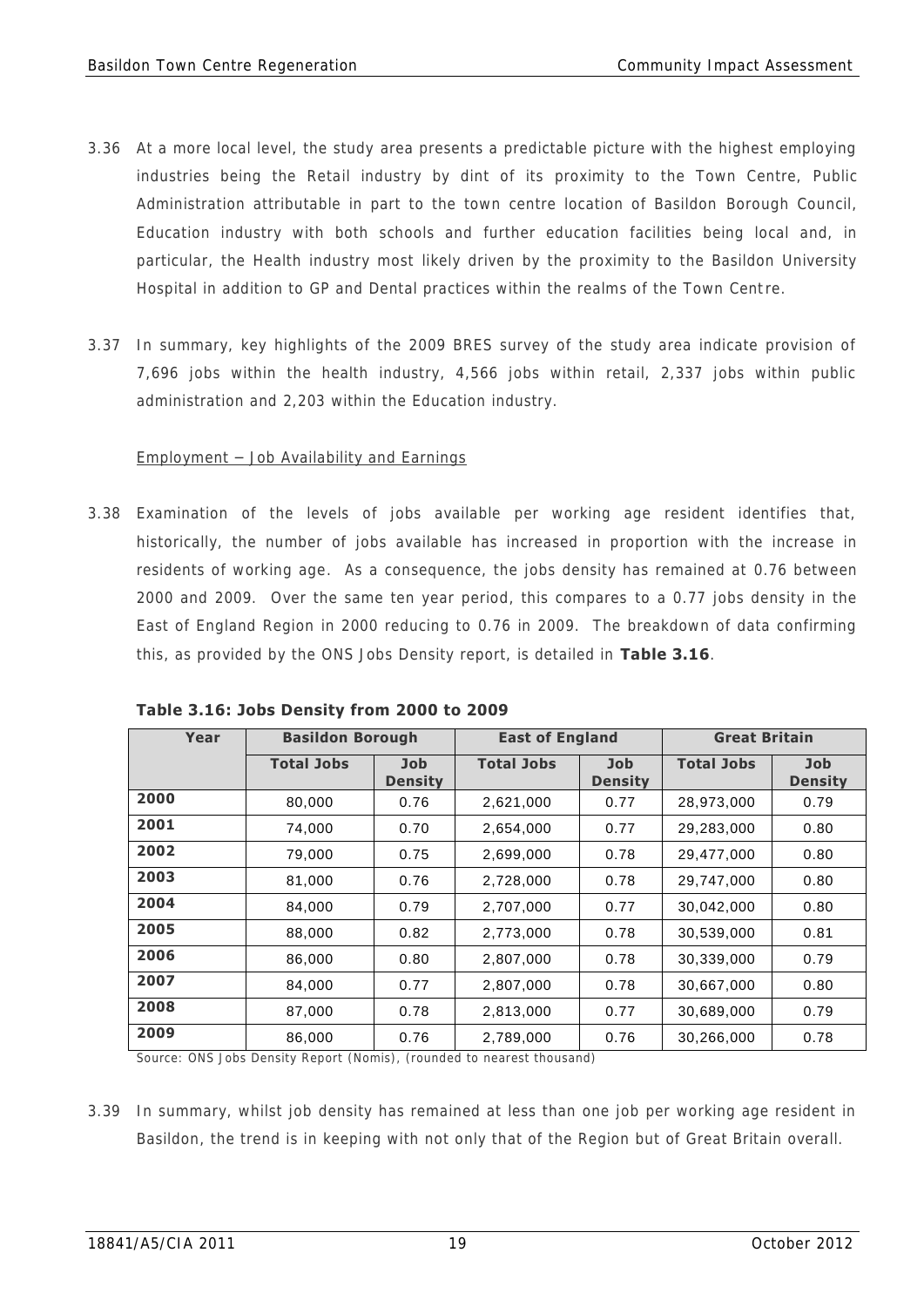3.36 At a more local level, the study area presents a predictable picture with the highest employing industries being the Retail industry by dint of its proximity to the Town Centre, Public Administration attributable in part to the town centre location of Basildon Borough Council, Education industry with both schools and further education facilities being local and, in particular, the Health industry most likely driven by the proximity to the Basildon University Hospital in addition to GP and Dental practices within the realms of the Town Centre.

3.37 In summary, key highlights of the 2009 BRES survey of the study area indicate provision of 7,696 jobs within the health industry, 4,566 jobs within retail, 2,337 jobs within public administration and 2,203 within the Education industry.

<u>Employment – Job Availability and Earnings</u>

3.38 Examination of the levels of jobs available per working age resident identifies that, historically, the number of jobs available has increased in proportion with the increase in residents of working age. As a consequence, the jobs density has remained at 0.76 between 2000 and 2009. Over the same ten year period, this compares to a 0.77 jobs density in the East of England Region in 2000 reducing to 0.76 in 2009. The breakdown of data confirming this, as provided by the ONS Jobs Density report, is detailed in **Table 3.16**.

**Table 3.16: Jobs Density from 2000 to 2009**

| Year | Basildon Borough | | East of England | | Great Britain | |
|---|---|---|---|---|---|---|
| | Total Jobs | Job Density | Total Jobs | Job Density | Total Jobs | Job Density |
| **2000** | 80,000 | 0.76 | 2,621,000 | 0.77 | 28,973,000 | 0.79 |
| **2001** | 74,000 | 0.70 | 2,654,000 | 0.77 | 29,283,000 | 0.80 |
| **2002** | 79,000 | 0.75 | 2,699,000 | 0.78 | 29,477,000 | 0.80 |
| **2003** | 81,000 | 0.76 | 2,728,000 | 0.78 | 29,747,000 | 0.80 |
| **2004** | 84,000 | 0.79 | 2,707,000 | 0.77 | 30,042,000 | 0.80 |
| **2005** | 88,000 | 0.82 | 2,773,000 | 0.78 | 30,539,000 | 0.81 |
| **2006** | 86,000 | 0.80 | 2,807,000 | 0.78 | 30,339,000 | 0.79 |
| **2007** | 84,000 | 0.77 | 2,807,000 | 0.78 | 30,667,000 | 0.80 |
| **2008** | 87,000 | 0.78 | 2,813,000 | 0.77 | 30,689,000 | 0.79 |
| **2009** | 86,000 | 0.76 | 2,789,000 | 0.76 | 30,266,000 | 0.78 |

Source: ONS Jobs Density Report (Nomis), (rounded to nearest thousand)

3.39 In summary, whilst job density has remained at less than one job per working age resident in Basildon, the trend is in keeping with not only that of the Region but of Great Britain overall.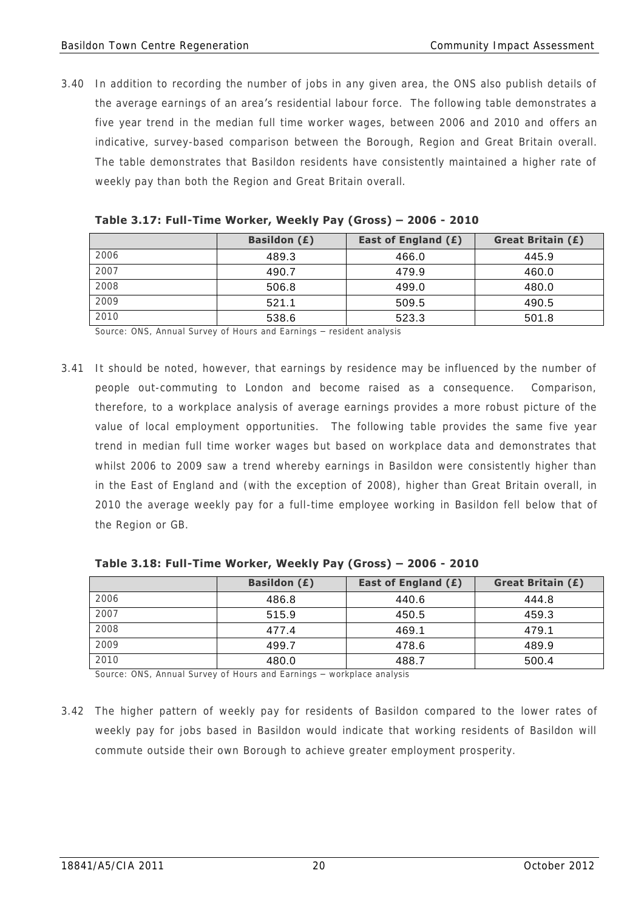3.40 In addition to recording the number of jobs in any given area, the ONS also publish details of the average earnings of an area's residential labour force. The following table demonstrates a five year trend in the median full time worker wages, between 2006 and 2010 and offers an indicative, survey-based comparison between the Borough, Region and Great Britain overall. The table demonstrates that Basildon residents have consistently maintained a higher rate of weekly pay than both the Region and Great Britain overall.

**Table 3.17: Full-Time Worker, Weekly Pay (Gross) – 2006 - 2010**

| | Basildon (£) | East of England (£) | Great Britain (£) |
|---|---|---|---|
| 2006 | 489.3 | 466.0 | 445.9 |
| 2007 | 490.7 | 479.9 | 460.0 |
| 2008 | 506.8 | 499.0 | 480.0 |
| 2009 | 521.1 | 509.5 | 490.5 |
| 2010 | 538.6 | 523.3 | 501.8 |

Source: ONS, Annual Survey of Hours and Earnings – resident analysis

3.41 It should be noted, however, that earnings by residence may be influenced by the number of people out-commuting to London and become raised as a consequence. Comparison, therefore, to a workplace analysis of average earnings provides a more robust picture of the value of local employment opportunities. The following table provides the same five year trend in median full time worker wages but based on workplace data and demonstrates that whilst 2006 to 2009 saw a trend whereby earnings in Basildon were consistently higher than in the East of England and (with the exception of 2008), higher than Great Britain overall, in 2010 the average weekly pay for a full-time employee working in Basildon fell below that of the Region or GB.

**Table 3.18: Full-Time Worker, Weekly Pay (Gross) – 2006 - 2010**

| | Basildon (£) | East of England (£) | Great Britain (£) |
|---|---|---|---|
| 2006 | 486.8 | 440.6 | 444.8 |
| 2007 | 515.9 | 450.5 | 459.3 |
| 2008 | 477.4 | 469.1 | 479.1 |
| 2009 | 499.7 | 478.6 | 489.9 |
| 2010 | 480.0 | 488.7 | 500.4 |

Source: ONS, Annual Survey of Hours and Earnings – workplace analysis

3.42 The higher pattern of weekly pay for residents of Basildon compared to the lower rates of weekly pay for jobs based in Basildon would indicate that working residents of Basildon will commute outside their own Borough to achieve greater employment prosperity.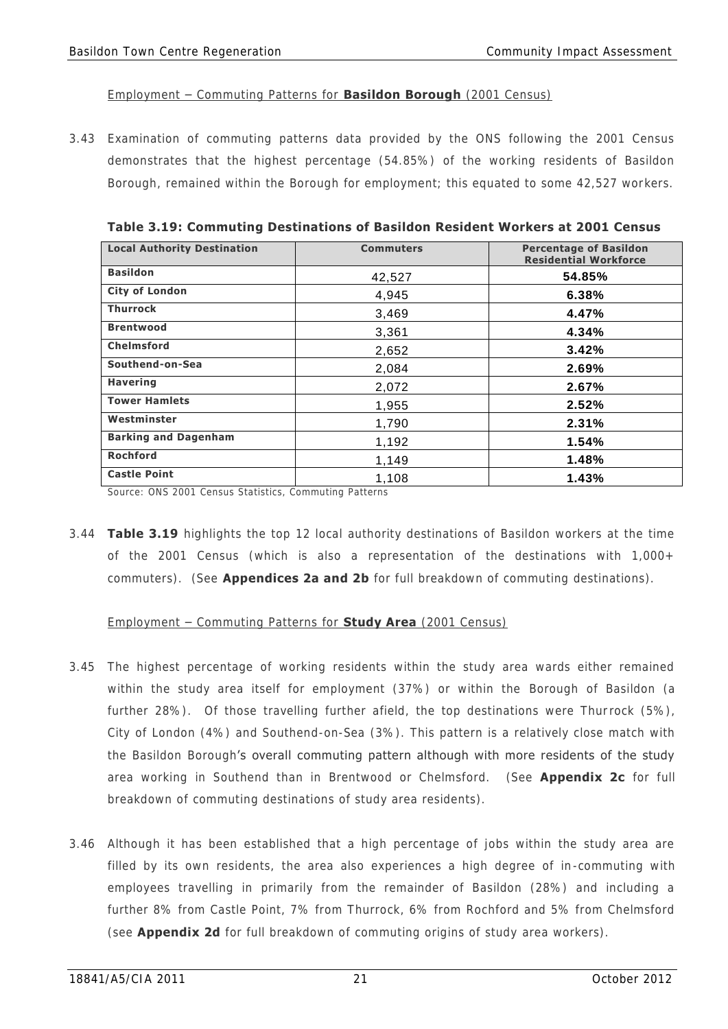Employment – Commuting Patterns for **Basildon Borough** (2001 Census)

3.43 Examination of commuting patterns data provided by the ONS following the 2001 Census demonstrates that the highest percentage (54.85%) of the working residents of Basildon Borough, remained within the Borough for employment; this equated to some 42,527 workers.

**Table 3.19: Commuting Destinations of Basildon Resident Workers at 2001 Census**

| Local Authority Destination | Commuters | Percentage of Basildon Residential Workforce |
|---|---|---|
| **Basildon** | 42,527 | **54.85%** |
| **City of London** | 4,945 | **6.38%** |
| **Thurrock** | 3,469 | **4.47%** |
| **Brentwood** | 3,361 | **4.34%** |
| **Chelmsford** | 2,652 | **3.42%** |
| **Southend-on-Sea** | 2,084 | **2.69%** |
| **Havering** | 2,072 | **2.67%** |
| **Tower Hamlets** | 1,955 | **2.52%** |
| **Westminster** | 1,790 | **2.31%** |
| **Barking and Dagenham** | 1,192 | **1.54%** |
| **Rochford** | 1,149 | **1.48%** |
| **Castle Point** | 1,108 | **1.43%** |

Source: ONS 2001 Census Statistics, Commuting Patterns

3.44 **Table 3.19** highlights the top 12 local authority destinations of Basildon workers at the time of the 2001 Census (which is also a representation of the destinations with 1,000+ commuters). (See **Appendices 2a and 2b** for full breakdown of commuting destinations).

Employment – Commuting Patterns for **Study Area** (2001 Census)

3.45 The highest percentage of working residents within the study area wards either remained within the study area itself for employment (37%) or within the Borough of Basildon (a further 28%). Of those travelling further afield, the top destinations were Thurrock (5%), City of London (4%) and Southend-on-Sea (3%). This pattern is a relatively close match with the Basildon Borough's overall commuting pattern although with more residents of the study area working in Southend than in Brentwood or Chelmsford. (See **Appendix 2c** for full breakdown of commuting destinations of study area residents).

3.46 Although it has been established that a high percentage of jobs within the study area are filled by its own residents, the area also experiences a high degree of in-commuting with employees travelling in primarily from the remainder of Basildon (28%) and including a further 8% from Castle Point, 7% from Thurrock, 6% from Rochford and 5% from Chelmsford (see **Appendix 2d** for full breakdown of commuting origins of study area workers).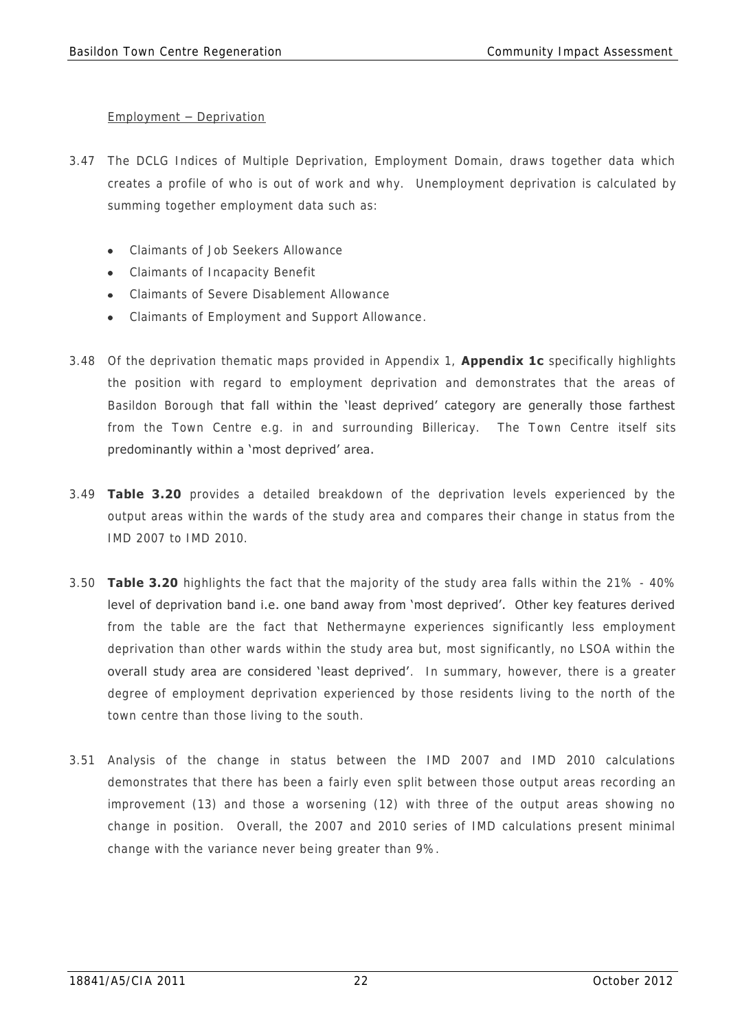Employment – Deprivation

3.47 The DCLG Indices of Multiple Deprivation, Employment Domain, draws together data which creates a profile of who is out of work and why. Unemployment deprivation is calculated by summing together employment data such as:

- Claimants of Job Seekers Allowance
- Claimants of Incapacity Benefit
- Claimants of Severe Disablement Allowance
- Claimants of Employment and Support Allowance.

3.48 Of the deprivation thematic maps provided in Appendix 1, **Appendix 1c** specifically highlights the position with regard to employment deprivation and demonstrates that the areas of Basildon Borough that fall within the 'least deprived' category are generally those farthest from the Town Centre e.g. in and surrounding Billericay. The Town Centre itself sits predominantly within a 'most deprived' area.

3.49 **Table 3.20** provides a detailed breakdown of the deprivation levels experienced by the output areas within the wards of the study area and compares their change in status from the IMD 2007 to IMD 2010.

3.50 **Table 3.20** highlights the fact that the majority of the study area falls within the 21% - 40% level of deprivation band i.e. one band away from 'most deprived'. Other key features derived from the table are the fact that Nethermayne experiences significantly less employment deprivation than other wards within the study area but, most significantly, no LSOA within the overall study area are considered 'least deprived'. In summary, however, there is a greater degree of employment deprivation experienced by those residents living to the north of the town centre than those living to the south.

3.51 Analysis of the change in status between the IMD 2007 and IMD 2010 calculations demonstrates that there has been a fairly even split between those output areas recording an improvement (13) and those a worsening (12) with three of the output areas showing no change in position. Overall, the 2007 and 2010 series of IMD calculations present minimal change with the variance never being greater than 9%.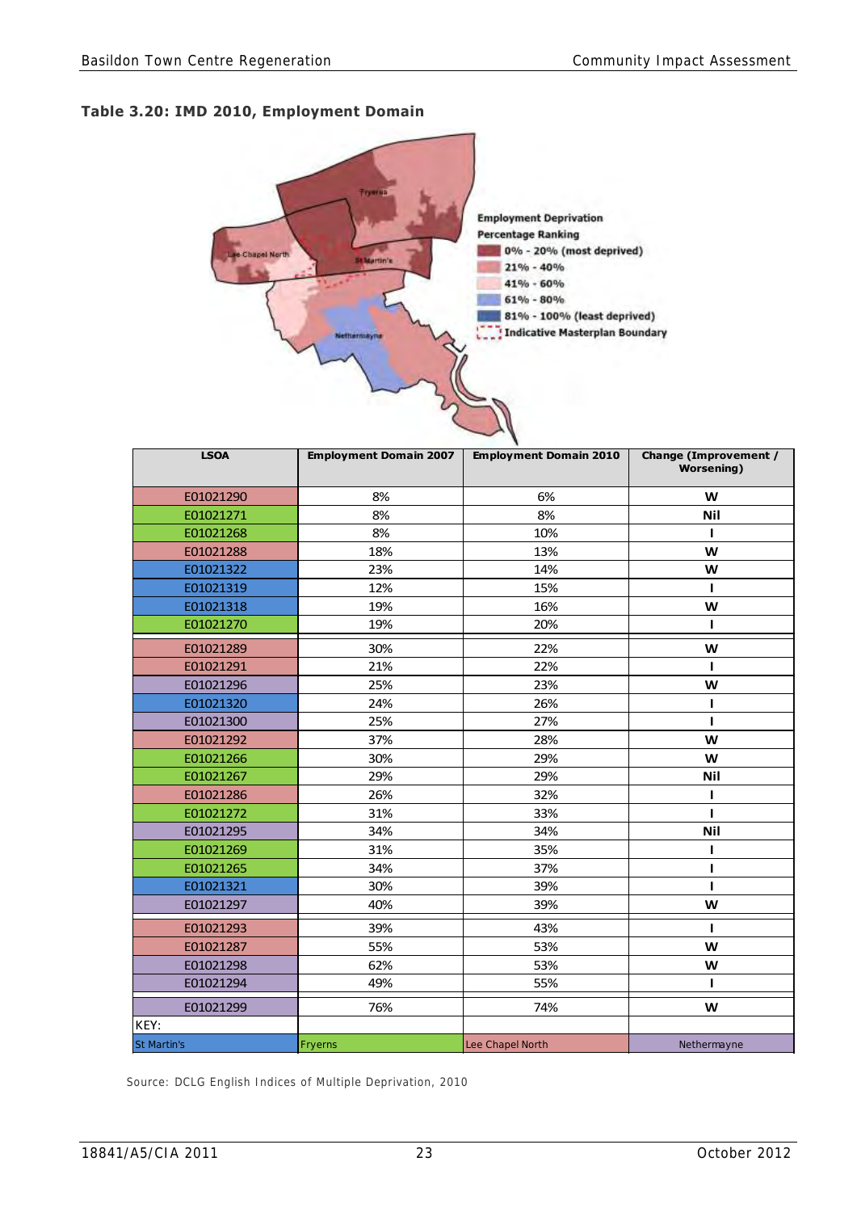**Table 3.20: IMD 2010, Employment Domain**

Employment Deprivation Percentage Ranking

- 0% - 20% (most deprived)
- 21% - 40%
- 41% - 60%
- 61% - 80%
- 81% - 100% (least deprived)
- Indicative Masterplan Boundary

| LSOA | Employment Domain 2007 | Employment Domain 2010 | Change (Improvement / Worsening) |
|---|---|---|---|
| E01021290 | 8% | 6% | W |
| E01021271 | 8% | 8% | Nil |
| E01021268 | 8% | 10% | I |
| E01021288 | 18% | 13% | W |
| E01021322 | 23% | 14% | W |
| E01021319 | 12% | 15% | I |
| E01021318 | 19% | 16% | W |
| E01021270 | 19% | 20% | I |
| E01021289 | 30% | 22% | W |
| E01021291 | 21% | 22% | I |
| E01021296 | 25% | 23% | W |
| E01021320 | 24% | 26% | I |
| E01021300 | 25% | 27% | I |
| E01021292 | 37% | 28% | W |
| E01021266 | 30% | 29% | W |
| E01021267 | 29% | 29% | Nil |
| E01021286 | 26% | 32% | I |
| E01021272 | 31% | 33% | I |
| E01021295 | 34% | 34% | Nil |
| E01021269 | 31% | 35% | I |
| E01021265 | 34% | 37% | I |
| E01021321 | 30% | 39% | I |
| E01021297 | 40% | 39% | W |
| E01021293 | 39% | 43% | I |
| E01021287 | 55% | 53% | W |
| E01021298 | 62% | 53% | W |
| E01021294 | 49% | 55% | I |
| E01021299 | 76% | 74% | W |
| KEY: | | | |
| St Martin's | Fryerns | Lee Chapel North | Nethermayne |

Source: DCLG English Indices of Multiple Deprivation, 2010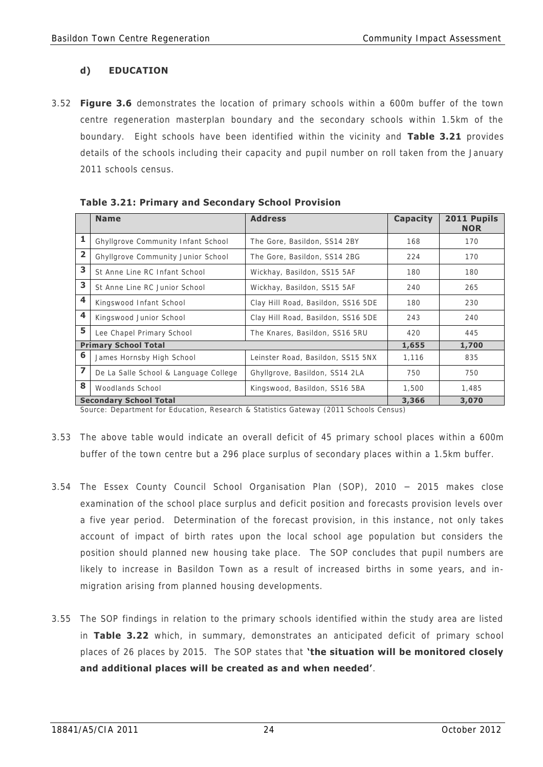#### d) EDUCATION

3.52 **Figure 3.6** demonstrates the location of primary schools within a 600m buffer of the town centre regeneration masterplan boundary and the secondary schools within 1.5km of the boundary. Eight schools have been identified within the vicinity and **Table 3.21** provides details of the schools including their capacity and pupil number on roll taken from the January 2011 schools census.

**Table 3.21: Primary and Secondary School Provision**

| | **Name** | **Address** | **Capacity** | **2011 Pupils NOR** |
|---|---|---|---|---|
| **1** | Ghyllgrove Community Infant School | The Gore, Basildon, SS14 2BY | 168 | 170 |
| **2** | Ghyllgrove Community Junior School | The Gore, Basildon, SS14 2BG | 224 | 170 |
| **3** | St Anne Line RC Infant School | Wickhay, Basildon, SS15 5AF | 180 | 180 |
| **3** | St Anne Line RC Junior School | Wickhay, Basildon, SS15 5AF | 240 | 265 |
| **4** | Kingswood Infant School | Clay Hill Road, Basildon, SS16 5DE | 180 | 230 |
| **4** | Kingswood Junior School | Clay Hill Road, Basildon, SS16 5DE | 243 | 240 |
| **5** | Lee Chapel Primary School | The Knares, Basildon, SS16 5RU | 420 | 445 |
| **Primary School Total** | | | **1,655** | **1,700** |
| **6** | James Hornsby High School | Leinster Road, Basildon, SS15 5NX | 1,116 | 835 |
| **7** | De La Salle School & Language College | Ghyllgrove, Basildon, SS14 2LA | 750 | 750 |
| **8** | Woodlands School | Kingswood, Basildon, SS16 5BA | 1,500 | 1,485 |
| **Secondary School Total** | | | **3,366** | **3,070** |

Source: Department for Education, Research & Statistics Gateway (2011 Schools Census)

3.53 The above table would indicate an overall deficit of 45 primary school places within a 600m buffer of the town centre but a 296 place surplus of secondary places within a 1.5km buffer.

3.54 The Essex County Council School Organisation Plan (SOP), 2010 – 2015 makes close examination of the school place surplus and deficit position and forecasts provision levels over a five year period. Determination of the forecast provision, in this instance, not only takes account of impact of birth rates upon the local school age population but considers the position should planned new housing take place. The SOP concludes that pupil numbers are likely to increase in Basildon Town as a result of increased births in some years, and in-migration arising from planned housing developments.

3.55 The SOP findings in relation to the primary schools identified within the study area are listed in **Table 3.22** which, in summary, demonstrates an anticipated deficit of primary school places of 26 places by 2015. The SOP states that **'the situation will be monitored closely and additional places will be created as and when needed'**.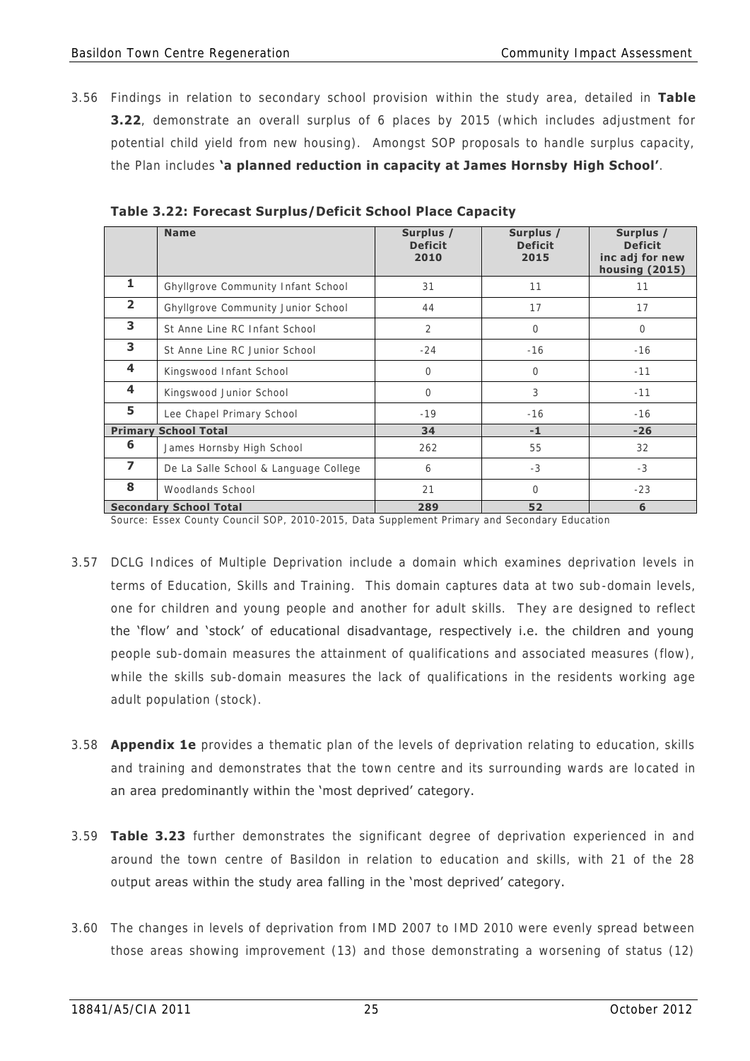3.56 Findings in relation to secondary school provision within the study area, detailed in **Table 3.22**, demonstrate an overall surplus of 6 places by 2015 (which includes adjustment for potential child yield from new housing). Amongst SOP proposals to handle surplus capacity, the Plan includes **'a planned reduction in capacity at James Hornsby High School'**.

**Table 3.22: Forecast Surplus/Deficit School Place Capacity**

| | Name | Surplus / Deficit 2010 | Surplus / Deficit 2015 | Surplus / Deficit inc adj for new housing (2015) |
|---|---|---|---|---|
| **1** | Ghyllgrove Community Infant School | 31 | 11 | 11 |
| **2** | Ghyllgrove Community Junior School | 44 | 17 | 17 |
| **3** | St Anne Line RC Infant School | 2 | 0 | 0 |
| **3** | St Anne Line RC Junior School | -24 | -16 | -16 |
| **4** | Kingswood Infant School | 0 | 0 | -11 |
| **4** | Kingswood Junior School | 0 | 3 | -11 |
| **5** | Lee Chapel Primary School | -19 | -16 | -16 |
| **Primary School Total** | | **34** | **-1** | **-26** |
| **6** | James Hornsby High School | 262 | 55 | 32 |
| **7** | De La Salle School & Language College | 6 | -3 | -3 |
| **8** | Woodlands School | 21 | 0 | -23 |
| **Secondary School Total** | | **289** | **52** | **6** |

Source: Essex County Council SOP, 2010-2015, Data Supplement Primary and Secondary Education

3.57 DCLG Indices of Multiple Deprivation include a domain which examines deprivation levels in terms of Education, Skills and Training. This domain captures data at two sub-domain levels, one for children and young people and another for adult skills. They are designed to reflect the 'flow' and 'stock' of educational disadvantage, respectively i.e. the children and young people sub-domain measures the attainment of qualifications and associated measures (flow), while the skills sub-domain measures the lack of qualifications in the residents working age adult population (stock).

3.58 **Appendix 1e** provides a thematic plan of the levels of deprivation relating to education, skills and training and demonstrates that the town centre and its surrounding wards are located in an area predominantly within the 'most deprived' category.

3.59 **Table 3.23** further demonstrates the significant degree of deprivation experienced in and around the town centre of Basildon in relation to education and skills, with 21 of the 28 output areas within the study area falling in the 'most deprived' category.

3.60 The changes in levels of deprivation from IMD 2007 to IMD 2010 were evenly spread between those areas showing improvement (13) and those demonstrating a worsening of status (12)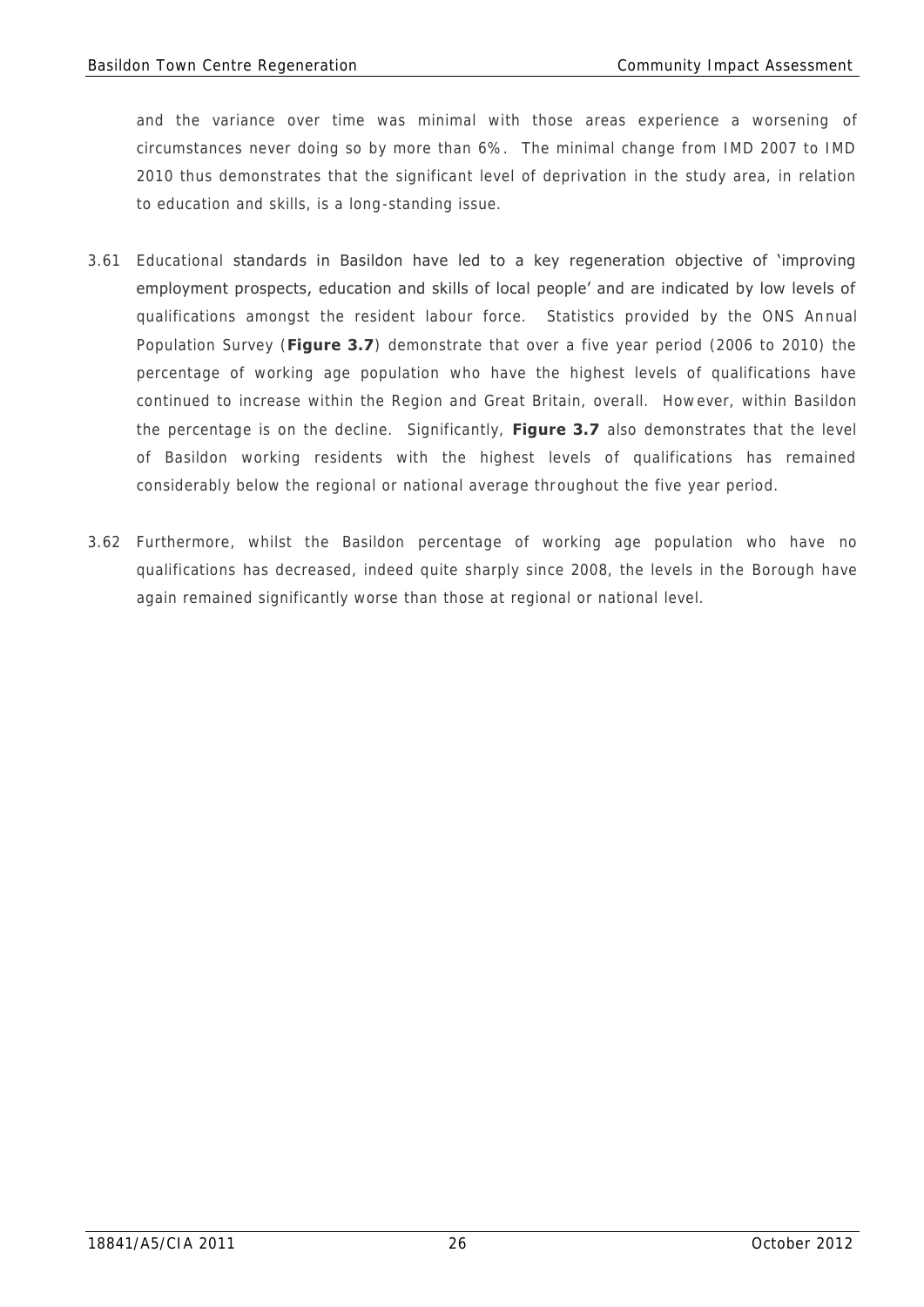and the variance over time was minimal with those areas experience a worsening of circumstances never doing so by more than 6%. The minimal change from IMD 2007 to IMD 2010 thus demonstrates that the significant level of deprivation in the study area, in relation to education and skills, is a long-standing issue.

3.61 Educational standards in Basildon have led to a key regeneration objective of 'improving employment prospects, education and skills of local people' and are indicated by low levels of qualifications amongst the resident labour force. Statistics provided by the ONS Annual Population Survey (**Figure 3.7**) demonstrate that over a five year period (2006 to 2010) the percentage of working age population who have the highest levels of qualifications have continued to increase within the Region and Great Britain, overall. However, within Basildon the percentage is on the decline. Significantly, **Figure 3.7** also demonstrates that the level of Basildon working residents with the highest levels of qualifications has remained considerably below the regional or national average throughout the five year period.

3.62 Furthermore, whilst the Basildon percentage of working age population who have no qualifications has decreased, indeed quite sharply since 2008, the levels in the Borough have again remained significantly worse than those at regional or national level.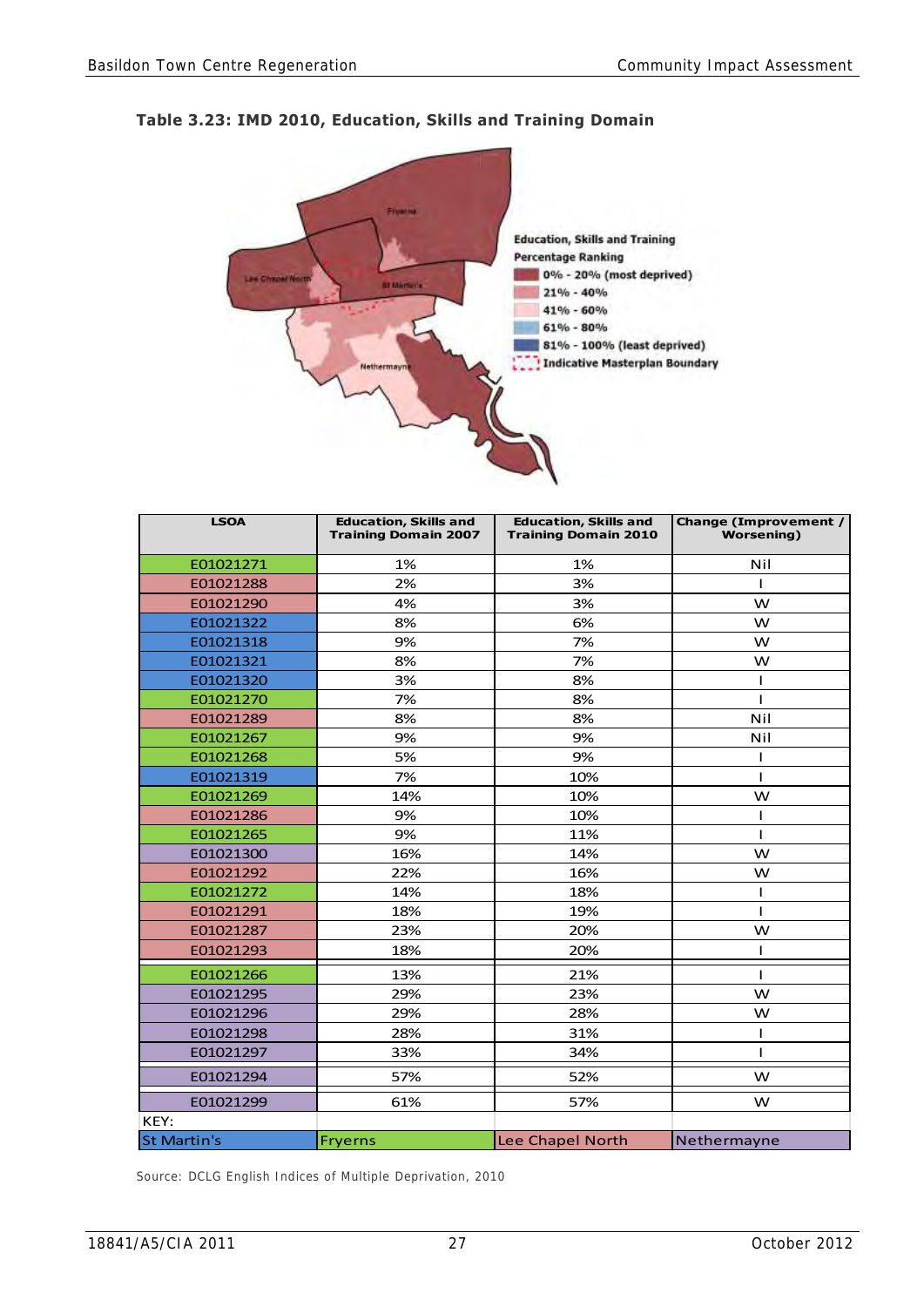**Table 3.23: IMD 2010, Education, Skills and Training Domain**

| LSOA | Education, Skills and Training Domain 2007 | Education, Skills and Training Domain 2010 | Change (Improvement / Worsening) |
|---|---|---|---|
| E01021271 | 1% | 1% | Nil |
| E01021288 | 2% | 3% | I |
| E01021290 | 4% | 3% | W |
| E01021322 | 8% | 6% | W |
| E01021318 | 9% | 7% | W |
| E01021321 | 8% | 7% | W |
| E01021320 | 3% | 8% | I |
| E01021270 | 7% | 8% | I |
| E01021289 | 8% | 8% | Nil |
| E01021267 | 9% | 9% | Nil |
| E01021268 | 5% | 9% | I |
| E01021319 | 7% | 10% | I |
| E01021269 | 14% | 10% | W |
| E01021286 | 9% | 10% | I |
| E01021265 | 9% | 11% | I |
| E01021300 | 16% | 14% | W |
| E01021292 | 22% | 16% | W |
| E01021272 | 14% | 18% | I |
| E01021291 | 18% | 19% | I |
| E01021287 | 23% | 20% | W |
| E01021293 | 18% | 20% | I |
| E01021266 | 13% | 21% | I |
| E01021295 | 29% | 23% | W |
| E01021296 | 29% | 28% | W |
| E01021298 | 28% | 31% | I |
| E01021297 | 33% | 34% | I |
| E01021294 | 57% | 52% | W |
| E01021299 | 61% | 57% | W |
| KEY: | | | |
| St Martin's | Fryerns | Lee Chapel North | Nethermayne |

Source: DCLG English Indices of Multiple Deprivation, 2010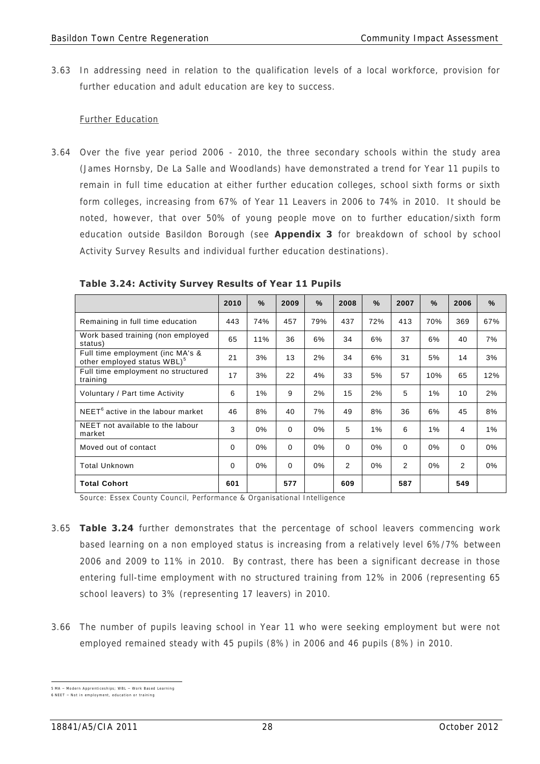3.63 In addressing need in relation to the qualification levels of a local workforce, provision for further education and adult education are key to success.

Further Education

3.64 Over the five year period 2006 - 2010, the three secondary schools within the study area (James Hornsby, De La Salle and Woodlands) have demonstrated a trend for Year 11 pupils to remain in full time education at either further education colleges, school sixth forms or sixth form colleges, increasing from 67% of Year 11 Leavers in 2006 to 74% in 2010. It should be noted, however, that over 50% of young people move on to further education/sixth form education outside Basildon Borough (see **Appendix 3** for breakdown of school by school Activity Survey Results and individual further education destinations).

**Table 3.24: Activity Survey Results of Year 11 Pupils**

| | 2010 | % | 2009 | % | 2008 | % | 2007 | % | 2006 | % |
|---|---|---|---|---|---|---|---|---|---|---|
| Remaining in full time education | 443 | 74% | 457 | 79% | 437 | 72% | 413 | 70% | 369 | 67% |
| Work based training (non employed status) | 65 | 11% | 36 | 6% | 34 | 6% | 37 | 6% | 40 | 7% |
| Full time employment (inc MA's & other employed status WBL)[5] | 21 | 3% | 13 | 2% | 34 | 6% | 31 | 5% | 14 | 3% |
| Full time employment no structured training | 17 | 3% | 22 | 4% | 33 | 5% | 57 | 10% | 65 | 12% |
| Voluntary / Part time Activity | 6 | 1% | 9 | 2% | 15 | 2% | 5 | 1% | 10 | 2% |
| NEET[6] active in the labour market | 46 | 8% | 40 | 7% | 49 | 8% | 36 | 6% | 45 | 8% |
| NEET not available to the labour market | 3 | 0% | 0 | 0% | 5 | 1% | 6 | 1% | 4 | 1% |
| Moved out of contact | 0 | 0% | 0 | 0% | 0 | 0% | 0 | 0% | 0 | 0% |
| Total Unknown | 0 | 0% | 0 | 0% | 2 | 0% | 2 | 0% | 2 | 0% |
| **Total Cohort** | **601** | | **577** | | **609** | | **587** | | **549** | |

Source: Essex County Council, Performance & Organisational Intelligence

3.65 **Table 3.24** further demonstrates that the percentage of school leavers commencing work based learning on a non employed status is increasing from a relatively level 6%/7% between 2006 and 2009 to 11% in 2010. By contrast, there has been a significant decrease in those entering full-time employment with no structured training from 12% in 2006 (representing 65 school leavers) to 3% (representing 17 leavers) in 2010.

3.66 The number of pupils leaving school in Year 11 who were seeking employment but were not employed remained steady with 45 pupils (8%) in 2006 and 46 pupils (8%) in 2010.

---

5 MA – Modern Apprenticeships; WBL – Work Based Learning

6 NEET – Not in employment, education or training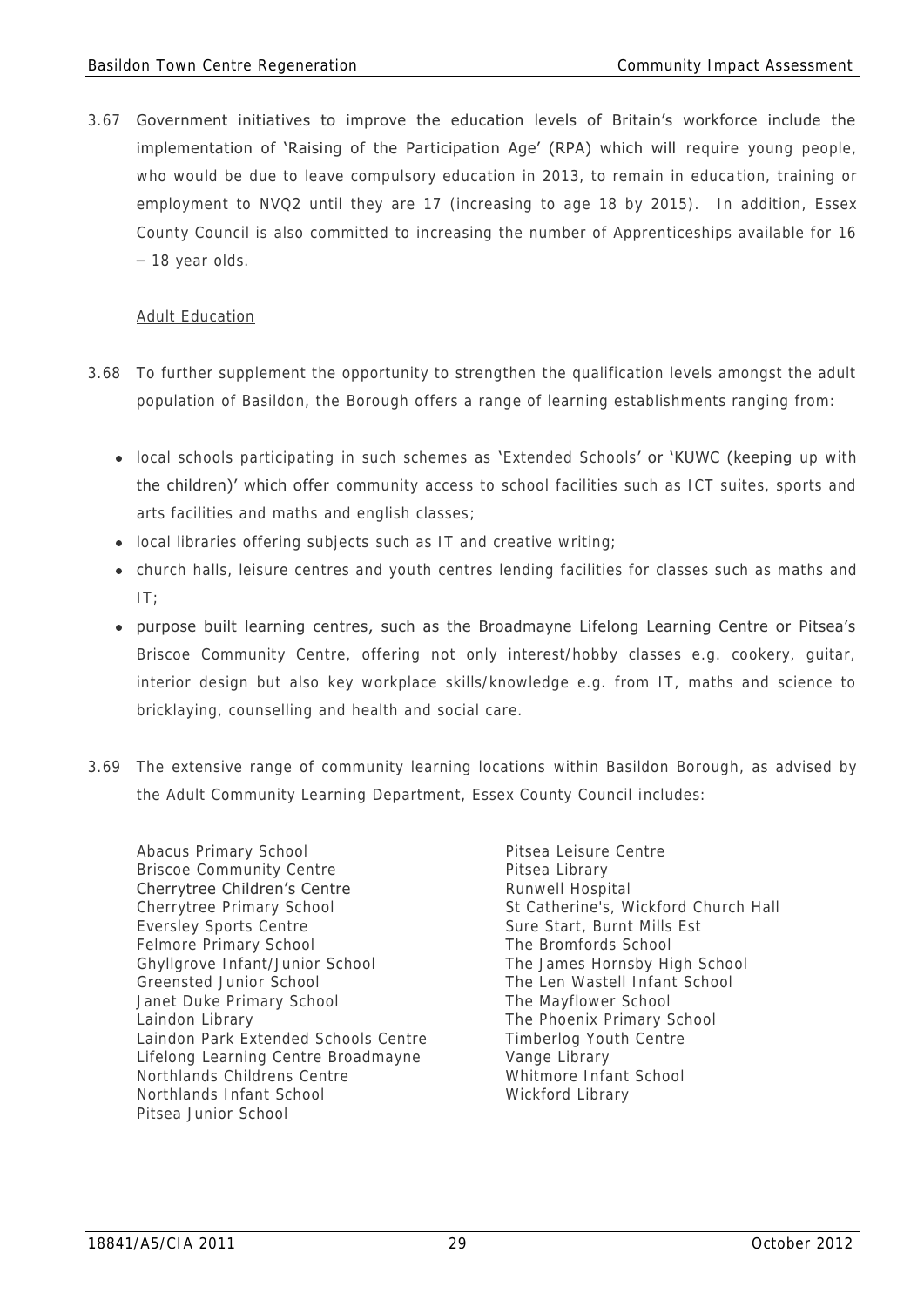3.67 Government initiatives to improve the education levels of Britain's workforce include the implementation of 'Raising of the Participation Age' (RPA) which will require young people, who would be due to leave compulsory education in 2013, to remain in education, training or employment to NVQ2 until they are 17 (increasing to age 18 by 2015). In addition, Essex County Council is also committed to increasing the number of Apprenticeships available for 16 – 18 year olds.

Adult Education

3.68 To further supplement the opportunity to strengthen the qualification levels amongst the adult population of Basildon, the Borough offers a range of learning establishments ranging from:

- local schools participating in such schemes as 'Extended Schools' or 'KUWC (keeping up with the children)' which offer community access to school facilities such as ICT suites, sports and arts facilities and maths and english classes;
- local libraries offering subjects such as IT and creative writing;
- church halls, leisure centres and youth centres lending facilities for classes such as maths and IT;
- purpose built learning centres, such as the Broadmayne Lifelong Learning Centre or Pitsea's Briscoe Community Centre, offering not only interest/hobby classes e.g. cookery, guitar, interior design but also key workplace skills/knowledge e.g. from IT, maths and science to bricklaying, counselling and health and social care.

3.69 The extensive range of community learning locations within Basildon Borough, as advised by the Adult Community Learning Department, Essex County Council includes:

Abacus Primary School
Briscoe Community Centre
Cherrytree Children's Centre
Cherrytree Primary School
Eversley Sports Centre
Felmore Primary School
Ghyllgrove Infant/Junior School
Greensted Junior School
Janet Duke Primary School
Laindon Library
Laindon Park Extended Schools Centre
Lifelong Learning Centre Broadmayne
Northlands Childrens Centre
Northlands Infant School
Pitsea Junior School
Pitsea Leisure Centre
Pitsea Library
Runwell Hospital
St Catherine's, Wickford Church Hall
Sure Start, Burnt Mills Est
The Bromfords School
The James Hornsby High School
The Len Wastell Infant School
The Mayflower School
The Phoenix Primary School
Timberlog Youth Centre
Vange Library
Whitmore Infant School
Wickford Library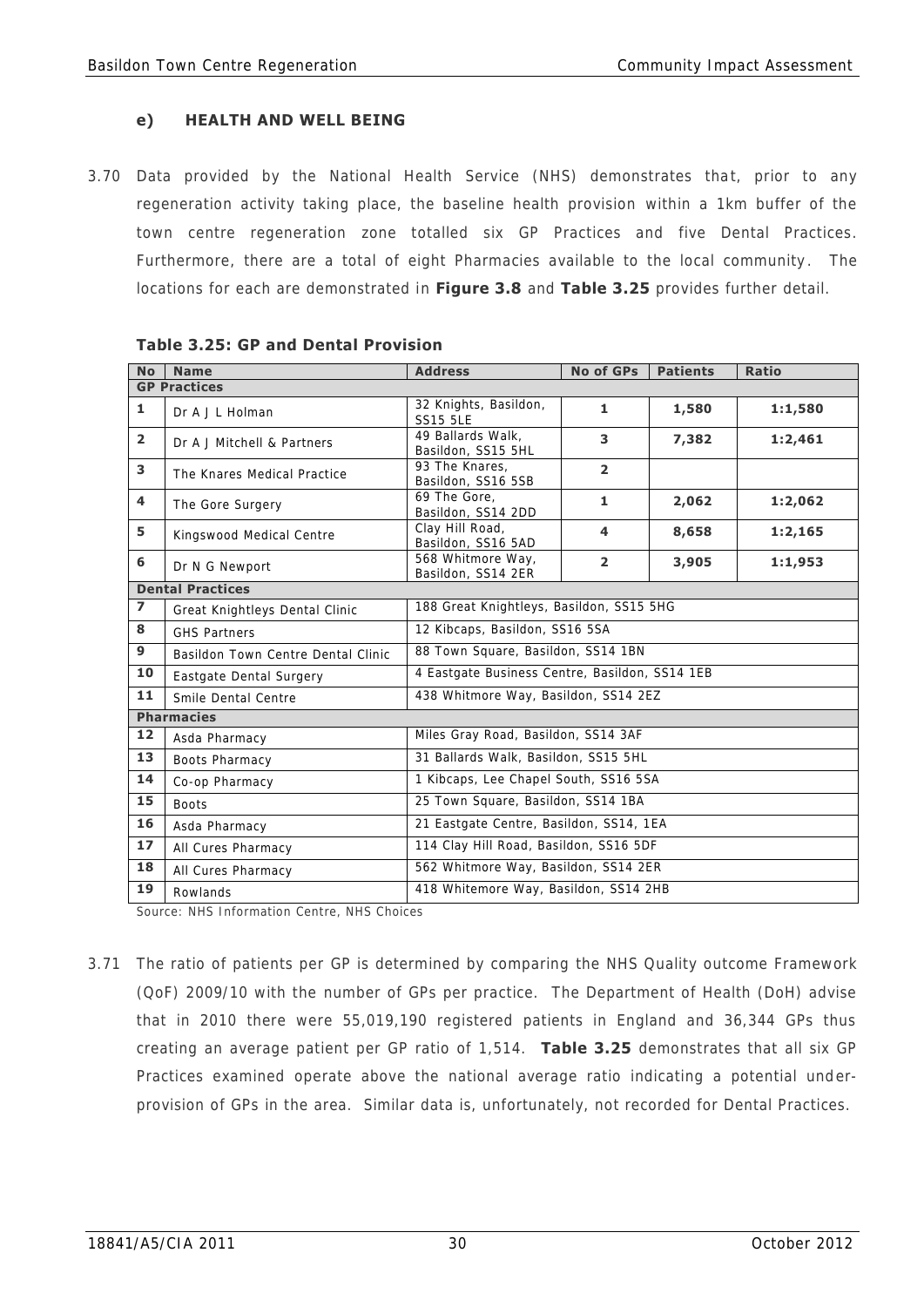### e) HEALTH AND WELL BEING

3.70 Data provided by the National Health Service (NHS) demonstrates that, prior to any regeneration activity taking place, the baseline health provision within a 1km buffer of the town centre regeneration zone totalled six GP Practices and five Dental Practices. Furthermore, there are a total of eight Pharmacies available to the local community. The locations for each are demonstrated in **Figure 3.8** and **Table 3.25** provides further detail.

**Table 3.25: GP and Dental Provision**

| No | Name | Address | No of GPs | Patients | Ratio |
|---|---|---|---|---|---|
| **GP Practices** | | | | | |
| **1** | Dr A J L Holman | 32 Knights, Basildon, SS15 5LE | **1** | **1,580** | **1:1,580** |
| **2** | Dr A J Mitchell & Partners | 49 Ballards Walk, Basildon, SS15 5HL | **3** | **7,382** | **1:2,461** |
| **3** | The Knares Medical Practice | 93 The Knares, Basildon, SS16 5SB | **2** | | |
| **4** | The Gore Surgery | 69 The Gore, Basildon, SS14 2DD | **1** | **2,062** | **1:2,062** |
| **5** | Kingswood Medical Centre | Clay Hill Road, Basildon, SS16 5AD | **4** | **8,658** | **1:2,165** |
| **6** | Dr N G Newport | 568 Whitmore Way, Basildon, SS14 2ER | **2** | **3,905** | **1:1,953** |
| **Dental Practices** | | | | | |
| **7** | Great Knightleys Dental Clinic | 188 Great Knightleys, Basildon, SS15 5HG | | | |
| **8** | GHS Partners | 12 Kibcaps, Basildon, SS16 5SA | | | |
| **9** | Basildon Town Centre Dental Clinic | 88 Town Square, Basildon, SS14 1BN | | | |
| **10** | Eastgate Dental Surgery | 4 Eastgate Business Centre, Basildon, SS14 1EB | | | |
| **11** | Smile Dental Centre | 438 Whitmore Way, Basildon, SS14 2EZ | | | |
| **Pharmacies** | | | | | |
| **12** | Asda Pharmacy | Miles Gray Road, Basildon, SS14 3AF | | | |
| **13** | Boots Pharmacy | 31 Ballards Walk, Basildon, SS15 5HL | | | |
| **14** | Co-op Pharmacy | 1 Kibcaps, Lee Chapel South, SS16 5SA | | | |
| **15** | Boots | 25 Town Square, Basildon, SS14 1BA | | | |
| **16** | Asda Pharmacy | 21 Eastgate Centre, Basildon, SS14, 1EA | | | |
| **17** | All Cures Pharmacy | 114 Clay Hill Road, Basildon, SS16 5DF | | | |
| **18** | All Cures Pharmacy | 562 Whitmore Way, Basildon, SS14 2ER | | | |
| **19** | Rowlands | 418 Whitemore Way, Basildon, SS14 2HB | | | |

Source: NHS Information Centre, NHS Choices

3.71 The ratio of patients per GP is determined by comparing the NHS Quality outcome Framework (QoF) 2009/10 with the number of GPs per practice. The Department of Health (DoH) advise that in 2010 there were 55,019,190 registered patients in England and 36,344 GPs thus creating an average patient per GP ratio of 1,514. **Table 3.25** demonstrates that all six GP Practices examined operate above the national average ratio indicating a potential under-provision of GPs in the area. Similar data is, unfortunately, not recorded for Dental Practices.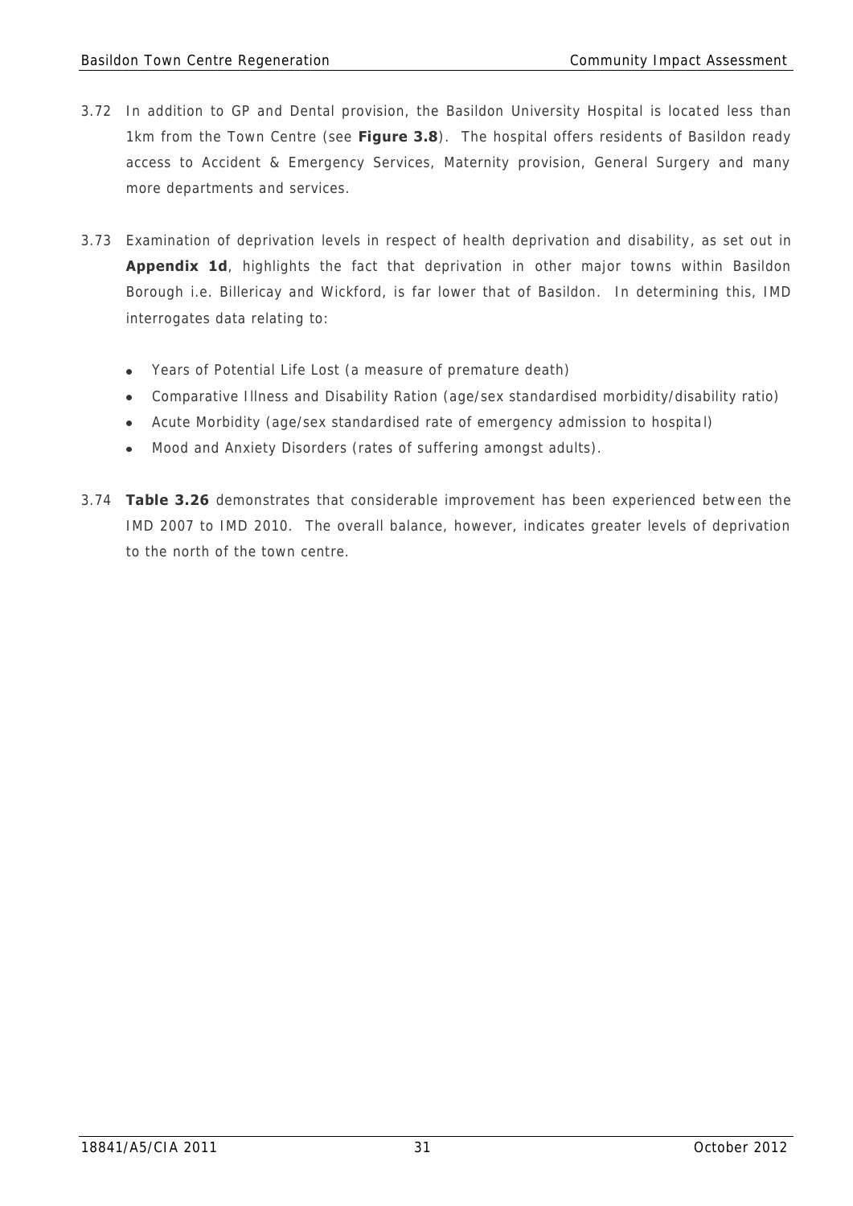3.72 In addition to GP and Dental provision, the Basildon University Hospital is located less than 1km from the Town Centre (see **Figure 3.8**). The hospital offers residents of Basildon ready access to Accident & Emergency Services, Maternity provision, General Surgery and many more departments and services.

3.73 Examination of deprivation levels in respect of health deprivation and disability, as set out in **Appendix 1d**, highlights the fact that deprivation in other major towns within Basildon Borough i.e. Billericay and Wickford, is far lower that of Basildon. In determining this, IMD interrogates data relating to:

- Years of Potential Life Lost (a measure of premature death)
- Comparative Illness and Disability Ration (age/sex standardised morbidity/disability ratio)
- Acute Morbidity (age/sex standardised rate of emergency admission to hospital)
- Mood and Anxiety Disorders (rates of suffering amongst adults).

3.74 **Table 3.26** demonstrates that considerable improvement has been experienced between the IMD 2007 to IMD 2010. The overall balance, however, indicates greater levels of deprivation to the north of the town centre.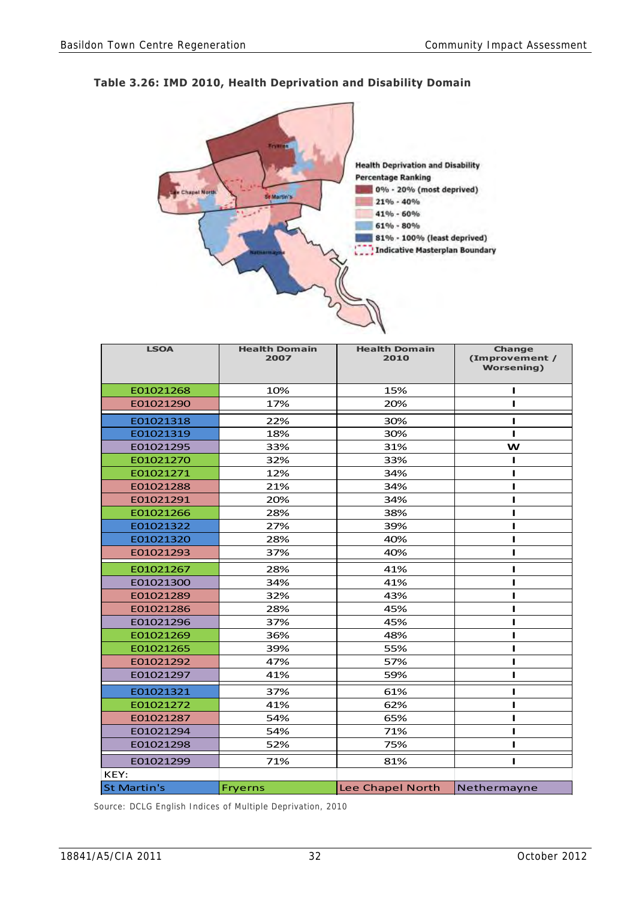**Table 3.26: IMD 2010, Health Deprivation and Disability Domain**

Health Deprivation and Disability Percentage Ranking

- 0% - 20% (most deprived)
- 21% - 40%
- 41% - 60%
- 61% - 80%
- 81% - 100% (least deprived)
- Indicative Masterplan Boundary

| LSOA | Health Domain 2007 | Health Domain 2010 | Change (Improvement / Worsening) |
|---|---|---|---|
| E01021268 | 10% | 15% | I |
| E01021290 | 17% | 20% | I |
| E01021318 | 22% | 30% | I |
| E01021319 | 18% | 30% | I |
| E01021295 | 33% | 31% | W |
| E01021270 | 32% | 33% | I |
| E01021271 | 12% | 34% | I |
| E01021288 | 21% | 34% | I |
| E01021291 | 20% | 34% | I |
| E01021266 | 28% | 38% | I |
| E01021322 | 27% | 39% | I |
| E01021320 | 28% | 40% | I |
| E01021293 | 37% | 40% | I |
| E01021267 | 28% | 41% | I |
| E01021300 | 34% | 41% | I |
| E01021289 | 32% | 43% | I |
| E01021286 | 28% | 45% | I |
| E01021296 | 37% | 45% | I |
| E01021269 | 36% | 48% | I |
| E01021265 | 39% | 55% | I |
| E01021292 | 47% | 57% | I |
| E01021297 | 41% | 59% | I |
| E01021321 | 37% | 61% | I |
| E01021272 | 41% | 62% | I |
| E01021287 | 54% | 65% | I |
| E01021294 | 54% | 71% | I |
| E01021298 | 52% | 75% | I |
| E01021299 | 71% | 81% | I |
| KEY: | | | |
| St Martin's | Fryerns | Lee Chapel North | Nethermayne |

Source: DCLG English Indices of Multiple Deprivation, 2010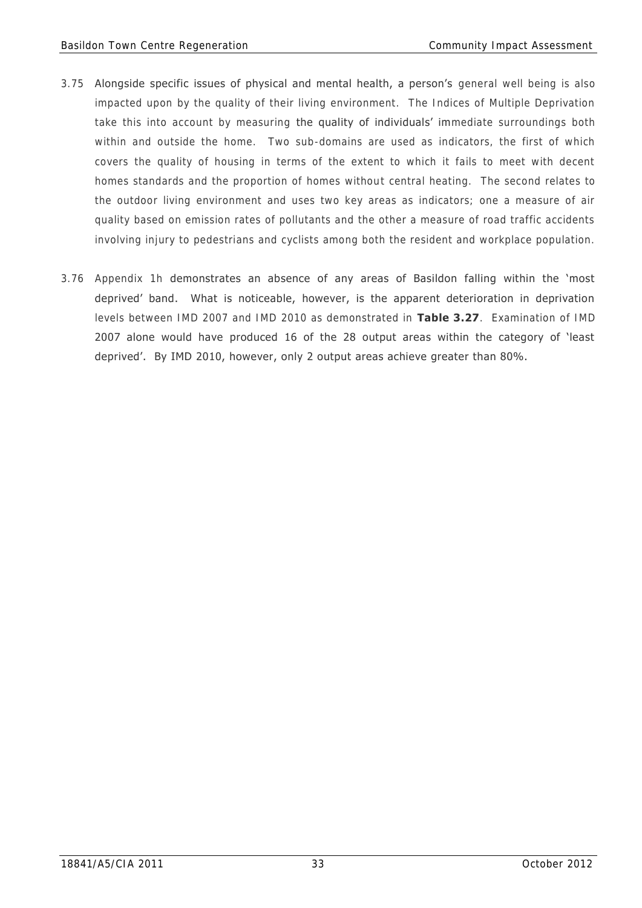3.75 Alongside specific issues of physical and mental health, a person's general well being is also impacted upon by the quality of their living environment. The Indices of Multiple Deprivation take this into account by measuring the quality of individuals' immediate surroundings both within and outside the home. Two sub-domains are used as indicators, the first of which covers the quality of housing in terms of the extent to which it fails to meet with decent homes standards and the proportion of homes without central heating. The second relates to the outdoor living environment and uses two key areas as indicators; one a measure of air quality based on emission rates of pollutants and the other a measure of road traffic accidents involving injury to pedestrians and cyclists among both the resident and workplace population.

3.76 Appendix 1h demonstrates an absence of any areas of Basildon falling within the 'most deprived' band. What is noticeable, however, is the apparent deterioration in deprivation levels between IMD 2007 and IMD 2010 as demonstrated in **Table 3.27**. Examination of IMD 2007 alone would have produced 16 of the 28 output areas within the category of 'least deprived'. By IMD 2010, however, only 2 output areas achieve greater than 80%.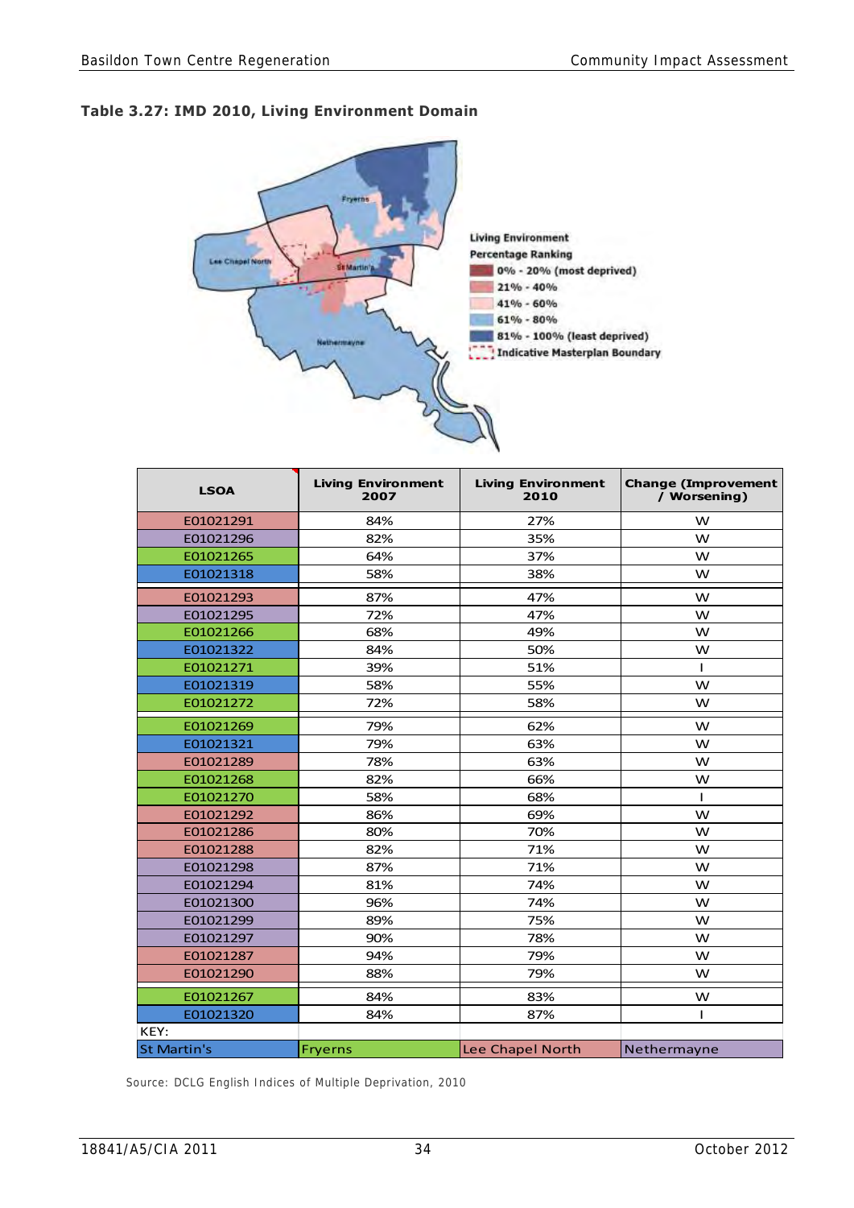**Table 3.27: IMD 2010, Living Environment Domain**

Living Environment Percentage Ranking

- 0% - 20% (most deprived)
- 21% - 40%
- 41% - 60%
- 61% - 80%
- 81% - 100% (least deprived)
- Indicative Masterplan Boundary

Fryerns

Lee Chapel North

St Martin's

Nethermayne

| LSOA | Living Environment 2007 | Living Environment 2010 | Change (Improvement / Worsening) |
|---|---|---|---|
| E01021291 | 84% | 27% | W |
| E01021296 | 82% | 35% | W |
| E01021265 | 64% | 37% | W |
| E01021318 | 58% | 38% | W |
| E01021293 | 87% | 47% | W |
| E01021295 | 72% | 47% | W |
| E01021266 | 68% | 49% | W |
| E01021322 | 84% | 50% | W |
| E01021271 | 39% | 51% | I |
| E01021319 | 58% | 55% | W |
| E01021272 | 72% | 58% | W |
| E01021269 | 79% | 62% | W |
| E01021321 | 79% | 63% | W |
| E01021289 | 78% | 63% | W |
| E01021268 | 82% | 66% | W |
| E01021270 | 58% | 68% | I |
| E01021292 | 86% | 69% | W |
| E01021286 | 80% | 70% | W |
| E01021288 | 82% | 71% | W |
| E01021298 | 87% | 71% | W |
| E01021294 | 81% | 74% | W |
| E01021300 | 96% | 74% | W |
| E01021299 | 89% | 75% | W |
| E01021297 | 90% | 78% | W |
| E01021287 | 94% | 79% | W |
| E01021290 | 88% | 79% | W |
| E01021267 | 84% | 83% | W |
| E01021320 | 84% | 87% | I |
| KEY: | | | |
| St Martin's | Fryerns | Lee Chapel North | Nethermayne |

Source: DCLG English Indices of Multiple Deprivation, 2010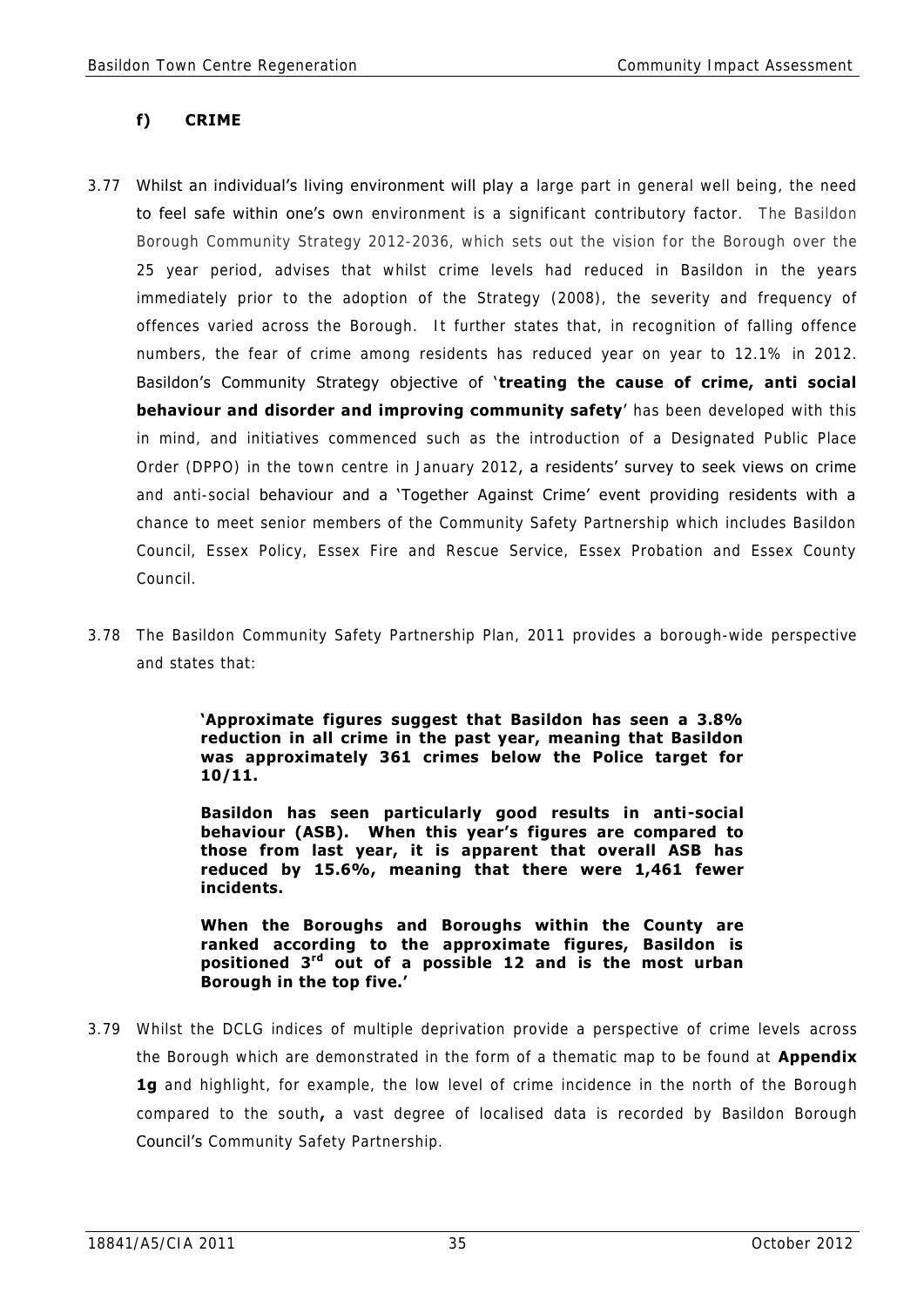### f) CRIME

3.77 Whilst an individual's living environment will play a large part in general well being, the need to feel safe within one's own environment is a significant contributory factor. The Basildon Borough Community Strategy 2012-2036, which sets out the vision for the Borough over the 25 year period, advises that whilst crime levels had reduced in Basildon in the years immediately prior to the adoption of the Strategy (2008), the severity and frequency of offences varied across the Borough. It further states that, in recognition of falling offence numbers, the fear of crime among residents has reduced year on year to 12.1% in 2012. Basildon's Community Strategy objective of '**treating the cause of crime, anti social behaviour and disorder and improving community safety**' has been developed with this in mind, and initiatives commenced such as the introduction of a Designated Public Place Order (DPPO) in the town centre in January 2012, a residents' survey to seek views on crime and anti-social behaviour and a 'Together Against Crime' event providing residents with a chance to meet senior members of the Community Safety Partnership which includes Basildon Council, Essex Policy, Essex Fire and Rescue Service, Essex Probation and Essex County Council.

3.78 The Basildon Community Safety Partnership Plan, 2011 provides a borough-wide perspective and states that:

> **'Approximate figures suggest that Basildon has seen a 3.8% reduction in all crime in the past year, meaning that Basildon was approximately 361 crimes below the Police target for 10/11.**
>
> **Basildon has seen particularly good results in anti-social behaviour (ASB). When this year's figures are compared to those from last year, it is apparent that overall ASB has reduced by 15.6%, meaning that there were 1,461 fewer incidents.**
>
> **When the Boroughs and Boroughs within the County are ranked according to the approximate figures, Basildon is positioned 3rd out of a possible 12 and is the most urban Borough in the top five.'**

3.79 Whilst the DCLG indices of multiple deprivation provide a perspective of crime levels across the Borough which are demonstrated in the form of a thematic map to be found at **Appendix 1g** and highlight, for example, the low level of crime incidence in the north of the Borough compared to the south**,** a vast degree of localised data is recorded by Basildon Borough Council's Community Safety Partnership.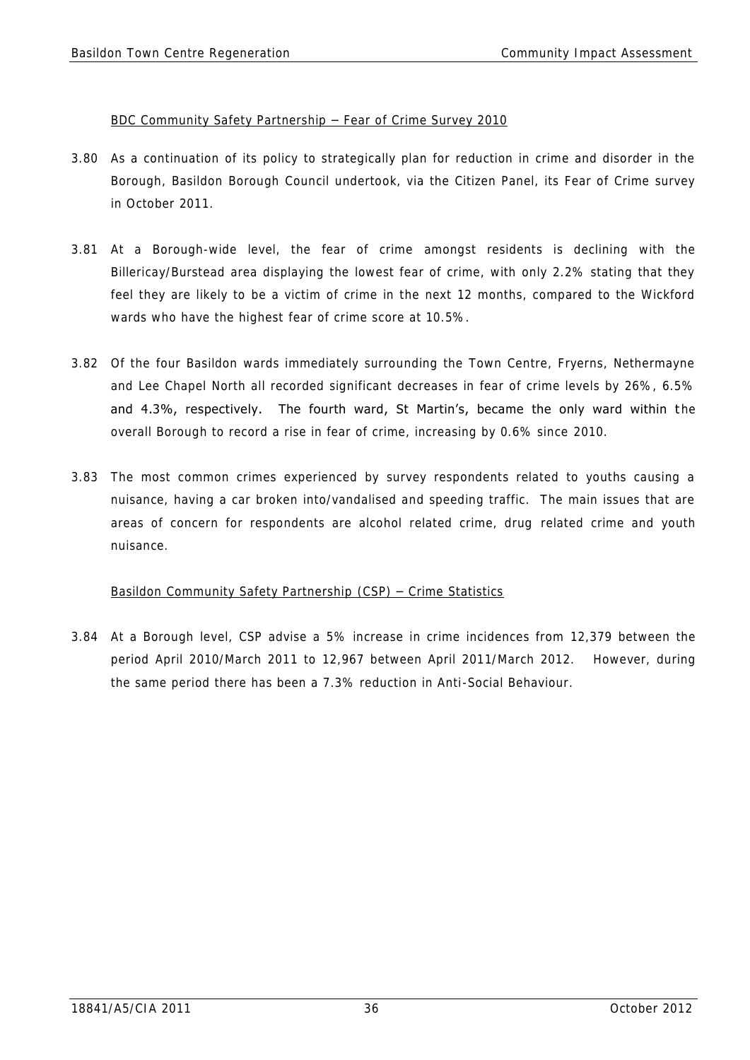BDC Community Safety Partnership – Fear of Crime Survey 2010

3.80 As a continuation of its policy to strategically plan for reduction in crime and disorder in the Borough, Basildon Borough Council undertook, via the Citizen Panel, its Fear of Crime survey in October 2011.

3.81 At a Borough-wide level, the fear of crime amongst residents is declining with the Billericay/Burstead area displaying the lowest fear of crime, with only 2.2% stating that they feel they are likely to be a victim of crime in the next 12 months, compared to the Wickford wards who have the highest fear of crime score at 10.5%.

3.82 Of the four Basildon wards immediately surrounding the Town Centre, Fryerns, Nethermayne and Lee Chapel North all recorded significant decreases in fear of crime levels by 26%, 6.5% and 4.3%, respectively. The fourth ward, St Martin's, became the only ward within the overall Borough to record a rise in fear of crime, increasing by 0.6% since 2010.

3.83 The most common crimes experienced by survey respondents related to youths causing a nuisance, having a car broken into/vandalised and speeding traffic. The main issues that are areas of concern for respondents are alcohol related crime, drug related crime and youth nuisance.

Basildon Community Safety Partnership (CSP) – Crime Statistics

3.84 At a Borough level, CSP advise a 5% increase in crime incidences from 12,379 between the period April 2010/March 2011 to 12,967 between April 2011/March 2012. However, during the same period there has been a 7.3% reduction in Anti-Social Behaviour.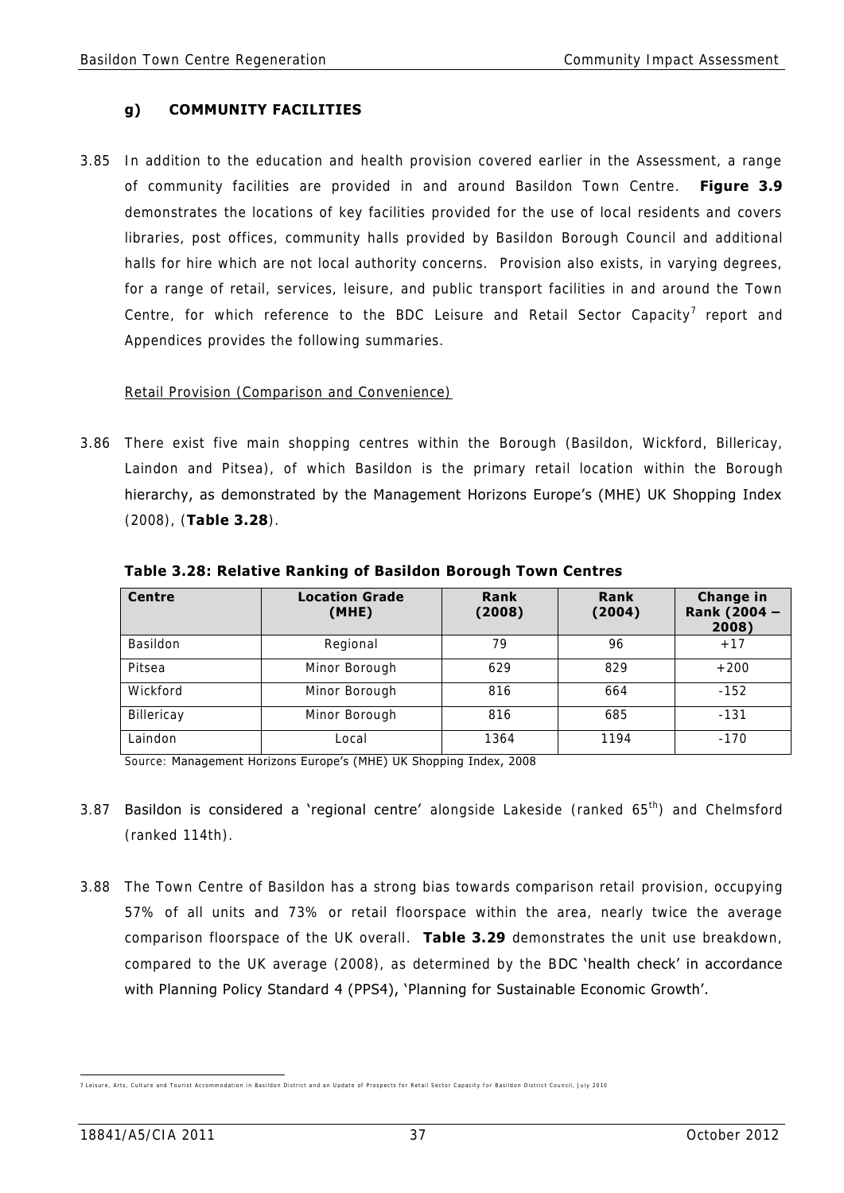### g) COMMUNITY FACILITIES

3.85 In addition to the education and health provision covered earlier in the Assessment, a range of community facilities are provided in and around Basildon Town Centre. **Figure 3.9** demonstrates the locations of key facilities provided for the use of local residents and covers libraries, post offices, community halls provided by Basildon Borough Council and additional halls for hire which are not local authority concerns. Provision also exists, in varying degrees, for a range of retail, services, leisure, and public transport facilities in and around the Town Centre, for which reference to the BDC Leisure and Retail Sector Capacity[7] report and Appendices provides the following summaries.

Retail Provision (Comparison and Convenience)

3.86 There exist five main shopping centres within the Borough (Basildon, Wickford, Billericay, Laindon and Pitsea), of which Basildon is the primary retail location within the Borough hierarchy, as demonstrated by the Management Horizons Europe's (MHE) UK Shopping Index (2008), (**Table 3.28**).

**Table 3.28: Relative Ranking of Basildon Borough Town Centres**

| Centre | Location Grade (MHE) | Rank (2008) | Rank (2004) | Change in Rank (2004 – 2008) |
|---|---|---|---|---|
| Basildon | Regional | 79 | 96 | +17 |
| Pitsea | Minor Borough | 629 | 829 | +200 |
| Wickford | Minor Borough | 816 | 664 | -152 |
| Billericay | Minor Borough | 816 | 685 | -131 |
| Laindon | Local | 1364 | 1194 | -170 |

Source: Management Horizons Europe's (MHE) UK Shopping Index, 2008

3.87 Basildon is considered a 'regional centre' alongside Lakeside (ranked 65th) and Chelmsford (ranked 114th).

3.88 The Town Centre of Basildon has a strong bias towards comparison retail provision, occupying 57% of all units and 73% or retail floorspace within the area, nearly twice the average comparison floorspace of the UK overall. **Table 3.29** demonstrates the unit use breakdown, compared to the UK average (2008), as determined by the BDC 'health check' in accordance with Planning Policy Standard 4 (PPS4), 'Planning for Sustainable Economic Growth'.

---

7 Leisure, Arts, Culture and Tourist Accommodation in Basildon District and an Update of Prospects for Retail Sector Capacity for Basildon District Council, July 2010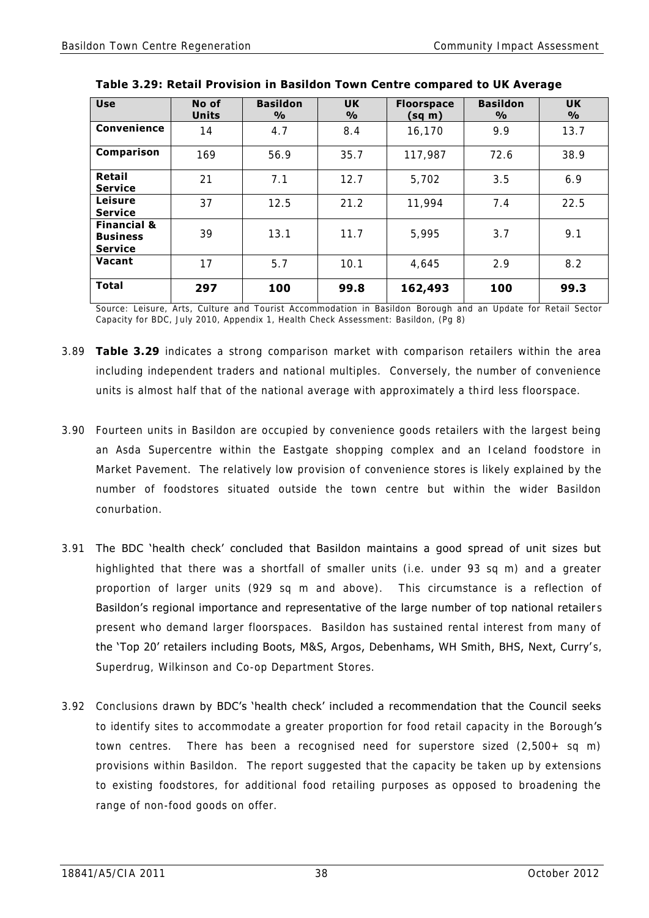**Table 3.29: Retail Provision in Basildon Town Centre compared to UK Average**

| Use | No of Units | Basildon % | UK % | Floorspace (sq m) | Basildon % | UK % |
|---|---|---|---|---|---|---|
| **Convenience** | 14 | 4.7 | 8.4 | 16,170 | 9.9 | 13.7 |
| **Comparison** | 169 | 56.9 | 35.7 | 117,987 | 72.6 | 38.9 |
| **Retail Service** | 21 | 7.1 | 12.7 | 5,702 | 3.5 | 6.9 |
| **Leisure Service** | 37 | 12.5 | 21.2 | 11,994 | 7.4 | 22.5 |
| **Financial & Business Service** | 39 | 13.1 | 11.7 | 5,995 | 3.7 | 9.1 |
| **Vacant** | 17 | 5.7 | 10.1 | 4,645 | 2.9 | 8.2 |
| **Total** | **297** | **100** | **99.8** | **162,493** | **100** | **99.3** |

Source: Leisure, Arts, Culture and Tourist Accommodation in Basildon Borough and an Update for Retail Sector Capacity for BDC, July 2010, Appendix 1, Health Check Assessment: Basildon, (Pg 8)

3.89 **Table 3.29** indicates a strong comparison market with comparison retailers within the area including independent traders and national multiples. Conversely, the number of convenience units is almost half that of the national average with approximately a third less floorspace.

3.90 Fourteen units in Basildon are occupied by convenience goods retailers with the largest being an Asda Supercentre within the Eastgate shopping complex and an Iceland foodstore in Market Pavement. The relatively low provision of convenience stores is likely explained by the number of foodstores situated outside the town centre but within the wider Basildon conurbation.

3.91 The BDC 'health check' concluded that Basildon maintains a good spread of unit sizes but highlighted that there was a shortfall of smaller units (i.e. under 93 sq m) and a greater proportion of larger units (929 sq m and above). This circumstance is a reflection of Basildon's regional importance and representative of the large number of top national retailers present who demand larger floorspaces. Basildon has sustained rental interest from many of the 'Top 20' retailers including Boots, M&S, Argos, Debenhams, WH Smith, BHS, Next, Curry's, Superdrug, Wilkinson and Co-op Department Stores.

3.92 Conclusions drawn by BDC's 'health check' included a recommendation that the Council seeks to identify sites to accommodate a greater proportion for food retail capacity in the Borough's town centres. There has been a recognised need for superstore sized (2,500+ sq m) provisions within Basildon. The report suggested that the capacity be taken up by extensions to existing foodstores, for additional food retailing purposes as opposed to broadening the range of non-food goods on offer.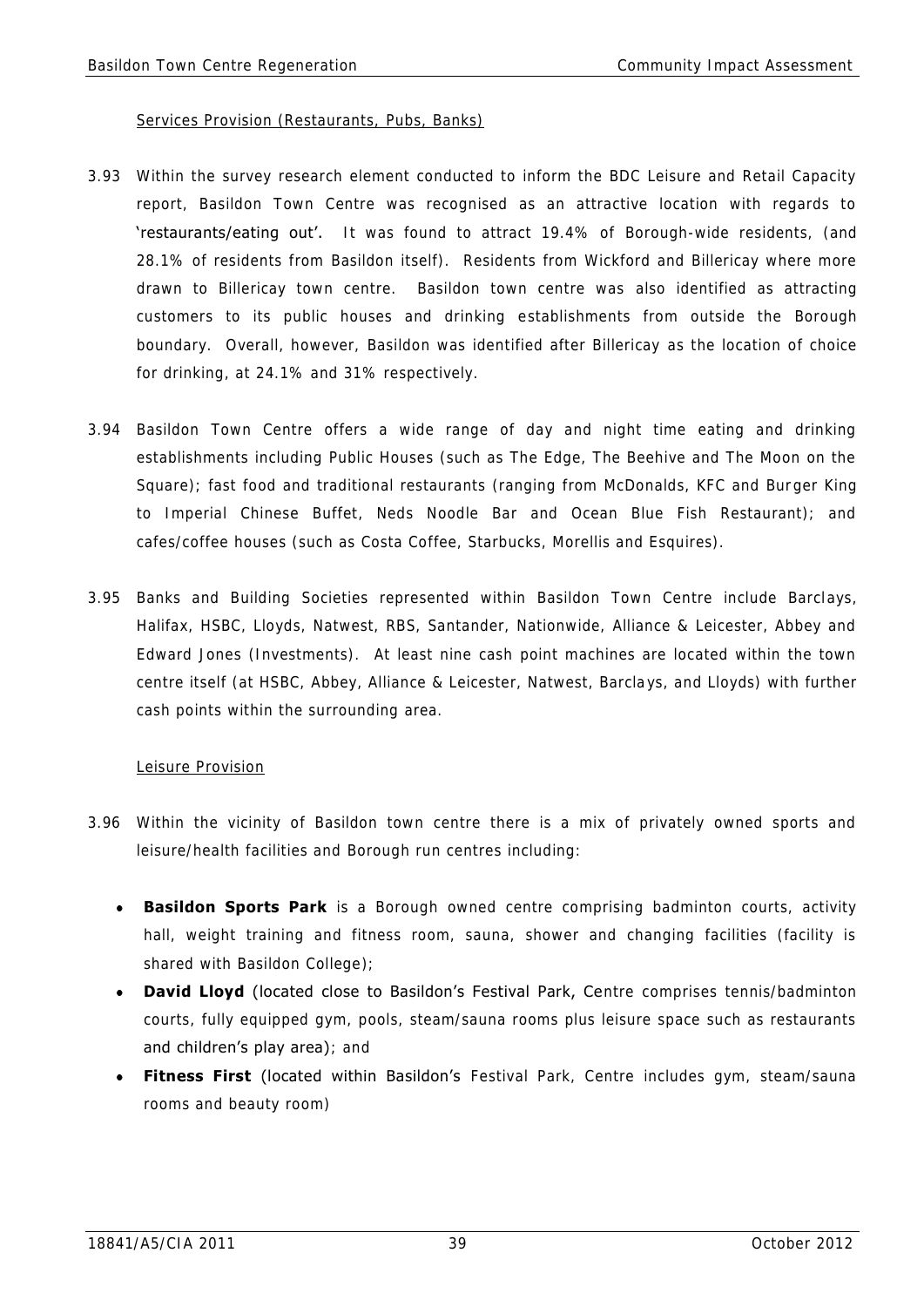Services Provision (Restaurants, Pubs, Banks)

3.93 Within the survey research element conducted to inform the BDC Leisure and Retail Capacity report, Basildon Town Centre was recognised as an attractive location with regards to 'restaurants/eating out'. It was found to attract 19.4% of Borough-wide residents, (and 28.1% of residents from Basildon itself). Residents from Wickford and Billericay where more drawn to Billericay town centre. Basildon town centre was also identified as attracting customers to its public houses and drinking establishments from outside the Borough boundary. Overall, however, Basildon was identified after Billericay as the location of choice for drinking, at 24.1% and 31% respectively.

3.94 Basildon Town Centre offers a wide range of day and night time eating and drinking establishments including Public Houses (such as The Edge, The Beehive and The Moon on the Square); fast food and traditional restaurants (ranging from McDonalds, KFC and Burger King to Imperial Chinese Buffet, Neds Noodle Bar and Ocean Blue Fish Restaurant); and cafes/coffee houses (such as Costa Coffee, Starbucks, Morellis and Esquires).

3.95 Banks and Building Societies represented within Basildon Town Centre include Barclays, Halifax, HSBC, Lloyds, Natwest, RBS, Santander, Nationwide, Alliance & Leicester, Abbey and Edward Jones (Investments). At least nine cash point machines are located within the town centre itself (at HSBC, Abbey, Alliance & Leicester, Natwest, Barclays, and Lloyds) with further cash points within the surrounding area.

Leisure Provision

3.96 Within the vicinity of Basildon town centre there is a mix of privately owned sports and leisure/health facilities and Borough run centres including:

- **Basildon Sports Park** is a Borough owned centre comprising badminton courts, activity hall, weight training and fitness room, sauna, shower and changing facilities (facility is shared with Basildon College);
- **David Lloyd** (located close to Basildon's Festival Park, Centre comprises tennis/badminton courts, fully equipped gym, pools, steam/sauna rooms plus leisure space such as restaurants and children's play area); and
- **Fitness First** (located within Basildon's Festival Park, Centre includes gym, steam/sauna rooms and beauty room)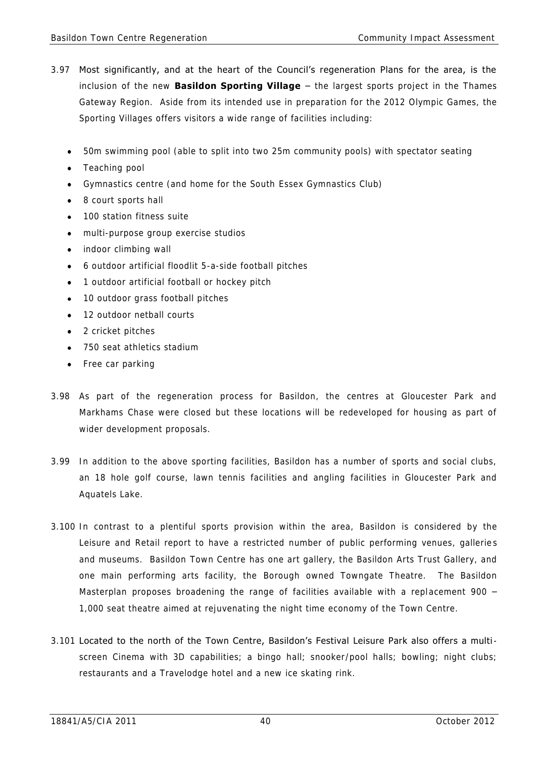3.97 Most significantly, and at the heart of the Council's regeneration Plans for the area, is the inclusion of the new **Basildon Sporting Village** – the largest sports project in the Thames Gateway Region. Aside from its intended use in preparation for the 2012 Olympic Games, the Sporting Villages offers visitors a wide range of facilities including:

- 50m swimming pool (able to split into two 25m community pools) with spectator seating
- Teaching pool
- Gymnastics centre (and home for the South Essex Gymnastics Club)
- 8 court sports hall
- 100 station fitness suite
- multi-purpose group exercise studios
- indoor climbing wall
- 6 outdoor artificial floodlit 5-a-side football pitches
- 1 outdoor artificial football or hockey pitch
- 10 outdoor grass football pitches
- 12 outdoor netball courts
- 2 cricket pitches
- 750 seat athletics stadium
- Free car parking

3.98 As part of the regeneration process for Basildon, the centres at Gloucester Park and Markhams Chase were closed but these locations will be redeveloped for housing as part of wider development proposals.

3.99 In addition to the above sporting facilities, Basildon has a number of sports and social clubs, an 18 hole golf course, lawn tennis facilities and angling facilities in Gloucester Park and Aquatels Lake.

3.100 In contrast to a plentiful sports provision within the area, Basildon is considered by the Leisure and Retail report to have a restricted number of public performing venues, galleries and museums. Basildon Town Centre has one art gallery, the Basildon Arts Trust Gallery, and one main performing arts facility, the Borough owned Towngate Theatre. The Basildon Masterplan proposes broadening the range of facilities available with a replacement 900 – 1,000 seat theatre aimed at rejuvenating the night time economy of the Town Centre.

3.101 Located to the north of the Town Centre, Basildon's Festival Leisure Park also offers a multi-screen Cinema with 3D capabilities; a bingo hall; snooker/pool halls; bowling; night clubs; restaurants and a Travelodge hotel and a new ice skating rink.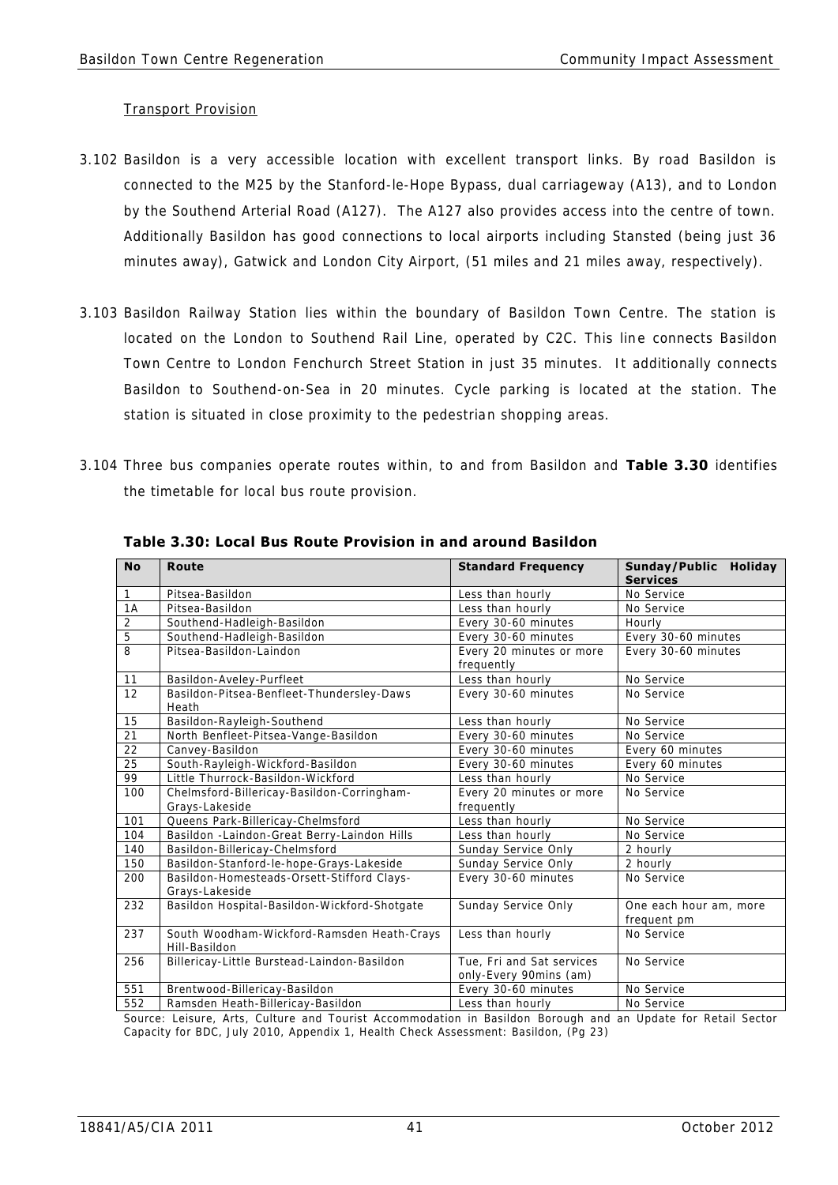Transport Provision

3.102 Basildon is a very accessible location with excellent transport links. By road Basildon is connected to the M25 by the Stanford-le-Hope Bypass, dual carriageway (A13), and to London by the Southend Arterial Road (A127). The A127 also provides access into the centre of town. Additionally Basildon has good connections to local airports including Stansted (being just 36 minutes away), Gatwick and London City Airport, (51 miles and 21 miles away, respectively).

3.103 Basildon Railway Station lies within the boundary of Basildon Town Centre. The station is located on the London to Southend Rail Line, operated by C2C. This line connects Basildon Town Centre to London Fenchurch Street Station in just 35 minutes. It additionally connects Basildon to Southend-on-Sea in 20 minutes. Cycle parking is located at the station. The station is situated in close proximity to the pedestrian shopping areas.

3.104 Three bus companies operate routes within, to and from Basildon and **Table 3.30** identifies the timetable for local bus route provision.

**Table 3.30: Local Bus Route Provision in and around Basildon**

| No | Route | Standard Frequency | Sunday/Public Holiday Services |
|---|---|---|---|
| 1 | Pitsea-Basildon | Less than hourly | No Service |
| 1A | Pitsea-Basildon | Less than hourly | No Service |
| 2 | Southend-Hadleigh-Basildon | Every 30-60 minutes | Hourly |
| 5 | Southend-Hadleigh-Basildon | Every 30-60 minutes | Every 30-60 minutes |
| 8 | Pitsea-Basildon-Laindon | Every 20 minutes or more frequently | Every 30-60 minutes |
| 11 | Basildon-Aveley-Purfleet | Less than hourly | No Service |
| 12 | Basildon-Pitsea-Benfleet-Thundersley-Daws Heath | Every 30-60 minutes | No Service |
| 15 | Basildon-Rayleigh-Southend | Less than hourly | No Service |
| 21 | North Benfleet-Pitsea-Vange-Basildon | Every 30-60 minutes | No Service |
| 22 | Canvey-Basildon | Every 30-60 minutes | Every 60 minutes |
| 25 | South-Rayleigh-Wickford-Basildon | Every 30-60 minutes | Every 60 minutes |
| 99 | Little Thurrock-Basildon-Wickford | Less than hourly | No Service |
| 100 | Chelmsford-Billericay-Basildon-Corringham-Grays-Lakeside | Every 20 minutes or more frequently | No Service |
| 101 | Queens Park-Billericay-Chelmsford | Less than hourly | No Service |
| 104 | Basildon -Laindon-Great Berry-Laindon Hills | Less than hourly | No Service |
| 140 | Basildon-Billericay-Chelmsford | Sunday Service Only | 2 hourly |
| 150 | Basildon-Stanford-le-hope-Grays-Lakeside | Sunday Service Only | 2 hourly |
| 200 | Basildon-Homesteads-Orsett-Stifford Clays-Grays-Lakeside | Every 30-60 minutes | No Service |
| 232 | Basildon Hospital-Basildon-Wickford-Shotgate | Sunday Service Only | One each hour am, more frequent pm |
| 237 | South Woodham-Wickford-Ramsden Heath-Crays Hill-Basildon | Less than hourly | No Service |
| 256 | Billericay-Little Burstead-Laindon-Basildon | Tue, Fri and Sat services only-Every 90mins (am) | No Service |
| 551 | Brentwood-Billericay-Basildon | Every 30-60 minutes | No Service |
| 552 | Ramsden Heath-Billericay-Basildon | Less than hourly | No Service |

Source: Leisure, Arts, Culture and Tourist Accommodation in Basildon Borough and an Update for Retail Sector Capacity for BDC, July 2010, Appendix 1, Health Check Assessment: Basildon, (Pg 23)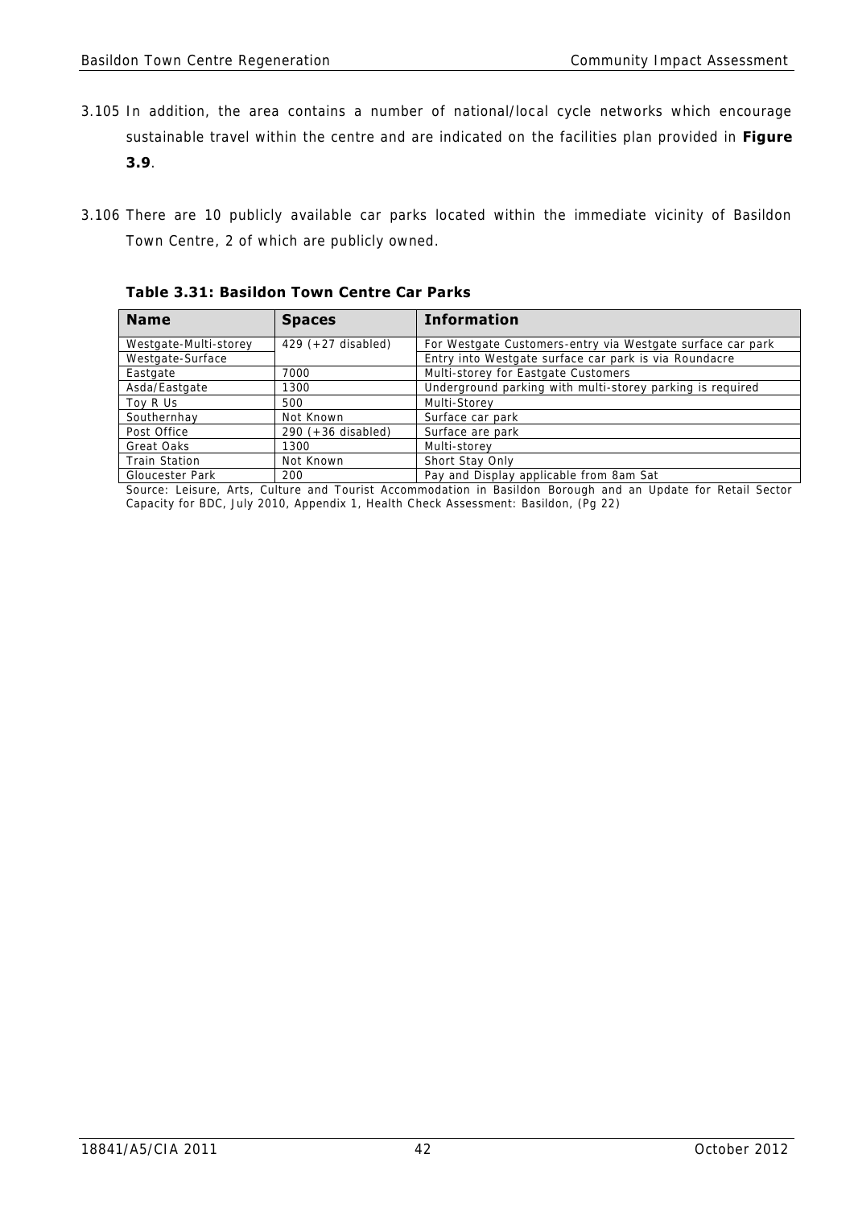3.105 In addition, the area contains a number of national/local cycle networks which encourage sustainable travel within the centre and are indicated on the facilities plan provided in **Figure 3.9**.

3.106 There are 10 publicly available car parks located within the immediate vicinity of Basildon Town Centre, 2 of which are publicly owned.

**Table 3.31: Basildon Town Centre Car Parks**

| Name | Spaces | Information |
|---|---|---|
| Westgate-Multi-storey | 429 (+27 disabled) | For Westgate Customers-entry via Westgate surface car park |
| Westgate-Surface | | Entry into Westgate surface car park is via Roundacre |
| Eastgate | 7000 | Multi-storey for Eastgate Customers |
| Asda/Eastgate | 1300 | Underground parking with multi-storey parking is required |
| Toy R Us | 500 | Multi-Storey |
| Southernhay | Not Known | Surface car park |
| Post Office | 290 (+36 disabled) | Surface are park |
| Great Oaks | 1300 | Multi-storey |
| Train Station | Not Known | Short Stay Only |
| Gloucester Park | 200 | Pay and Display applicable from 8am Sat |

Source: Leisure, Arts, Culture and Tourist Accommodation in Basildon Borough and an Update for Retail Sector Capacity for BDC, July 2010, Appendix 1, Health Check Assessment: Basildon, (Pg 22)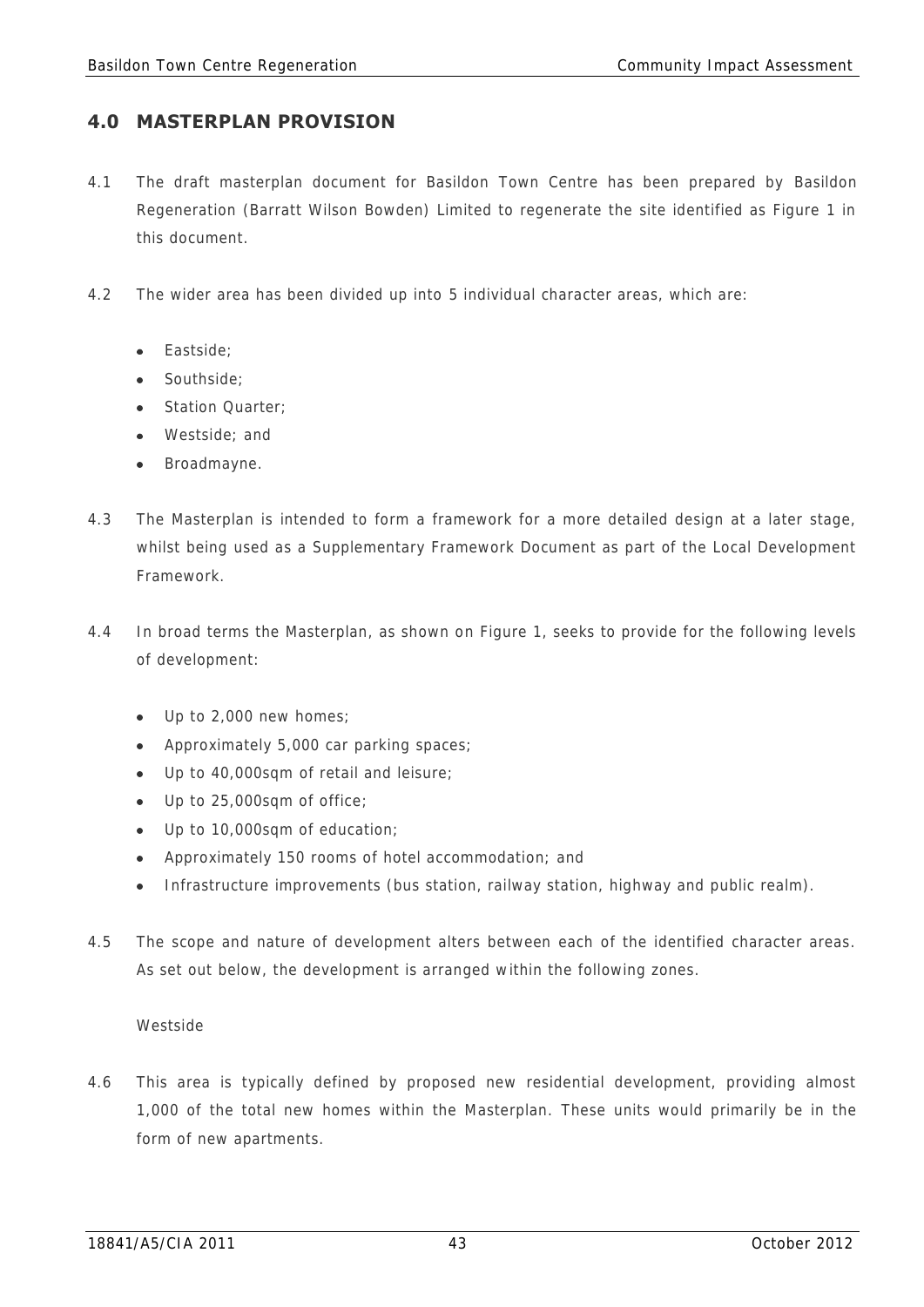## 4.0 MASTERPLAN PROVISION

4.1 The draft masterplan document for Basildon Town Centre has been prepared by Basildon Regeneration (Barratt Wilson Bowden) Limited to regenerate the site identified as Figure 1 in this document.

4.2 The wider area has been divided up into 5 individual character areas, which are:

- Eastside;
- Southside;
- Station Quarter;
- Westside; and
- Broadmayne.

4.3 The Masterplan is intended to form a framework for a more detailed design at a later stage, whilst being used as a Supplementary Framework Document as part of the Local Development Framework.

4.4 In broad terms the Masterplan, as shown on Figure 1, seeks to provide for the following levels of development:

- Up to 2,000 new homes;
- Approximately 5,000 car parking spaces;
- Up to 40,000sqm of retail and leisure;
- Up to 25,000sqm of office;
- Up to 10,000sqm of education;
- Approximately 150 rooms of hotel accommodation; and
- Infrastructure improvements (bus station, railway station, highway and public realm).

4.5 The scope and nature of development alters between each of the identified character areas. As set out below, the development is arranged within the following zones.

Westside

4.6 This area is typically defined by proposed new residential development, providing almost 1,000 of the total new homes within the Masterplan. These units would primarily be in the form of new apartments.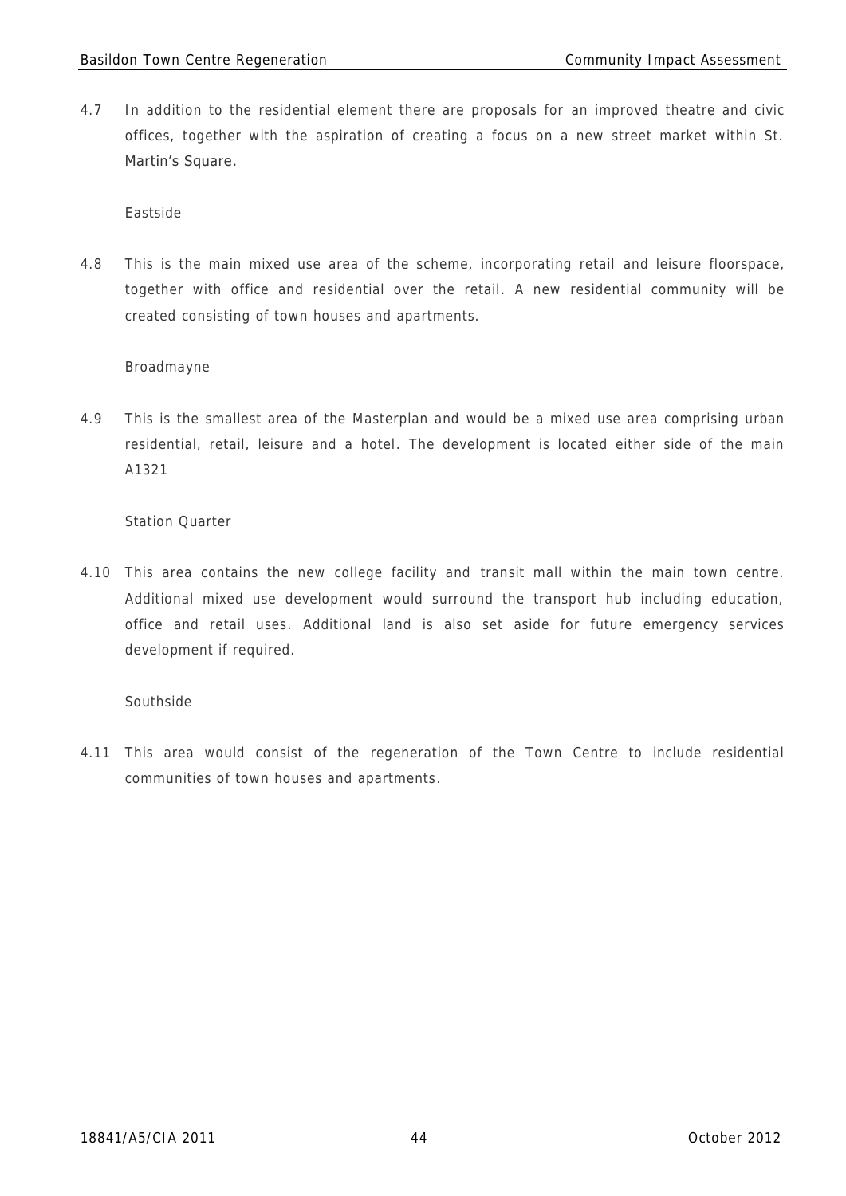4.7 In addition to the residential element there are proposals for an improved theatre and civic offices, together with the aspiration of creating a focus on a new street market within St. Martin's Square.

### Eastside

4.8 This is the main mixed use area of the scheme, incorporating retail and leisure floorspace, together with office and residential over the retail. A new residential community will be created consisting of town houses and apartments.

### Broadmayne

4.9 This is the smallest area of the Masterplan and would be a mixed use area comprising urban residential, retail, leisure and a hotel. The development is located either side of the main A1321

### Station Quarter

4.10 This area contains the new college facility and transit mall within the main town centre. Additional mixed use development would surround the transport hub including education, office and retail uses. Additional land is also set aside for future emergency services development if required.

### Southside

4.11 This area would consist of the regeneration of the Town Centre to include residential communities of town houses and apartments.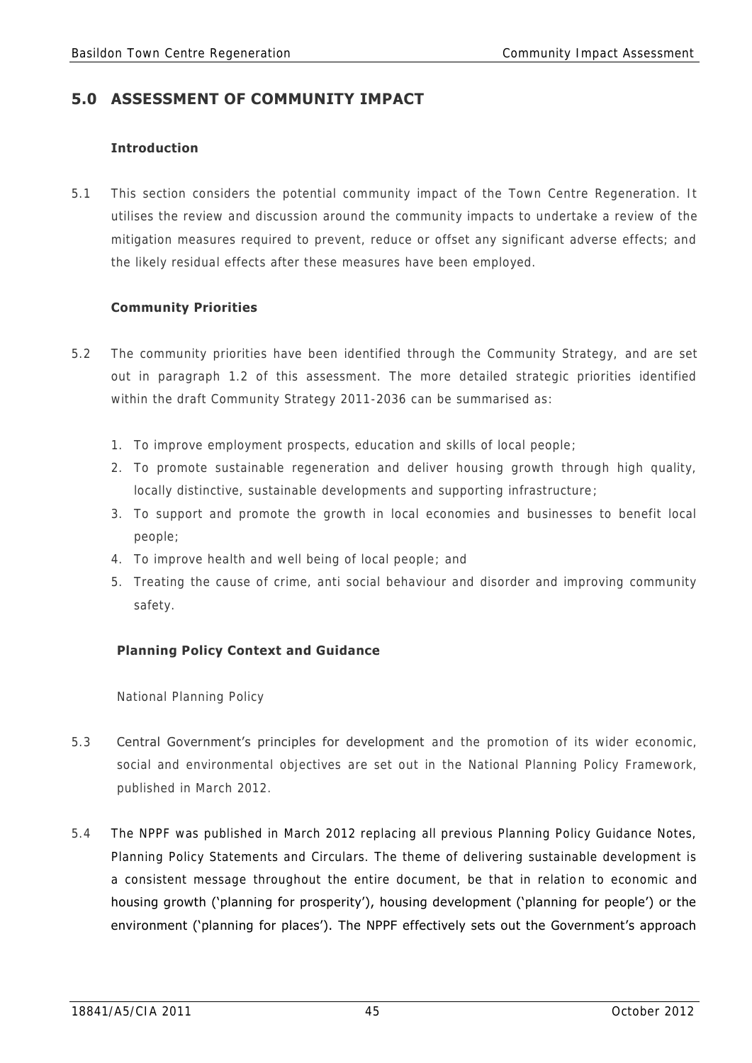## 5.0 ASSESSMENT OF COMMUNITY IMPACT

### Introduction

5.1 This section considers the potential community impact of the Town Centre Regeneration. It utilises the review and discussion around the community impacts to undertake a review of the mitigation measures required to prevent, reduce or offset any significant adverse effects; and the likely residual effects after these measures have been employed.

### Community Priorities

5.2 The community priorities have been identified through the Community Strategy, and are set out in paragraph 1.2 of this assessment. The more detailed strategic priorities identified within the draft Community Strategy 2011-2036 can be summarised as:

1. To improve employment prospects, education and skills of local people;
2. To promote sustainable regeneration and deliver housing growth through high quality, locally distinctive, sustainable developments and supporting infrastructure;
3. To support and promote the growth in local economies and businesses to benefit local people;
4. To improve health and well being of local people; and
5. Treating the cause of crime, anti social behaviour and disorder and improving community safety.

### Planning Policy Context and Guidance

National Planning Policy

5.3 Central Government's principles for development and the promotion of its wider economic, social and environmental objectives are set out in the National Planning Policy Framework, published in March 2012.

5.4 The NPPF was published in March 2012 replacing all previous Planning Policy Guidance Notes, Planning Policy Statements and Circulars. The theme of delivering sustainable development is a consistent message throughout the entire document, be that in relation to economic and housing growth ('planning for prosperity'), housing development ('planning for people') or the environment ('planning for places'). The NPPF effectively sets out the Government's approach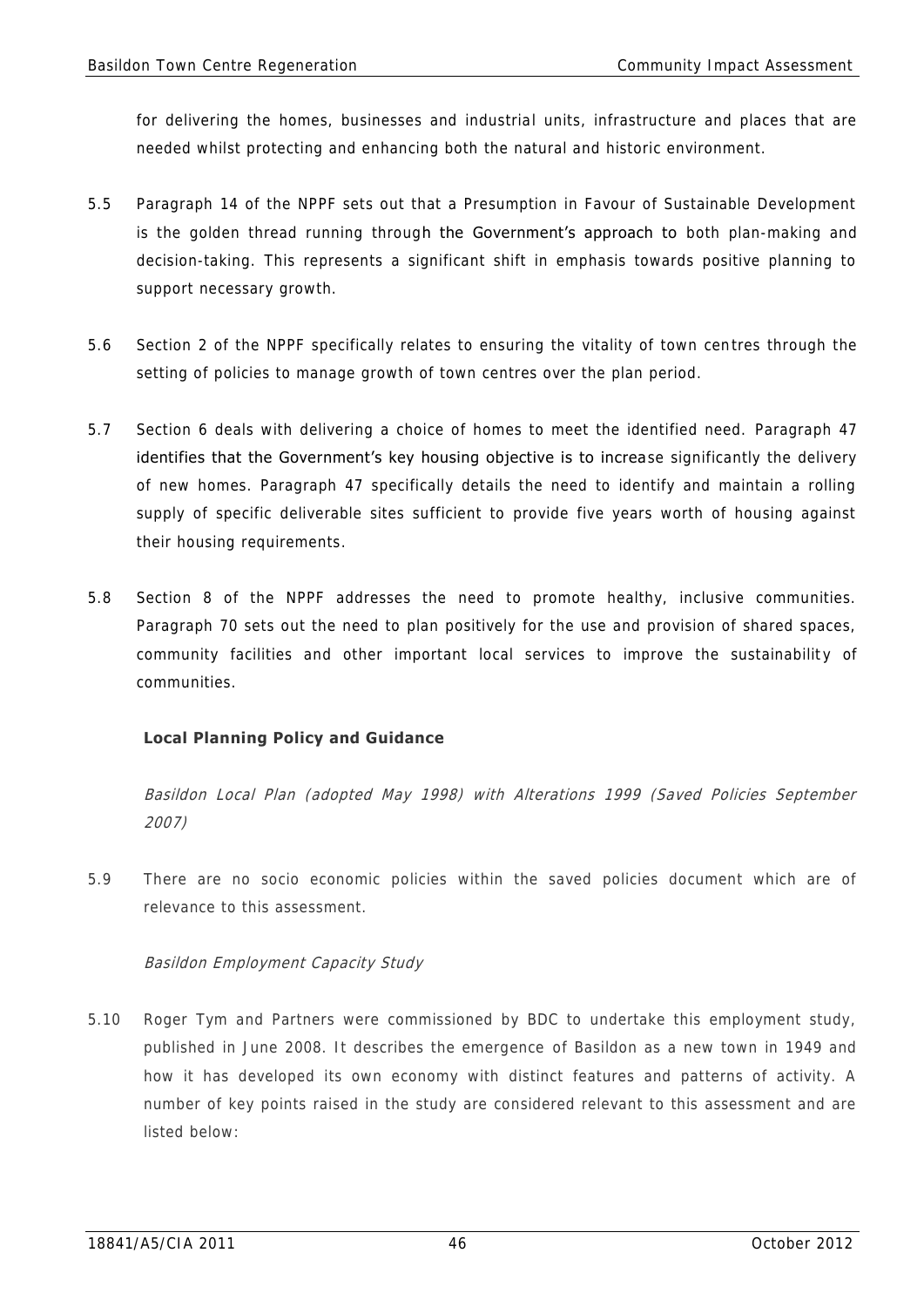for delivering the homes, businesses and industrial units, infrastructure and places that are needed whilst protecting and enhancing both the natural and historic environment.

5.5 Paragraph 14 of the NPPF sets out that a Presumption in Favour of Sustainable Development is the golden thread running through the Government's approach to both plan-making and decision-taking. This represents a significant shift in emphasis towards positive planning to support necessary growth.

5.6 Section 2 of the NPPF specifically relates to ensuring the vitality of town centres through the setting of policies to manage growth of town centres over the plan period.

5.7 Section 6 deals with delivering a choice of homes to meet the identified need. Paragraph 47 identifies that the Government's key housing objective is to increase significantly the delivery of new homes. Paragraph 47 specifically details the need to identify and maintain a rolling supply of specific deliverable sites sufficient to provide five years worth of housing against their housing requirements.

5.8 Section 8 of the NPPF addresses the need to promote healthy, inclusive communities. Paragraph 70 sets out the need to plan positively for the use and provision of shared spaces, community facilities and other important local services to improve the sustainability of communities.

**Local Planning Policy and Guidance**

*Basildon Local Plan (adopted May 1998) with Alterations 1999 (Saved Policies September 2007)*

5.9 There are no socio economic policies within the saved policies document which are of relevance to this assessment.

*Basildon Employment Capacity Study*

5.10 Roger Tym and Partners were commissioned by BDC to undertake this employment study, published in June 2008. It describes the emergence of Basildon as a new town in 1949 and how it has developed its own economy with distinct features and patterns of activity. A number of key points raised in the study are considered relevant to this assessment and are listed below: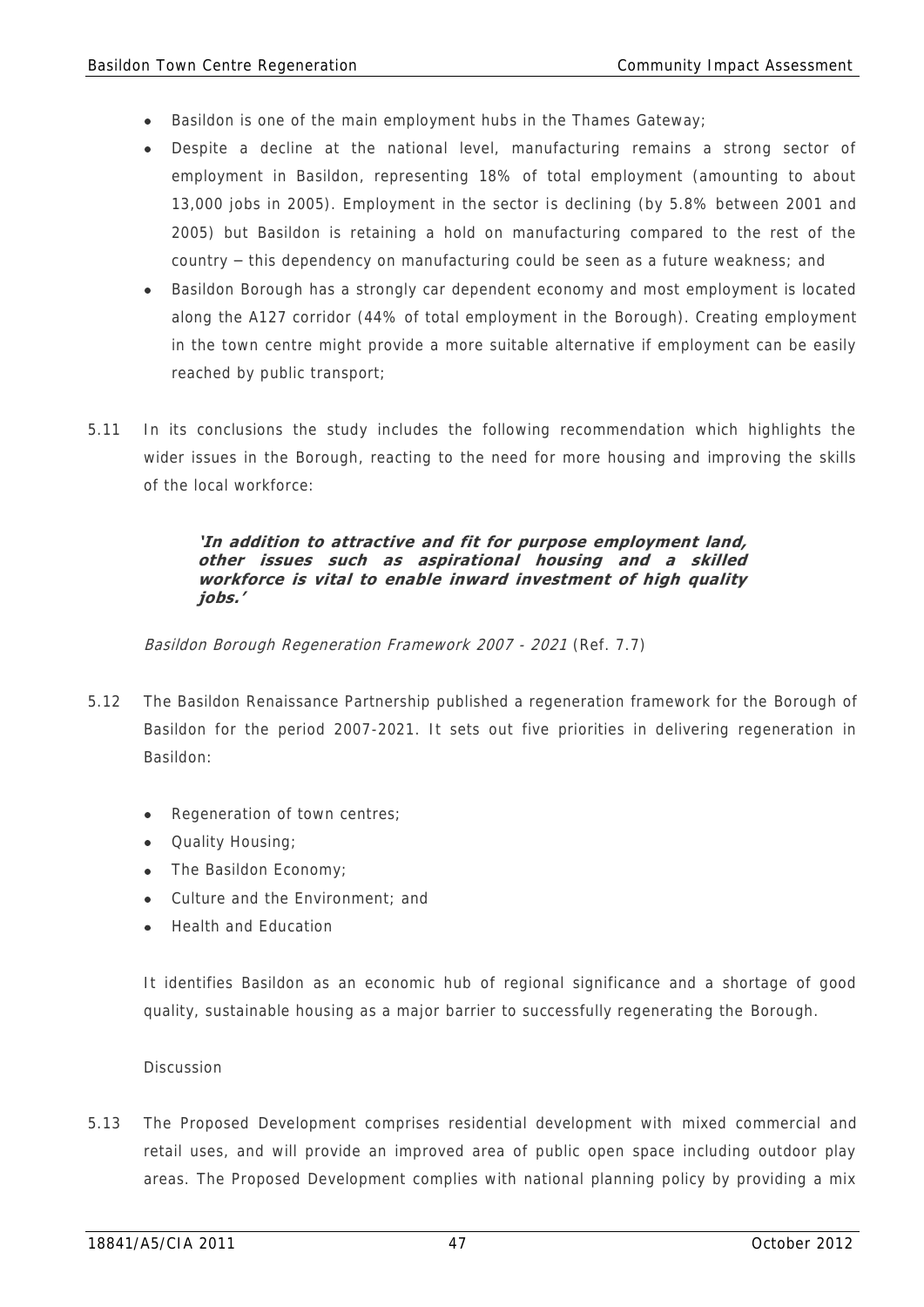- Basildon is one of the main employment hubs in the Thames Gateway;
- Despite a decline at the national level, manufacturing remains a strong sector of employment in Basildon, representing 18% of total employment (amounting to about 13,000 jobs in 2005). Employment in the sector is declining (by 5.8% between 2001 and 2005) but Basildon is retaining a hold on manufacturing compared to the rest of the country – this dependency on manufacturing could be seen as a future weakness; and
- Basildon Borough has a strongly car dependent economy and most employment is located along the A127 corridor (44% of total employment in the Borough). Creating employment in the town centre might provide a more suitable alternative if employment can be easily reached by public transport;

5.11 In its conclusions the study includes the following recommendation which highlights the wider issues in the Borough, reacting to the need for more housing and improving the skills of the local workforce:

> ***'In addition to attractive and fit for purpose employment land, other issues such as aspirational housing and a skilled workforce is vital to enable inward investment of high quality jobs.'***

*Basildon Borough Regeneration Framework 2007 - 2021* (Ref. 7.7)

5.12 The Basildon Renaissance Partnership published a regeneration framework for the Borough of Basildon for the period 2007-2021. It sets out five priorities in delivering regeneration in Basildon:

- Regeneration of town centres;
- Quality Housing;
- The Basildon Economy;
- Culture and the Environment; and
- Health and Education

It identifies Basildon as an economic hub of regional significance and a shortage of good quality, sustainable housing as a major barrier to successfully regenerating the Borough.

Discussion

5.13 The Proposed Development comprises residential development with mixed commercial and retail uses, and will provide an improved area of public open space including outdoor play areas. The Proposed Development complies with national planning policy by providing a mix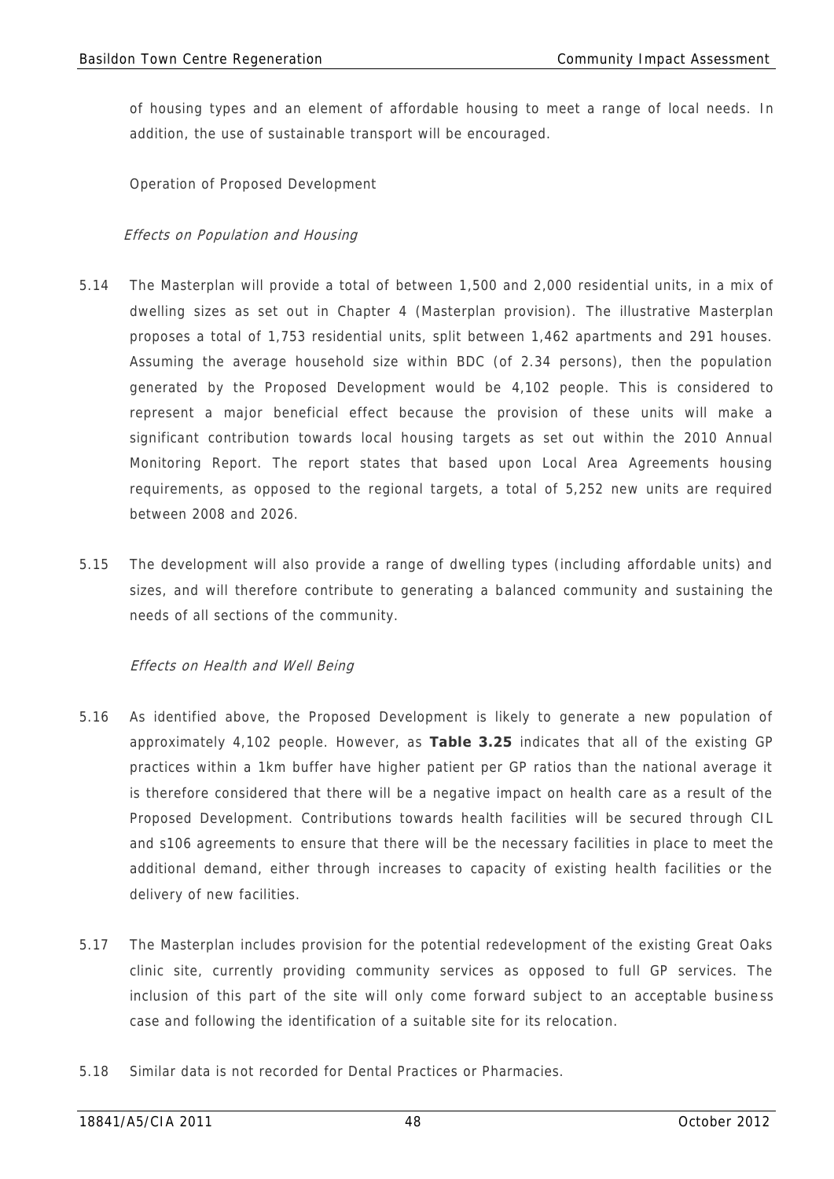of housing types and an element of affordable housing to meet a range of local needs. In addition, the use of sustainable transport will be encouraged.

Operation of Proposed Development

*Effects on Population and Housing*

5.14 The Masterplan will provide a total of between 1,500 and 2,000 residential units, in a mix of dwelling sizes as set out in Chapter 4 (Masterplan provision). The illustrative Masterplan proposes a total of 1,753 residential units, split between 1,462 apartments and 291 houses. Assuming the average household size within BDC (of 2.34 persons), then the population generated by the Proposed Development would be 4,102 people. This is considered to represent a major beneficial effect because the provision of these units will make a significant contribution towards local housing targets as set out within the 2010 Annual Monitoring Report. The report states that based upon Local Area Agreements housing requirements, as opposed to the regional targets, a total of 5,252 new units are required between 2008 and 2026.

5.15 The development will also provide a range of dwelling types (including affordable units) and sizes, and will therefore contribute to generating a balanced community and sustaining the needs of all sections of the community.

*Effects on Health and Well Being*

5.16 As identified above, the Proposed Development is likely to generate a new population of approximately 4,102 people. However, as **Table 3.25** indicates that all of the existing GP practices within a 1km buffer have higher patient per GP ratios than the national average it is therefore considered that there will be a negative impact on health care as a result of the Proposed Development. Contributions towards health facilities will be secured through CIL and s106 agreements to ensure that there will be the necessary facilities in place to meet the additional demand, either through increases to capacity of existing health facilities or the delivery of new facilities.

5.17 The Masterplan includes provision for the potential redevelopment of the existing Great Oaks clinic site, currently providing community services as opposed to full GP services. The inclusion of this part of the site will only come forward subject to an acceptable business case and following the identification of a suitable site for its relocation.

5.18 Similar data is not recorded for Dental Practices or Pharmacies.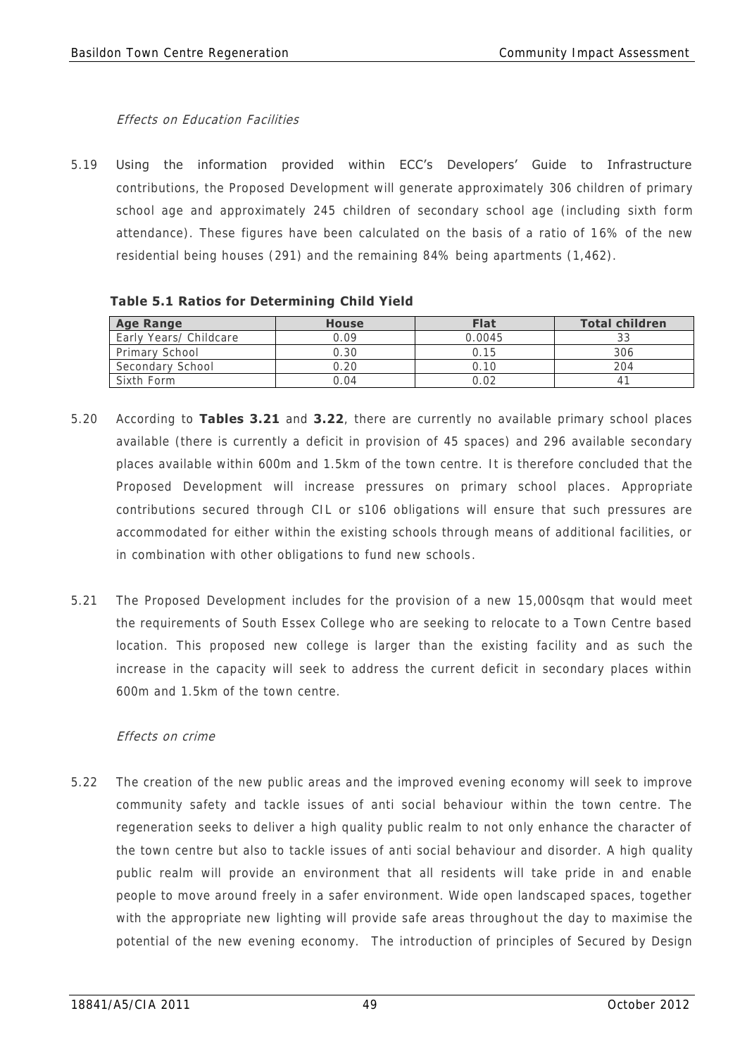*Effects on Education Facilities*

5.19 Using the information provided within ECC's Developers' Guide to Infrastructure contributions, the Proposed Development will generate approximately 306 children of primary school age and approximately 245 children of secondary school age (including sixth form attendance). These figures have been calculated on the basis of a ratio of 16% of the new residential being houses (291) and the remaining 84% being apartments (1,462).

**Table 5.1 Ratios for Determining Child Yield**

| Age Range | House | Flat | Total children |
|---|---|---|---|
| Early Years/ Childcare | 0.09 | 0.0045 | 33 |
| Primary School | 0.30 | 0.15 | 306 |
| Secondary School | 0.20 | 0.10 | 204 |
| Sixth Form | 0.04 | 0.02 | 41 |

5.20 According to **Tables 3.21** and **3.22**, there are currently no available primary school places available (there is currently a deficit in provision of 45 spaces) and 296 available secondary places available within 600m and 1.5km of the town centre. It is therefore concluded that the Proposed Development will increase pressures on primary school places. Appropriate contributions secured through CIL or s106 obligations will ensure that such pressures are accommodated for either within the existing schools through means of additional facilities, or in combination with other obligations to fund new schools.

5.21 The Proposed Development includes for the provision of a new 15,000sqm that would meet the requirements of South Essex College who are seeking to relocate to a Town Centre based location. This proposed new college is larger than the existing facility and as such the increase in the capacity will seek to address the current deficit in secondary places within 600m and 1.5km of the town centre.

*Effects on crime*

5.22 The creation of the new public areas and the improved evening economy will seek to improve community safety and tackle issues of anti social behaviour within the town centre. The regeneration seeks to deliver a high quality public realm to not only enhance the character of the town centre but also to tackle issues of anti social behaviour and disorder. A high quality public realm will provide an environment that all residents will take pride in and enable people to move around freely in a safer environment. Wide open landscaped spaces, together with the appropriate new lighting will provide safe areas throughout the day to maximise the potential of the new evening economy. The introduction of principles of Secured by Design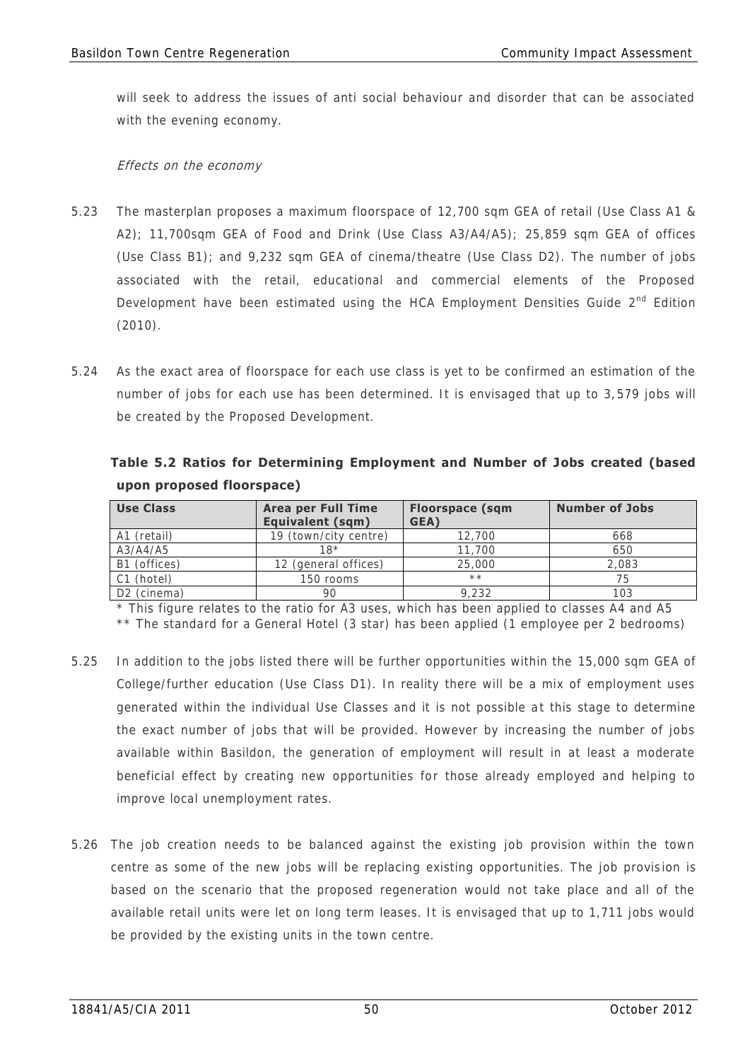will seek to address the issues of anti social behaviour and disorder that can be associated with the evening economy.

*Effects on the economy*

5.23 The masterplan proposes a maximum floorspace of 12,700 sqm GEA of retail (Use Class A1 & A2); 11,700sqm GEA of Food and Drink (Use Class A3/A4/A5); 25,859 sqm GEA of offices (Use Class B1); and 9,232 sqm GEA of cinema/theatre (Use Class D2). The number of jobs associated with the retail, educational and commercial elements of the Proposed Development have been estimated using the HCA Employment Densities Guide 2nd Edition (2010).

5.24 As the exact area of floorspace for each use class is yet to be confirmed an estimation of the number of jobs for each use has been determined. It is envisaged that up to 3,579 jobs will be created by the Proposed Development.

**Table 5.2 Ratios for Determining Employment and Number of Jobs created (based upon proposed floorspace)**

| Use Class | Area per Full Time Equivalent (sqm) | Floorspace (sqm GEA) | Number of Jobs |
|---|---|---|---|
| A1 (retail) | 19 (town/city centre) | 12,700 | 668 |
| A3/A4/A5 | 18* | 11,700 | 650 |
| B1 (offices) | 12 (general offices) | 25,000 | 2,083 |
| C1 (hotel) | 150 rooms | ** | 75 |
| D2 (cinema) | 90 | 9,232 | 103 |

\* This figure relates to the ratio for A3 uses, which has been applied to classes A4 and A5

\*\* The standard for a General Hotel (3 star) has been applied (1 employee per 2 bedrooms)

5.25 In addition to the jobs listed there will be further opportunities within the 15,000 sqm GEA of College/further education (Use Class D1). In reality there will be a mix of employment uses generated within the individual Use Classes and it is not possible at this stage to determine the exact number of jobs that will be provided. However by increasing the number of jobs available within Basildon, the generation of employment will result in at least a moderate beneficial effect by creating new opportunities for those already employed and helping to improve local unemployment rates.

5.26 The job creation needs to be balanced against the existing job provision within the town centre as some of the new jobs will be replacing existing opportunities. The job provision is based on the scenario that the proposed regeneration would not take place and all of the available retail units were let on long term leases. It is envisaged that up to 1,711 jobs would be provided by the existing units in the town centre.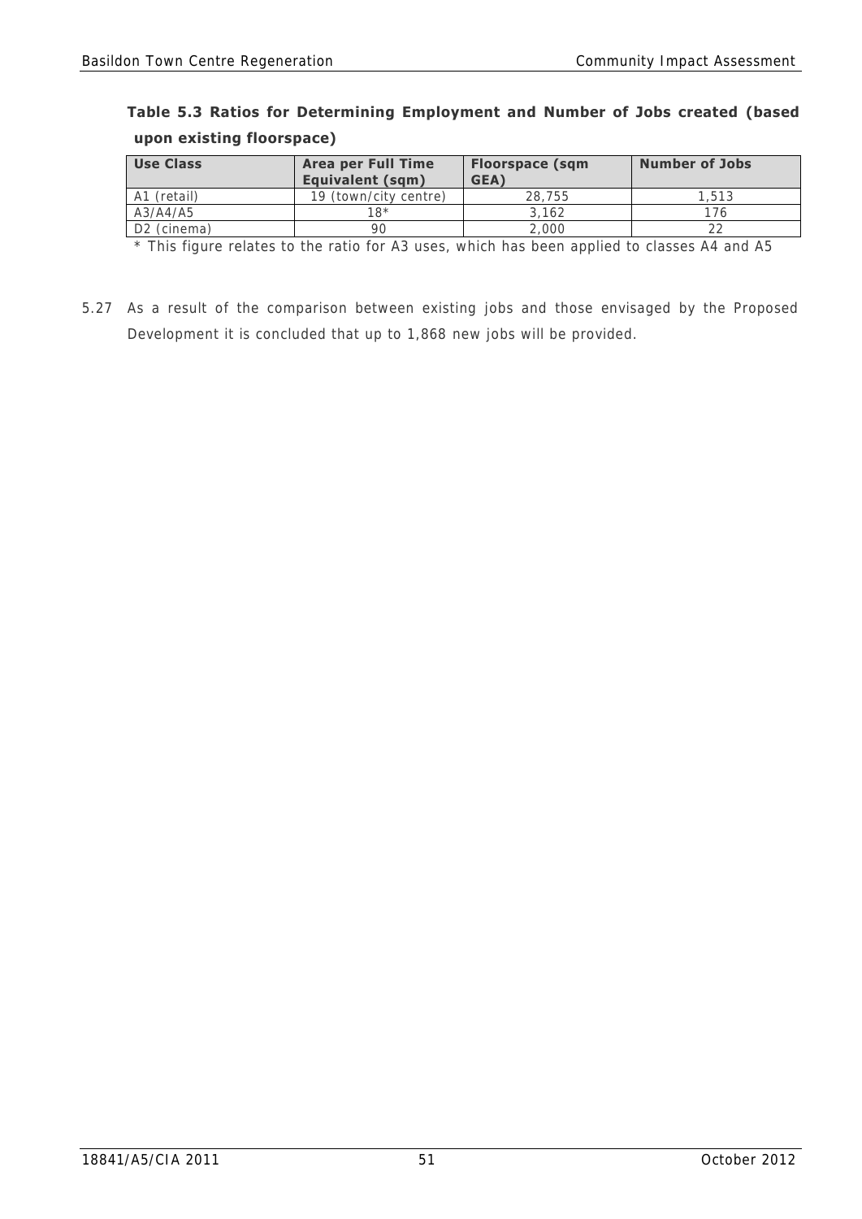**Table 5.3 Ratios for Determining Employment and Number of Jobs created (based upon existing floorspace)**

| Use Class | Area per Full Time Equivalent (sqm) | Floorspace (sqm GEA) | Number of Jobs |
|---|---|---|---|
| A1 (retail) | 19 (town/city centre) | 28,755 | 1,513 |
| A3/A4/A5 | 18* | 3,162 | 176 |
| D2 (cinema) | 90 | 2,000 | 22 |

* This figure relates to the ratio for A3 uses, which has been applied to classes A4 and A5

5.27 As a result of the comparison between existing jobs and those envisaged by the Proposed Development it is concluded that up to 1,868 new jobs will be provided.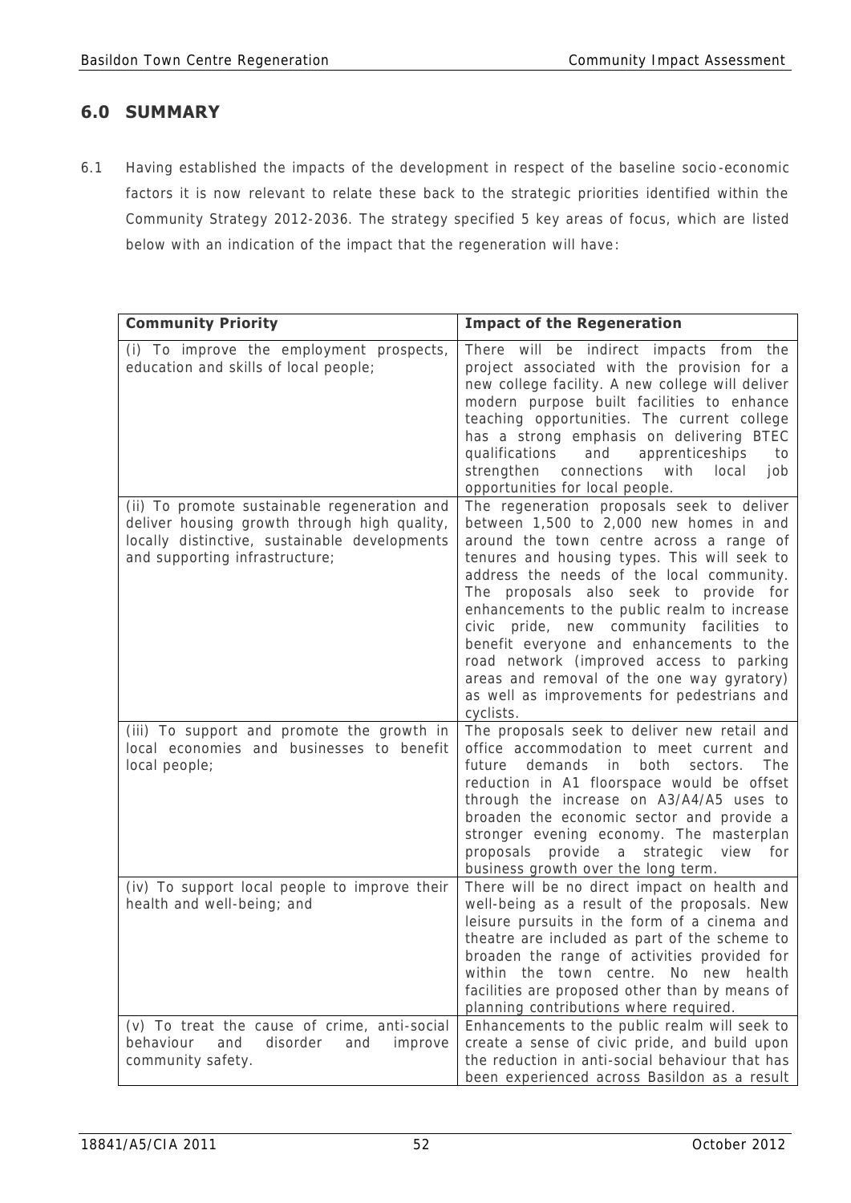## 6.0 SUMMARY

6.1 Having established the impacts of the development in respect of the baseline socio-economic factors it is now relevant to relate these back to the strategic priorities identified within the Community Strategy 2012-2036. The strategy specified 5 key areas of focus, which are listed below with an indication of the impact that the regeneration will have:

| Community Priority | Impact of the Regeneration |
|---|---|
| (i) To improve the employment prospects, education and skills of local people; | There will be indirect impacts from the project associated with the provision for a new college facility. A new college will deliver modern purpose built facilities to enhance teaching opportunities. The current college has a strong emphasis on delivering BTEC qualifications and apprenticeships to strengthen connections with local job opportunities for local people. |
| (ii) To promote sustainable regeneration and deliver housing growth through high quality, locally distinctive, sustainable developments and supporting infrastructure; | The regeneration proposals seek to deliver between 1,500 to 2,000 new homes in and around the town centre across a range of tenures and housing types. This will seek to address the needs of the local community. The proposals also seek to provide for enhancements to the public realm to increase civic pride, new community facilities to benefit everyone and enhancements to the road network (improved access to parking areas and removal of the one way gyratory) as well as improvements for pedestrians and cyclists. |
| (iii) To support and promote the growth in local economies and businesses to benefit local people; | The proposals seek to deliver new retail and office accommodation to meet current and future demands in both sectors. The reduction in A1 floorspace would be offset through the increase on A3/A4/A5 uses to broaden the economic sector and provide a stronger evening economy. The masterplan proposals provide a strategic view for business growth over the long term. |
| (iv) To support local people to improve their health and well-being; and | There will be no direct impact on health and well-being as a result of the proposals. New leisure pursuits in the form of a cinema and theatre are included as part of the scheme to broaden the range of activities provided for within the town centre. No new health facilities are proposed other than by means of planning contributions where required. |
| (v) To treat the cause of crime, anti-social behaviour and disorder and improve community safety. | Enhancements to the public realm will seek to create a sense of civic pride, and build upon the reduction in anti-social behaviour that has been experienced across Basildon as a result |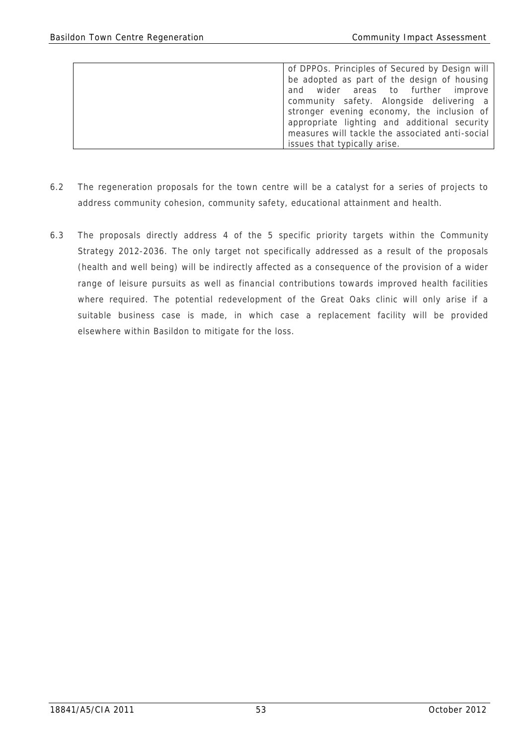| | |
|---|---|
| | of DPPOs. Principles of Secured by Design will be adopted as part of the design of housing and wider areas to further improve community safety. Alongside delivering a stronger evening economy, the inclusion of appropriate lighting and additional security measures will tackle the associated anti-social issues that typically arise. |

6.2 The regeneration proposals for the town centre will be a catalyst for a series of projects to address community cohesion, community safety, educational attainment and health.

6.3 The proposals directly address 4 of the 5 specific priority targets within the Community Strategy 2012-2036. The only target not specifically addressed as a result of the proposals (health and well being) will be indirectly affected as a consequence of the provision of a wider range of leisure pursuits as well as financial contributions towards improved health facilities where required. The potential redevelopment of the Great Oaks clinic will only arise if a suitable business case is made, in which case a replacement facility will be provided elsewhere within Basildon to mitigate for the loss.